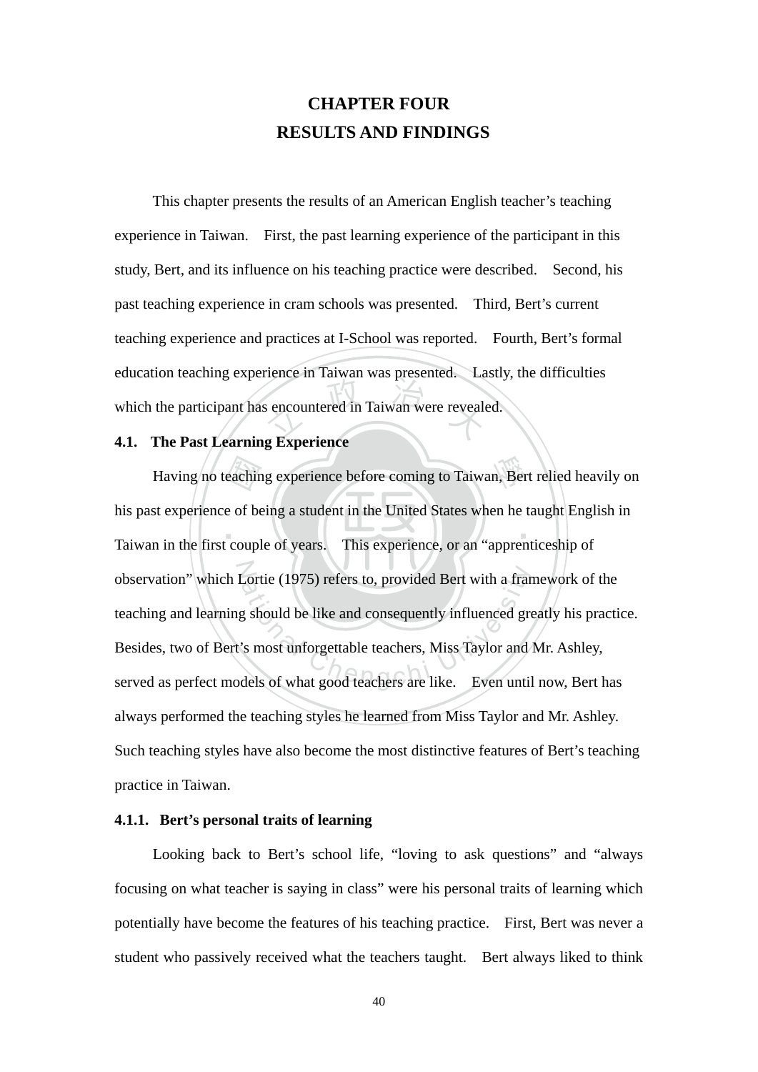# CHAPTER FOUR
# RESULTS AND FINDINGS

This chapter presents the results of an American English teacher's teaching experience in Taiwan. First, the past learning experience of the participant in this study, Bert, and its influence on his teaching practice were described. Second, his past teaching experience in cram schools was presented. Third, Bert's current teaching experience and practices at I-School was reported. Fourth, Bert's formal education teaching experience in Taiwan was presented. Lastly, the difficulties which the participant has encountered in Taiwan were revealed.

## 4.1. The Past Learning Experience

Having no teaching experience before coming to Taiwan, Bert relied heavily on his past experience of being a student in the United States when he taught English in Taiwan in the first couple of years. This experience, or an "apprenticeship of observation" which Lortie (1975) refers to, provided Bert with a framework of the teaching and learning should be like and consequently influenced greatly his practice. Besides, two of Bert's most unforgettable teachers, Miss Taylor and Mr. Ashley, served as perfect models of what good teachers are like. Even until now, Bert has always performed the teaching styles he learned from Miss Taylor and Mr. Ashley. Such teaching styles have also become the most distinctive features of Bert's teaching practice in Taiwan.

### 4.1.1. Bert's personal traits of learning

Looking back to Bert's school life, "loving to ask questions" and "always focusing on what teacher is saying in class" were his personal traits of learning which potentially have become the features of his teaching practice. First, Bert was never a student who passively received what the teachers taught. Bert always liked to think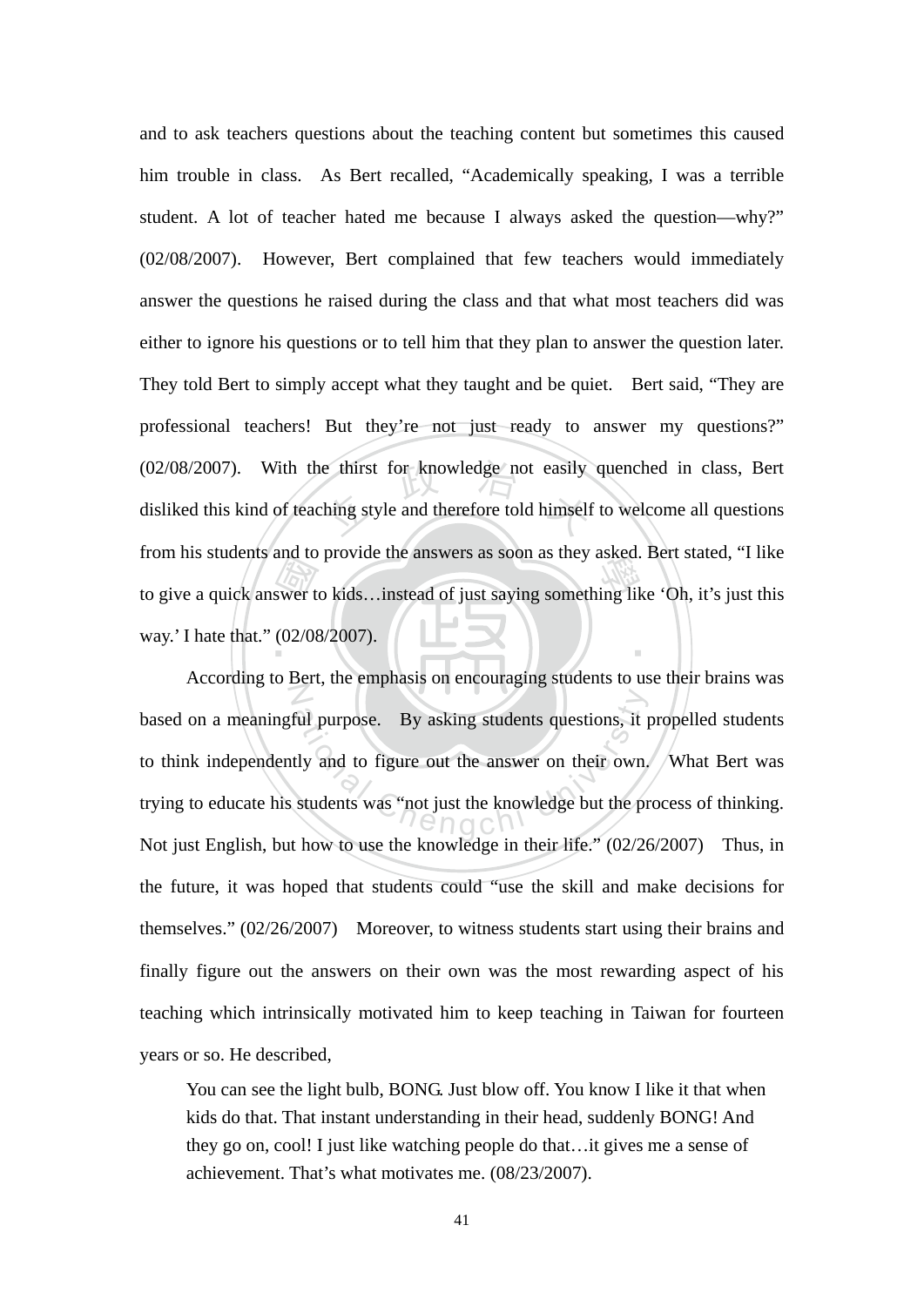and to ask teachers questions about the teaching content but sometimes this caused him trouble in class. As Bert recalled, "Academically speaking, I was a terrible student. A lot of teacher hated me because I always asked the question—why?" (02/08/2007). However, Bert complained that few teachers would immediately answer the questions he raised during the class and that what most teachers did was either to ignore his questions or to tell him that they plan to answer the question later. They told Bert to simply accept what they taught and be quiet. Bert said, "They are professional teachers! But they're not just ready to answer my questions?" (02/08/2007). With the thirst for knowledge not easily quenched in class, Bert disliked this kind of teaching style and therefore told himself to welcome all questions from his students and to provide the answers as soon as they asked. Bert stated, "I like to give a quick answer to kids…instead of just saying something like 'Oh, it's just this way.' I hate that." (02/08/2007).

According to Bert, the emphasis on encouraging students to use their brains was based on a meaningful purpose. By asking students questions, it propelled students to think independently and to figure out the answer on their own. What Bert was trying to educate his students was "not just the knowledge but the process of thinking. Not just English, but how to use the knowledge in their life." (02/26/2007) Thus, in the future, it was hoped that students could "use the skill and make decisions for themselves." (02/26/2007) Moreover, to witness students start using their brains and finally figure out the answers on their own was the most rewarding aspect of his teaching which intrinsically motivated him to keep teaching in Taiwan for fourteen years or so. He described,

> You can see the light bulb, BONG. Just blow off. You know I like it that when kids do that. That instant understanding in their head, suddenly BONG! And they go on, cool! I just like watching people do that…it gives me a sense of achievement. That's what motivates me. (08/23/2007).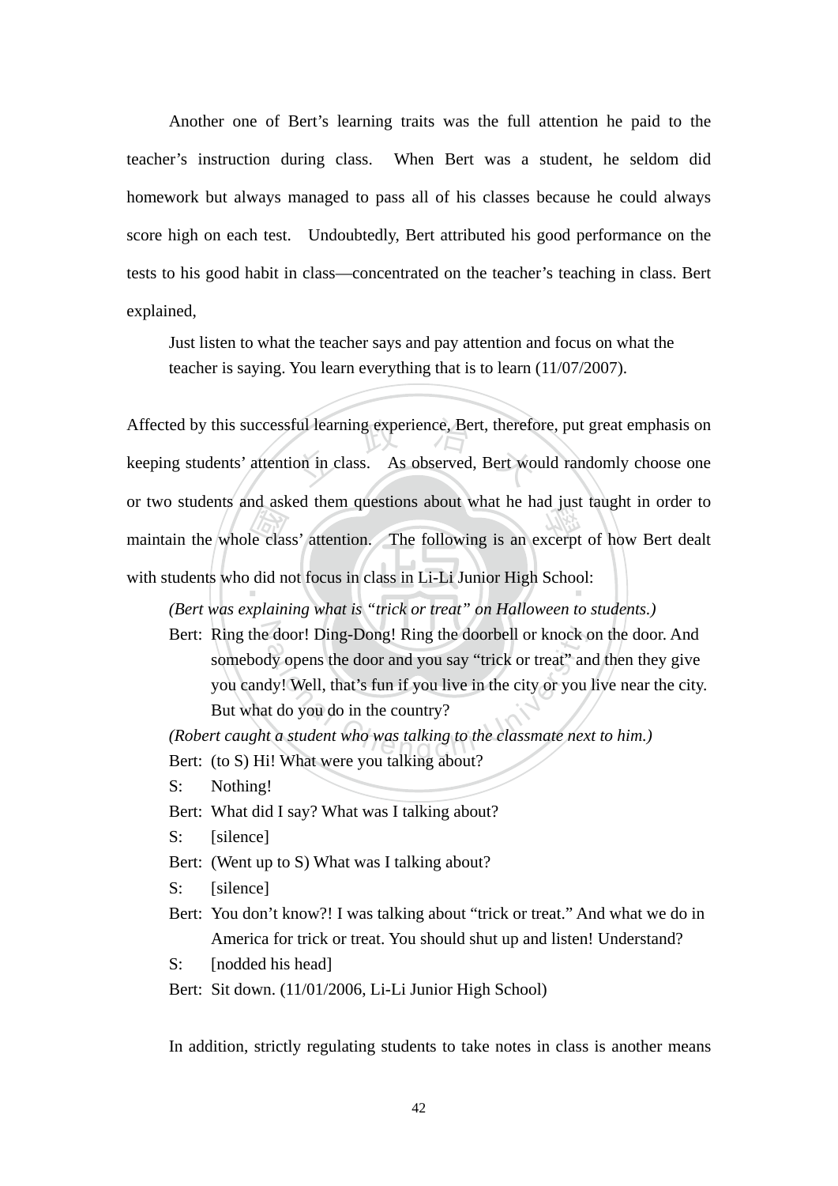Another one of Bert's learning traits was the full attention he paid to the teacher's instruction during class. When Bert was a student, he seldom did homework but always managed to pass all of his classes because he could always score high on each test. Undoubtedly, Bert attributed his good performance on the tests to his good habit in class—concentrated on the teacher's teaching in class. Bert explained,

> Just listen to what the teacher says and pay attention and focus on what the teacher is saying. You learn everything that is to learn (11/07/2007).

Affected by this successful learning experience, Bert, therefore, put great emphasis on keeping students' attention in class. As observed, Bert would randomly choose one or two students and asked them questions about what he had just taught in order to maintain the whole class' attention. The following is an excerpt of how Bert dealt with students who did not focus in class in Li-Li Junior High School:

> *(Bert was explaining what is "trick or treat" on Halloween to students.)*
>
> Bert: Ring the door! Ding-Dong! Ring the doorbell or knock on the door. And somebody opens the door and you say "trick or treat" and then they give you candy! Well, that's fun if you live in the city or you live near the city. But what do you do in the country?
>
> *(Robert caught a student who was talking to the classmate next to him.)*
>
> Bert: (to S) Hi! What were you talking about?
>
> S: Nothing!
>
> Bert: What did I say? What was I talking about?
>
> S: [silence]
>
> Bert: (Went up to S) What was I talking about?
>
> S: [silence]
>
> Bert: You don't know?! I was talking about "trick or treat." And what we do in America for trick or treat. You should shut up and listen! Understand?
>
> S: [nodded his head]
>
> Bert: Sit down. (11/01/2006, Li-Li Junior High School)

In addition, strictly regulating students to take notes in class is another means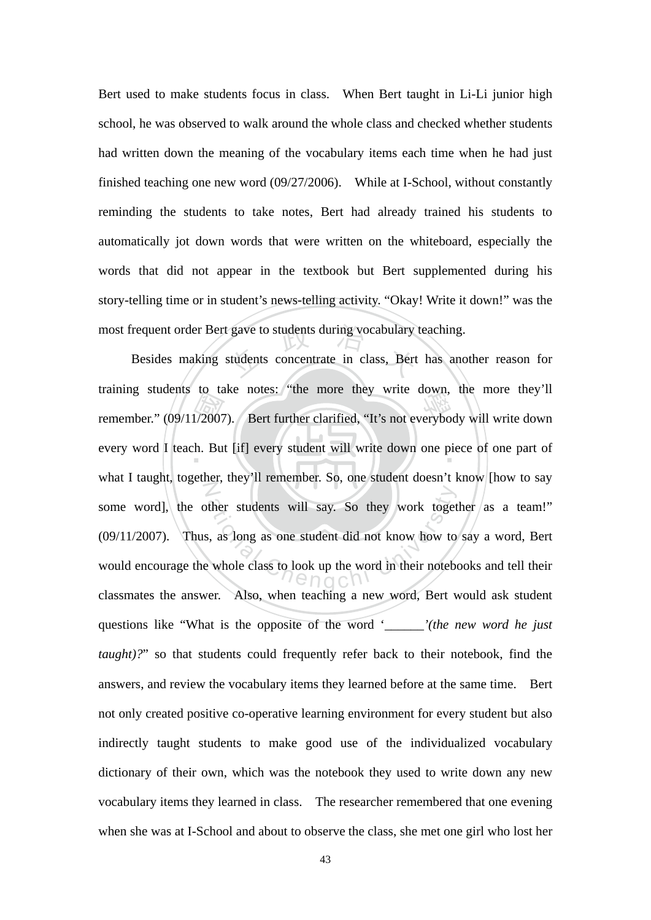Bert used to make students focus in class. When Bert taught in Li-Li junior high school, he was observed to walk around the whole class and checked whether students had written down the meaning of the vocabulary items each time when he had just finished teaching one new word (09/27/2006). While at I-School, without constantly reminding the students to take notes, Bert had already trained his students to automatically jot down words that were written on the whiteboard, especially the words that did not appear in the textbook but Bert supplemented during his story-telling time or in student's news-telling activity. "Okay! Write it down!" was the most frequent order Bert gave to students during vocabulary teaching.

Besides making students concentrate in class, Bert has another reason for training students to take notes: "the more they write down, the more they'll remember." (09/11/2007). Bert further clarified, "It's not everybody will write down every word I teach. But [if] every student will write down one piece of one part of what I taught, together, they'll remember. So, one student doesn't know [how to say some word], the other students will say. So they work together as a team!" (09/11/2007). Thus, as long as one student did not know how to say a word, Bert would encourage the whole class to look up the word in their notebooks and tell their classmates the answer. Also, when teaching a new word, Bert would ask student questions like "What is the opposite of the word '______'*(the new word he just taught)?*" so that students could frequently refer back to their notebook, find the answers, and review the vocabulary items they learned before at the same time. Bert not only created positive co-operative learning environment for every student but also indirectly taught students to make good use of the individualized vocabulary dictionary of their own, which was the notebook they used to write down any new vocabulary items they learned in class. The researcher remembered that one evening when she was at I-School and about to observe the class, she met one girl who lost her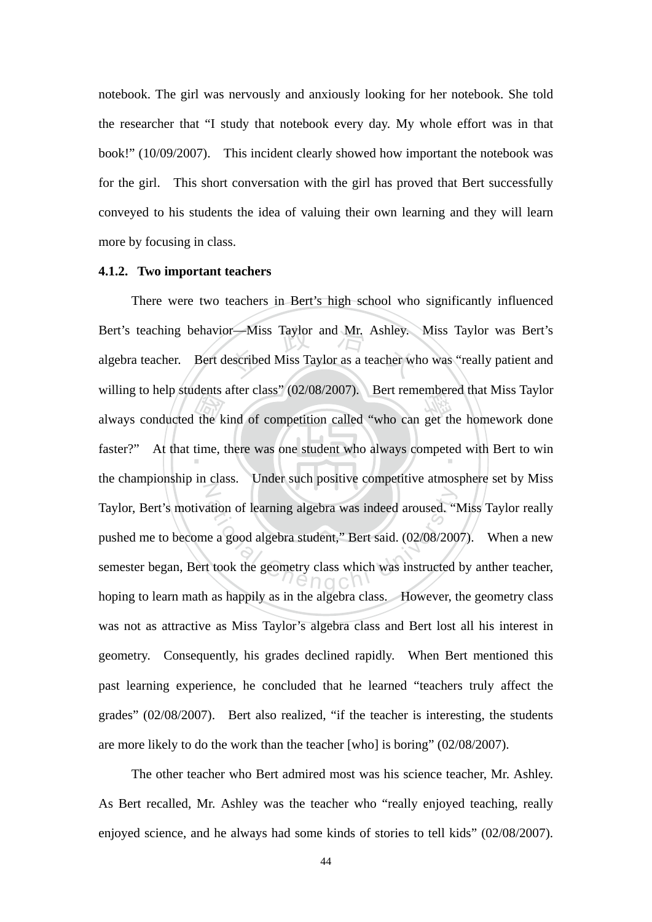notebook. The girl was nervously and anxiously looking for her notebook. She told the researcher that "I study that notebook every day. My whole effort was in that book!" (10/09/2007). This incident clearly showed how important the notebook was for the girl. This short conversation with the girl has proved that Bert successfully conveyed to his students the idea of valuing their own learning and they will learn more by focusing in class.

#### 4.1.2. Two important teachers

There were two teachers in Bert's high school who significantly influenced Bert's teaching behavior—Miss Taylor and Mr. Ashley. Miss Taylor was Bert's algebra teacher. Bert described Miss Taylor as a teacher who was "really patient and willing to help students after class" (02/08/2007). Bert remembered that Miss Taylor always conducted the kind of competition called "who can get the homework done faster?" At that time, there was one student who always competed with Bert to win the championship in class. Under such positive competitive atmosphere set by Miss Taylor, Bert's motivation of learning algebra was indeed aroused. "Miss Taylor really pushed me to become a good algebra student," Bert said. (02/08/2007). When a new semester began, Bert took the geometry class which was instructed by anther teacher, hoping to learn math as happily as in the algebra class. However, the geometry class was not as attractive as Miss Taylor's algebra class and Bert lost all his interest in geometry. Consequently, his grades declined rapidly. When Bert mentioned this past learning experience, he concluded that he learned "teachers truly affect the grades" (02/08/2007). Bert also realized, "if the teacher is interesting, the students are more likely to do the work than the teacher [who] is boring" (02/08/2007).

The other teacher who Bert admired most was his science teacher, Mr. Ashley. As Bert recalled, Mr. Ashley was the teacher who "really enjoyed teaching, really enjoyed science, and he always had some kinds of stories to tell kids" (02/08/2007).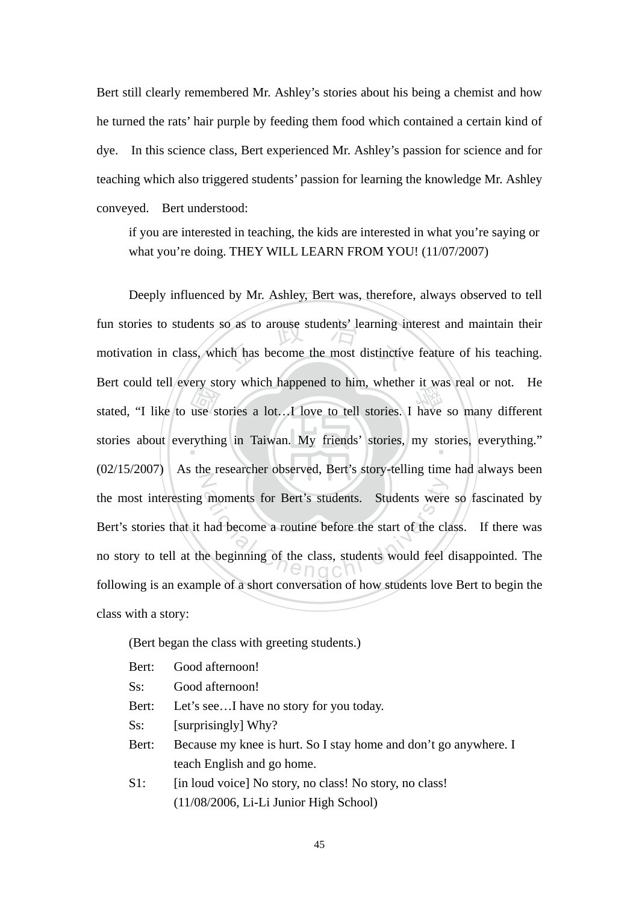Bert still clearly remembered Mr. Ashley's stories about his being a chemist and how he turned the rats' hair purple by feeding them food which contained a certain kind of dye. In this science class, Bert experienced Mr. Ashley's passion for science and for teaching which also triggered students' passion for learning the knowledge Mr. Ashley conveyed. Bert understood:

> if you are interested in teaching, the kids are interested in what you're saying or what you're doing. THEY WILL LEARN FROM YOU! (11/07/2007)

Deeply influenced by Mr. Ashley, Bert was, therefore, always observed to tell fun stories to students so as to arouse students' learning interest and maintain their motivation in class, which has become the most distinctive feature of his teaching. Bert could tell every story which happened to him, whether it was real or not. He stated, "I like to use stories a lot…I love to tell stories. I have so many different stories about everything in Taiwan. My friends' stories, my stories, everything." (02/15/2007) As the researcher observed, Bert's story-telling time had always been the most interesting moments for Bert's students. Students were so fascinated by Bert's stories that it had become a routine before the start of the class. If there was no story to tell at the beginning of the class, students would feel disappointed. The following is an example of a short conversation of how students love Bert to begin the class with a story:

(Bert began the class with greeting students.)

Bert: Good afternoon!
Ss: Good afternoon!
Bert: Let's see…I have no story for you today.
Ss: [surprisingly] Why?
Bert: Because my knee is hurt. So I stay home and don't go anywhere. I teach English and go home.
S1: [in loud voice] No story, no class! No story, no class!
(11/08/2006, Li-Li Junior High School)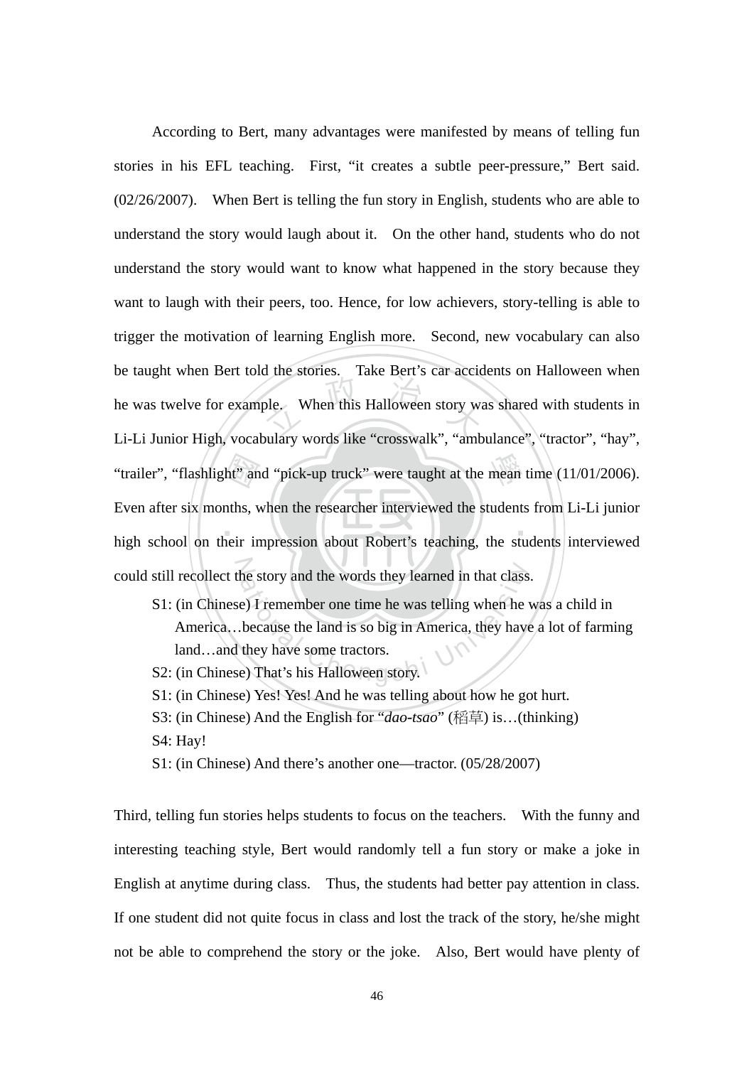According to Bert, many advantages were manifested by means of telling fun stories in his EFL teaching. First, "it creates a subtle peer-pressure," Bert said. (02/26/2007). When Bert is telling the fun story in English, students who are able to understand the story would laugh about it. On the other hand, students who do not understand the story would want to know what happened in the story because they want to laugh with their peers, too. Hence, for low achievers, story-telling is able to trigger the motivation of learning English more. Second, new vocabulary can also be taught when Bert told the stories. Take Bert's car accidents on Halloween when he was twelve for example. When this Halloween story was shared with students in Li-Li Junior High, vocabulary words like "crosswalk", "ambulance", "tractor", "hay", "trailer", "flashlight" and "pick-up truck" were taught at the mean time (11/01/2006). Even after six months, when the researcher interviewed the students from Li-Li junior high school on their impression about Robert's teaching, the students interviewed could still recollect the story and the words they learned in that class.

> S1: (in Chinese) I remember one time he was telling when he was a child in America…because the land is so big in America, they have a lot of farming land…and they have some tractors.
>
> S2: (in Chinese) That's his Halloween story.
>
> S1: (in Chinese) Yes! Yes! And he was telling about how he got hurt.
>
> S3: (in Chinese) And the English for "*dao-tsao*" (稻草) is…(thinking)
>
> S4: Hay!
>
> S1: (in Chinese) And there's another one—tractor. (05/28/2007)

Third, telling fun stories helps students to focus on the teachers. With the funny and interesting teaching style, Bert would randomly tell a fun story or make a joke in English at anytime during class. Thus, the students had better pay attention in class. If one student did not quite focus in class and lost the track of the story, he/she might not be able to comprehend the story or the joke. Also, Bert would have plenty of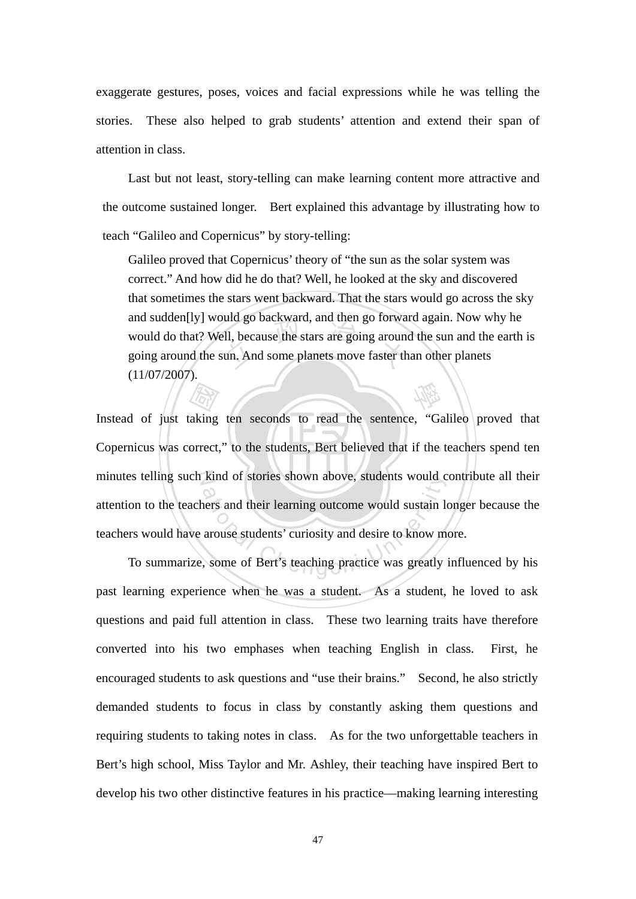exaggerate gestures, poses, voices and facial expressions while he was telling the stories. These also helped to grab students' attention and extend their span of attention in class.

Last but not least, story-telling can make learning content more attractive and the outcome sustained longer. Bert explained this advantage by illustrating how to teach "Galileo and Copernicus" by story-telling:

> Galileo proved that Copernicus' theory of "the sun as the solar system was correct." And how did he do that? Well, he looked at the sky and discovered that sometimes the stars went backward. That the stars would go across the sky and sudden[ly] would go backward, and then go forward again. Now why he would do that? Well, because the stars are going around the sun and the earth is going around the sun. And some planets move faster than other planets (11/07/2007).

Instead of just taking ten seconds to read the sentence, "Galileo proved that Copernicus was correct," to the students, Bert believed that if the teachers spend ten minutes telling such kind of stories shown above, students would contribute all their attention to the teachers and their learning outcome would sustain longer because the teachers would have arouse students' curiosity and desire to know more.

To summarize, some of Bert's teaching practice was greatly influenced by his past learning experience when he was a student. As a student, he loved to ask questions and paid full attention in class. These two learning traits have therefore converted into his two emphases when teaching English in class. First, he encouraged students to ask questions and "use their brains." Second, he also strictly demanded students to focus in class by constantly asking them questions and requiring students to taking notes in class. As for the two unforgettable teachers in Bert's high school, Miss Taylor and Mr. Ashley, their teaching have inspired Bert to develop his two other distinctive features in his practice—making learning interesting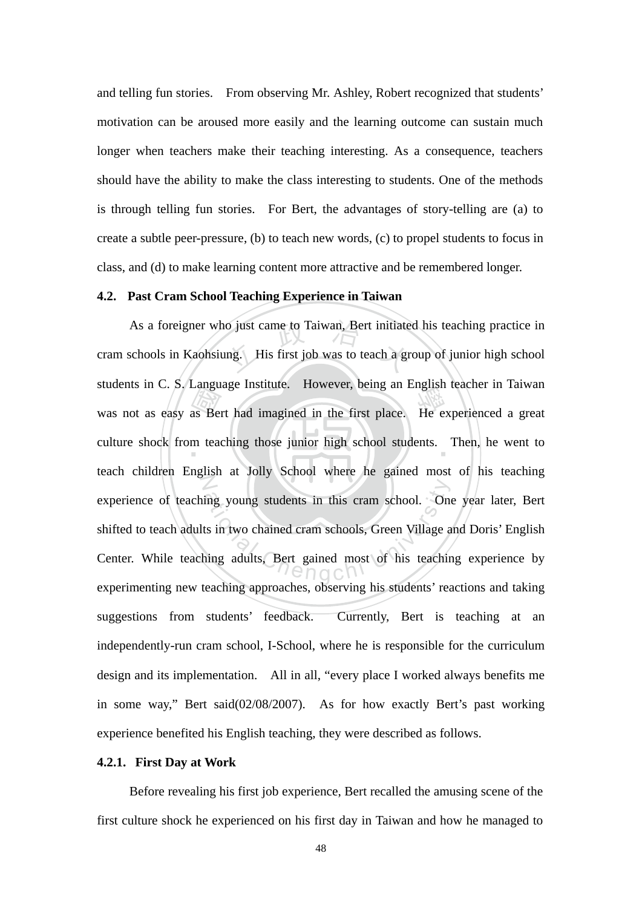and telling fun stories. From observing Mr. Ashley, Robert recognized that students' motivation can be aroused more easily and the learning outcome can sustain much longer when teachers make their teaching interesting. As a consequence, teachers should have the ability to make the class interesting to students. One of the methods is through telling fun stories. For Bert, the advantages of story-telling are (a) to create a subtle peer-pressure, (b) to teach new words, (c) to propel students to focus in class, and (d) to make learning content more attractive and be remembered longer.

### 4.2. Past Cram School Teaching Experience in Taiwan

As a foreigner who just came to Taiwan, Bert initiated his teaching practice in cram schools in Kaohsiung. His first job was to teach a group of junior high school students in C. S. Language Institute. However, being an English teacher in Taiwan was not as easy as Bert had imagined in the first place. He experienced a great culture shock from teaching those junior high school students. Then, he went to teach children English at Jolly School where he gained most of his teaching experience of teaching young students in this cram school. One year later, Bert shifted to teach adults in two chained cram schools, Green Village and Doris' English Center. While teaching adults, Bert gained most of his teaching experience by experimenting new teaching approaches, observing his students' reactions and taking suggestions from students' feedback. Currently, Bert is teaching at an independently-run cram school, I-School, where he is responsible for the curriculum design and its implementation. All in all, "every place I worked always benefits me in some way," Bert said(02/08/2007). As for how exactly Bert's past working experience benefited his English teaching, they were described as follows.

#### 4.2.1. First Day at Work

Before revealing his first job experience, Bert recalled the amusing scene of the first culture shock he experienced on his first day in Taiwan and how he managed to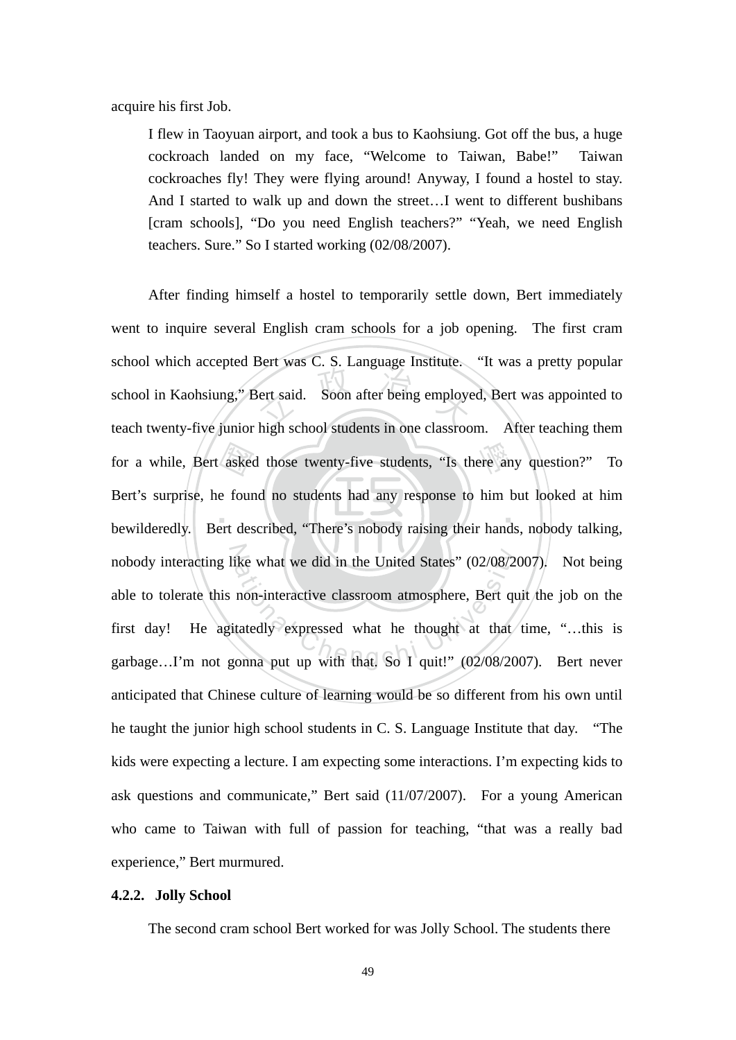acquire his first Job.

> I flew in Taoyuan airport, and took a bus to Kaohsiung. Got off the bus, a huge cockroach landed on my face, "Welcome to Taiwan, Babe!" Taiwan cockroaches fly! They were flying around! Anyway, I found a hostel to stay. And I started to walk up and down the street…I went to different bushibans [cram schools], "Do you need English teachers?" "Yeah, we need English teachers. Sure." So I started working (02/08/2007).

After finding himself a hostel to temporarily settle down, Bert immediately went to inquire several English cram schools for a job opening. The first cram school which accepted Bert was C. S. Language Institute. "It was a pretty popular school in Kaohsiung," Bert said. Soon after being employed, Bert was appointed to teach twenty-five junior high school students in one classroom. After teaching them for a while, Bert asked those twenty-five students, "Is there any question?" To Bert's surprise, he found no students had any response to him but looked at him bewilderedly. Bert described, "There's nobody raising their hands, nobody talking, nobody interacting like what we did in the United States" (02/08/2007). Not being able to tolerate this non-interactive classroom atmosphere, Bert quit the job on the first day! He agitatedly expressed what he thought at that time, "…this is garbage…I'm not gonna put up with that. So I quit!" (02/08/2007). Bert never anticipated that Chinese culture of learning would be so different from his own until he taught the junior high school students in C. S. Language Institute that day. "The kids were expecting a lecture. I am expecting some interactions. I'm expecting kids to ask questions and communicate," Bert said (11/07/2007). For a young American who came to Taiwan with full of passion for teaching, "that was a really bad experience," Bert murmured.

#### 4.2.2. Jolly School

The second cram school Bert worked for was Jolly School. The students there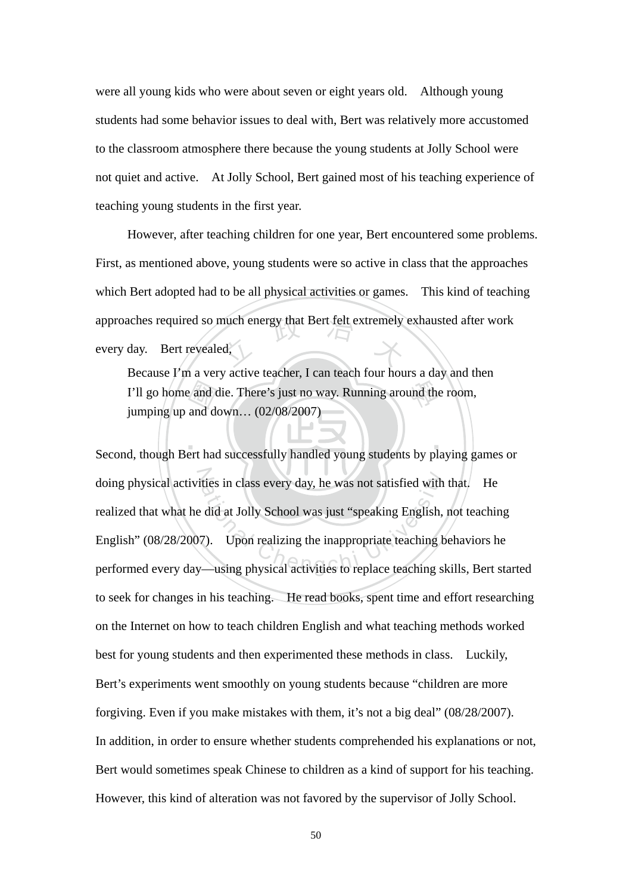were all young kids who were about seven or eight years old. Although young students had some behavior issues to deal with, Bert was relatively more accustomed to the classroom atmosphere there because the young students at Jolly School were not quiet and active. At Jolly School, Bert gained most of his teaching experience of teaching young students in the first year.

However, after teaching children for one year, Bert encountered some problems. First, as mentioned above, young students were so active in class that the approaches which Bert adopted had to be all physical activities or games. This kind of teaching approaches required so much energy that Bert felt extremely exhausted after work every day. Bert revealed,

> Because I'm a very active teacher, I can teach four hours a day and then I'll go home and die. There's just no way. Running around the room, jumping up and down… (02/08/2007)

Second, though Bert had successfully handled young students by playing games or doing physical activities in class every day, he was not satisfied with that. He realized that what he did at Jolly School was just "speaking English, not teaching English" (08/28/2007). Upon realizing the inappropriate teaching behaviors he performed every day—using physical activities to replace teaching skills, Bert started to seek for changes in his teaching. He read books, spent time and effort researching on the Internet on how to teach children English and what teaching methods worked best for young students and then experimented these methods in class. Luckily, Bert's experiments went smoothly on young students because "children are more forgiving. Even if you make mistakes with them, it's not a big deal" (08/28/2007). In addition, in order to ensure whether students comprehended his explanations or not, Bert would sometimes speak Chinese to children as a kind of support for his teaching. However, this kind of alteration was not favored by the supervisor of Jolly School.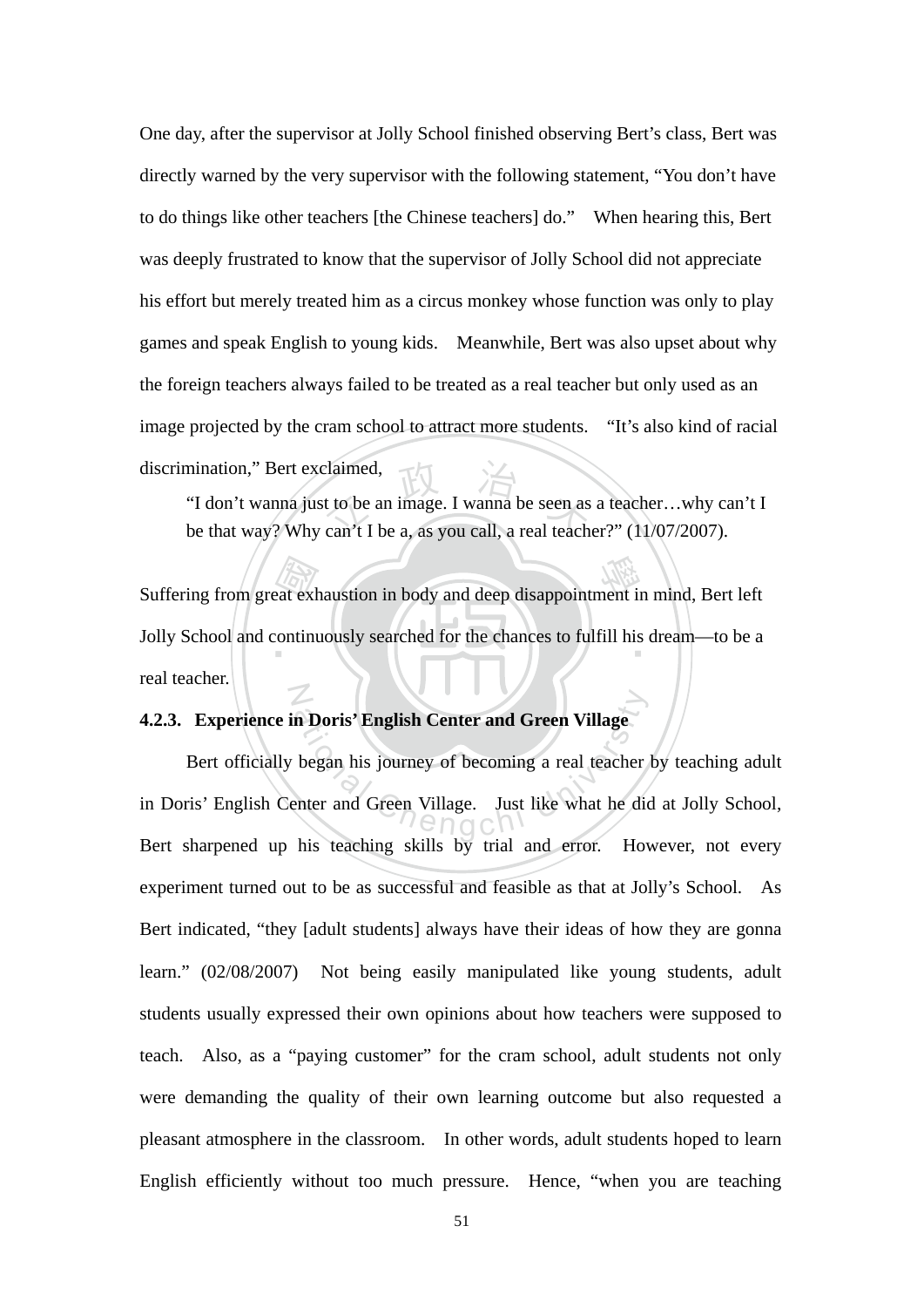One day, after the supervisor at Jolly School finished observing Bert's class, Bert was directly warned by the very supervisor with the following statement, "You don't have to do things like other teachers [the Chinese teachers] do." When hearing this, Bert was deeply frustrated to know that the supervisor of Jolly School did not appreciate his effort but merely treated him as a circus monkey whose function was only to play games and speak English to young kids. Meanwhile, Bert was also upset about why the foreign teachers always failed to be treated as a real teacher but only used as an image projected by the cram school to attract more students. "It's also kind of racial discrimination," Bert exclaimed,

> "I don't wanna just to be an image. I wanna be seen as a teacher…why can't I be that way? Why can't I be a, as you call, a real teacher?" (11/07/2007).

Suffering from great exhaustion in body and deep disappointment in mind, Bert left Jolly School and continuously searched for the chances to fulfill his dream—to be a real teacher.

### 4.2.3. Experience in Doris' English Center and Green Village

Bert officially began his journey of becoming a real teacher by teaching adult in Doris' English Center and Green Village. Just like what he did at Jolly School, Bert sharpened up his teaching skills by trial and error. However, not every experiment turned out to be as successful and feasible as that at Jolly's School. As Bert indicated, "they [adult students] always have their ideas of how they are gonna learn." (02/08/2007) Not being easily manipulated like young students, adult students usually expressed their own opinions about how teachers were supposed to teach. Also, as a "paying customer" for the cram school, adult students not only were demanding the quality of their own learning outcome but also requested a pleasant atmosphere in the classroom. In other words, adult students hoped to learn English efficiently without too much pressure. Hence, "when you are teaching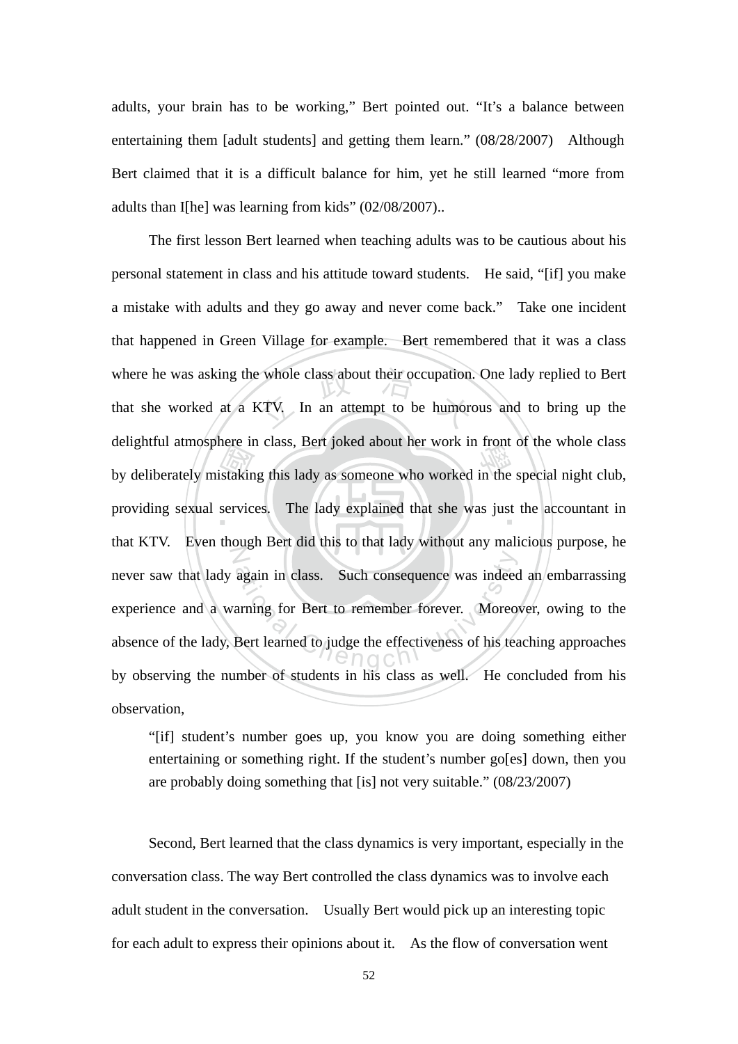adults, your brain has to be working," Bert pointed out. "It's a balance between entertaining them [adult students] and getting them learn." (08/28/2007) Although Bert claimed that it is a difficult balance for him, yet he still learned "more from adults than I[he] was learning from kids" (02/08/2007)..

The first lesson Bert learned when teaching adults was to be cautious about his personal statement in class and his attitude toward students. He said, "[if] you make a mistake with adults and they go away and never come back." Take one incident that happened in Green Village for example. Bert remembered that it was a class where he was asking the whole class about their occupation. One lady replied to Bert that she worked at a KTV. In an attempt to be humorous and to bring up the delightful atmosphere in class, Bert joked about her work in front of the whole class by deliberately mistaking this lady as someone who worked in the special night club, providing sexual services. The lady explained that she was just the accountant in that KTV. Even though Bert did this to that lady without any malicious purpose, he never saw that lady again in class. Such consequence was indeed an embarrassing experience and a warning for Bert to remember forever. Moreover, owing to the absence of the lady, Bert learned to judge the effectiveness of his teaching approaches by observing the number of students in his class as well. He concluded from his observation,

> "[if] student's number goes up, you know you are doing something either entertaining or something right. If the student's number go[es] down, then you are probably doing something that [is] not very suitable." (08/23/2007)

Second, Bert learned that the class dynamics is very important, especially in the conversation class. The way Bert controlled the class dynamics was to involve each adult student in the conversation. Usually Bert would pick up an interesting topic for each adult to express their opinions about it. As the flow of conversation went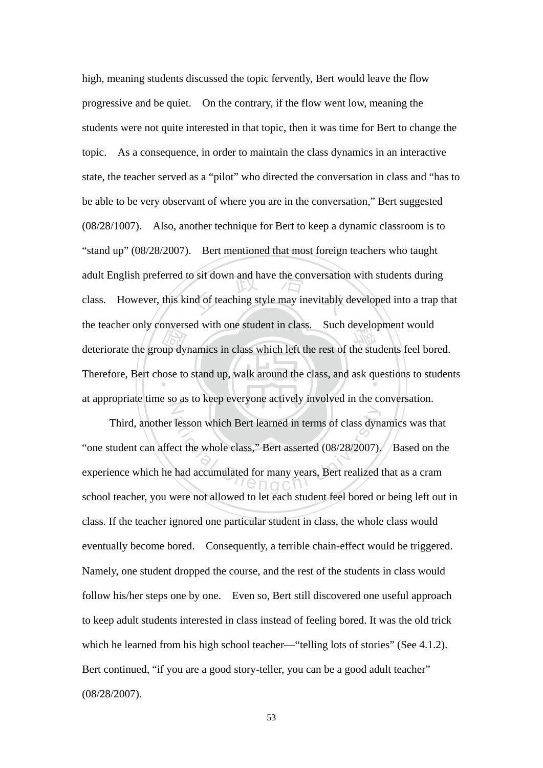high, meaning students discussed the topic fervently, Bert would leave the flow progressive and be quiet. On the contrary, if the flow went low, meaning the students were not quite interested in that topic, then it was time for Bert to change the topic. As a consequence, in order to maintain the class dynamics in an interactive state, the teacher served as a "pilot" who directed the conversation in class and "has to be able to be very observant of where you are in the conversation," Bert suggested (08/28/1007). Also, another technique for Bert to keep a dynamic classroom is to "stand up" (08/28/2007). Bert mentioned that most foreign teachers who taught adult English preferred to sit down and have the conversation with students during class. However, this kind of teaching style may inevitably developed into a trap that the teacher only conversed with one student in class. Such development would deteriorate the group dynamics in class which left the rest of the students feel bored. Therefore, Bert chose to stand up, walk around the class, and ask questions to students at appropriate time so as to keep everyone actively involved in the conversation.

Third, another lesson which Bert learned in terms of class dynamics was that "one student can affect the whole class," Bert asserted (08/28/2007). Based on the experience which he had accumulated for many years, Bert realized that as a cram school teacher, you were not allowed to let each student feel bored or being left out in class. If the teacher ignored one particular student in class, the whole class would eventually become bored. Consequently, a terrible chain-effect would be triggered. Namely, one student dropped the course, and the rest of the students in class would follow his/her steps one by one. Even so, Bert still discovered one useful approach to keep adult students interested in class instead of feeling bored. It was the old trick which he learned from his high school teacher—"telling lots of stories" (See 4.1.2). Bert continued, "if you are a good story-teller, you can be a good adult teacher" (08/28/2007).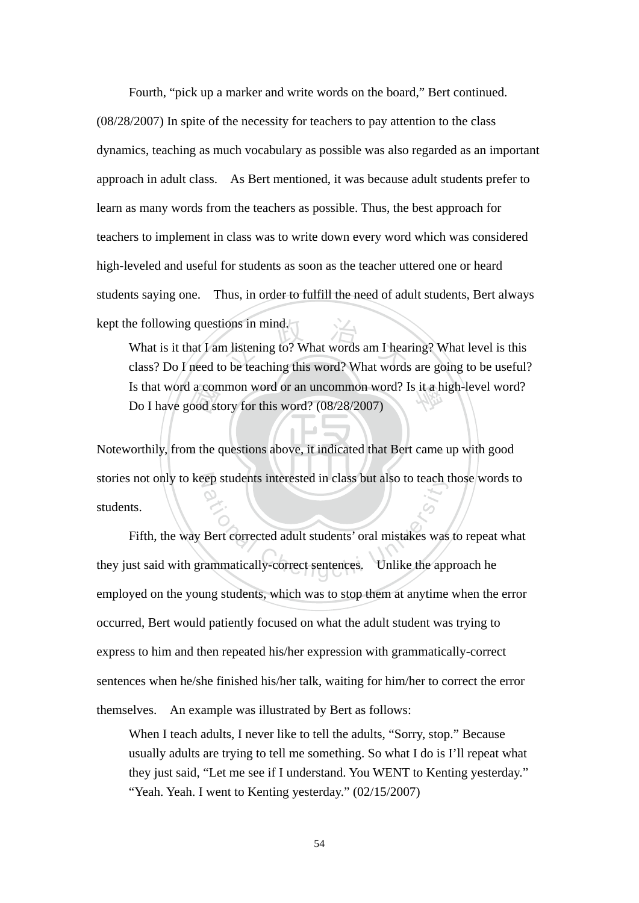Fourth, "pick up a marker and write words on the board," Bert continued. (08/28/2007) In spite of the necessity for teachers to pay attention to the class dynamics, teaching as much vocabulary as possible was also regarded as an important approach in adult class. As Bert mentioned, it was because adult students prefer to learn as many words from the teachers as possible. Thus, the best approach for teachers to implement in class was to write down every word which was considered high-leveled and useful for students as soon as the teacher uttered one or heard students saying one. Thus, in order to fulfill the need of adult students, Bert always kept the following questions in mind.

> What is it that I am listening to? What words am I hearing? What level is this class? Do I need to be teaching this word? What words are going to be useful? Is that word a common word or an uncommon word? Is it a high-level word? Do I have good story for this word? (08/28/2007)

Noteworthily, from the questions above, it indicated that Bert came up with good stories not only to keep students interested in class but also to teach those words to students.

Fifth, the way Bert corrected adult students' oral mistakes was to repeat what they just said with grammatically-correct sentences. Unlike the approach he employed on the young students, which was to stop them at anytime when the error occurred, Bert would patiently focused on what the adult student was trying to express to him and then repeated his/her expression with grammatically-correct sentences when he/she finished his/her talk, waiting for him/her to correct the error themselves. An example was illustrated by Bert as follows:

> When I teach adults, I never like to tell the adults, "Sorry, stop." Because usually adults are trying to tell me something. So what I do is I'll repeat what they just said, "Let me see if I understand. You WENT to Kenting yesterday." "Yeah. Yeah. I went to Kenting yesterday." (02/15/2007)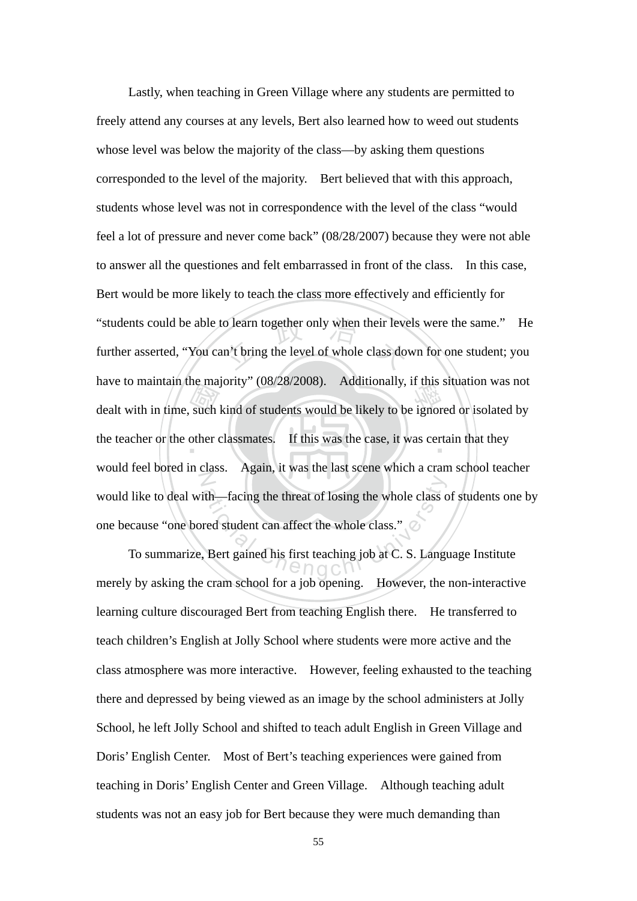Lastly, when teaching in Green Village where any students are permitted to freely attend any courses at any levels, Bert also learned how to weed out students whose level was below the majority of the class—by asking them questions corresponded to the level of the majority. Bert believed that with this approach, students whose level was not in correspondence with the level of the class "would feel a lot of pressure and never come back" (08/28/2007) because they were not able to answer all the questiones and felt embarrassed in front of the class. In this case, Bert would be more likely to teach the class more effectively and efficiently for "students could be able to learn together only when their levels were the same." He further asserted, "You can't bring the level of whole class down for one student; you have to maintain the majority" (08/28/2008). Additionally, if this situation was not dealt with in time, such kind of students would be likely to be ignored or isolated by the teacher or the other classmates. If this was the case, it was certain that they would feel bored in class. Again, it was the last scene which a cram school teacher would like to deal with—facing the threat of losing the whole class of students one by one because "one bored student can affect the whole class."

To summarize, Bert gained his first teaching job at C. S. Language Institute merely by asking the cram school for a job opening. However, the non-interactive learning culture discouraged Bert from teaching English there. He transferred to teach children's English at Jolly School where students were more active and the class atmosphere was more interactive. However, feeling exhausted to the teaching there and depressed by being viewed as an image by the school administers at Jolly School, he left Jolly School and shifted to teach adult English in Green Village and Doris' English Center. Most of Bert's teaching experiences were gained from teaching in Doris' English Center and Green Village. Although teaching adult students was not an easy job for Bert because they were much demanding than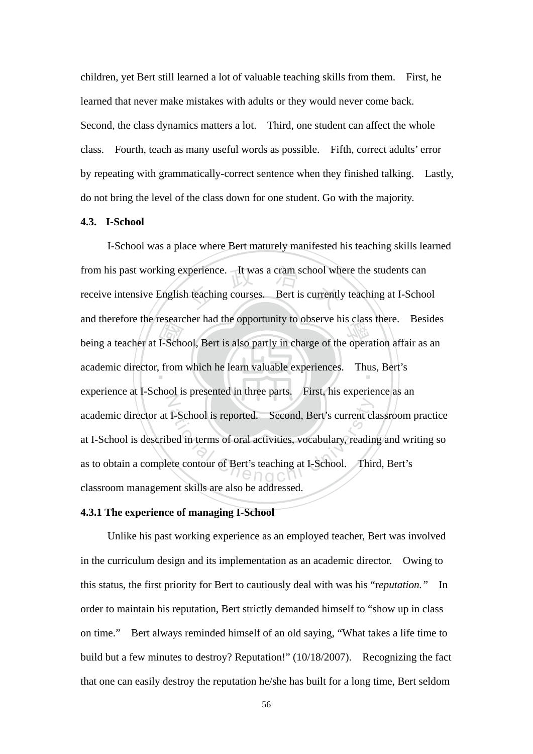children, yet Bert still learned a lot of valuable teaching skills from them. First, he learned that never make mistakes with adults or they would never come back. Second, the class dynamics matters a lot. Third, one student can affect the whole class. Fourth, teach as many useful words as possible. Fifth, correct adults' error by repeating with grammatically-correct sentence when they finished talking. Lastly, do not bring the level of the class down for one student. Go with the majority.

### 4.3. I-School

I-School was a place where Bert maturely manifested his teaching skills learned from his past working experience. It was a cram school where the students can receive intensive English teaching courses. Bert is currently teaching at I-School and therefore the researcher had the opportunity to observe his class there. Besides being a teacher at I-School, Bert is also partly in charge of the operation affair as an academic director, from which he learn valuable experiences. Thus, Bert's experience at I-School is presented in three parts. First, his experience as an academic director at I-School is reported. Second, Bert's current classroom practice at I-School is described in terms of oral activities, vocabulary, reading and writing so as to obtain a complete contour of Bert's teaching at I-School. Third, Bert's classroom management skills are also be addressed.

#### 4.3.1 The experience of managing I-School

Unlike his past working experience as an employed teacher, Bert was involved in the curriculum design and its implementation as an academic director. Owing to this status, the first priority for Bert to cautiously deal with was his "r*eputation.*" In order to maintain his reputation, Bert strictly demanded himself to "show up in class on time." Bert always reminded himself of an old saying, "What takes a life time to build but a few minutes to destroy? Reputation!" (10/18/2007). Recognizing the fact that one can easily destroy the reputation he/she has built for a long time, Bert seldom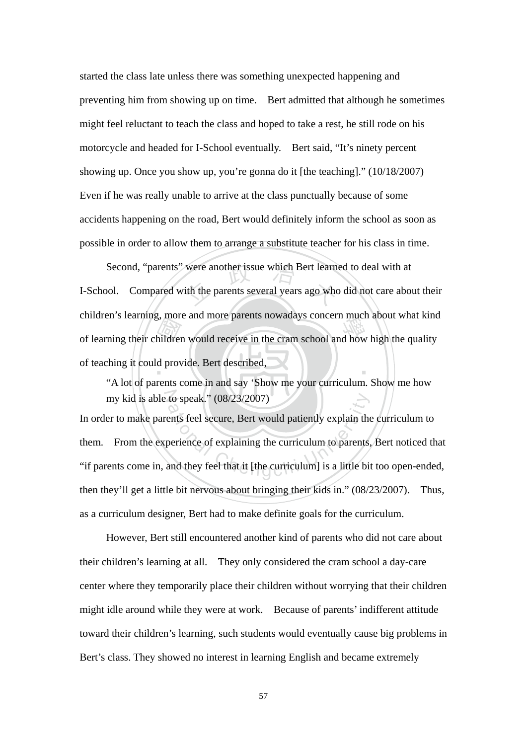started the class late unless there was something unexpected happening and preventing him from showing up on time. Bert admitted that although he sometimes might feel reluctant to teach the class and hoped to take a rest, he still rode on his motorcycle and headed for I-School eventually. Bert said, "It's ninety percent showing up. Once you show up, you're gonna do it [the teaching]." (10/18/2007) Even if he was really unable to arrive at the class punctually because of some accidents happening on the road, Bert would definitely inform the school as soon as possible in order to allow them to arrange a substitute teacher for his class in time.

Second, "parents" were another issue which Bert learned to deal with at I-School. Compared with the parents several years ago who did not care about their children's learning, more and more parents nowadays concern much about what kind of learning their children would receive in the cram school and how high the quality of teaching it could provide. Bert described,

> "A lot of parents come in and say 'Show me your curriculum. Show me how my kid is able to speak." (08/23/2007)

In order to make parents feel secure, Bert would patiently explain the curriculum to them. From the experience of explaining the curriculum to parents, Bert noticed that "if parents come in, and they feel that it [the curriculum] is a little bit too open-ended, then they'll get a little bit nervous about bringing their kids in." (08/23/2007). Thus, as a curriculum designer, Bert had to make definite goals for the curriculum.

However, Bert still encountered another kind of parents who did not care about their children's learning at all. They only considered the cram school a day-care center where they temporarily place their children without worrying that their children might idle around while they were at work. Because of parents' indifferent attitude toward their children's learning, such students would eventually cause big problems in Bert's class. They showed no interest in learning English and became extremely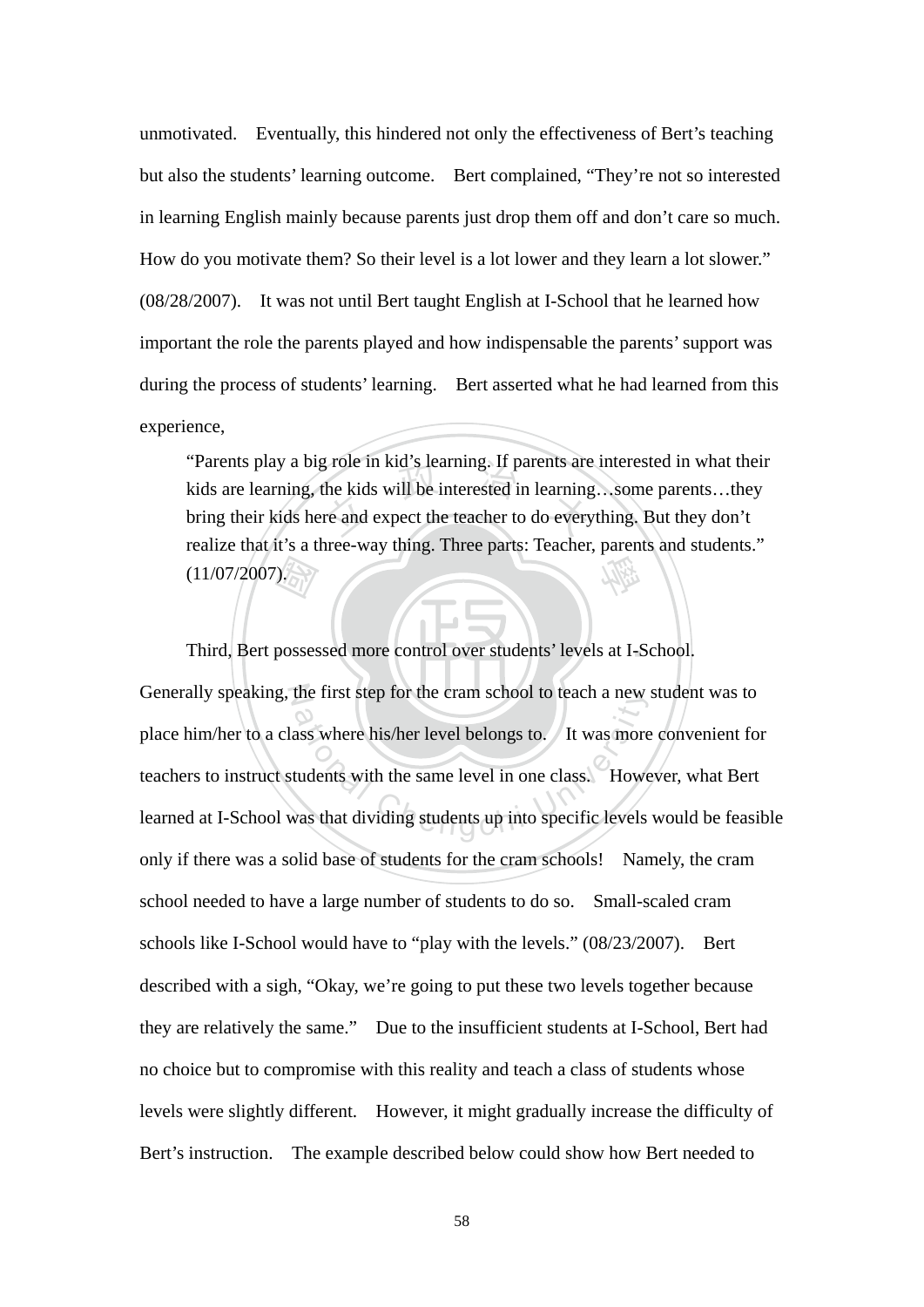unmotivated. Eventually, this hindered not only the effectiveness of Bert's teaching but also the students' learning outcome. Bert complained, "They're not so interested in learning English mainly because parents just drop them off and don't care so much. How do you motivate them? So their level is a lot lower and they learn a lot slower." (08/28/2007). It was not until Bert taught English at I-School that he learned how important the role the parents played and how indispensable the parents' support was during the process of students' learning. Bert asserted what he had learned from this experience,

> "Parents play a big role in kid's learning. If parents are interested in what their kids are learning, the kids will be interested in learning…some parents…they bring their kids here and expect the teacher to do everything. But they don't realize that it's a three-way thing. Three parts: Teacher, parents and students." (11/07/2007).

Third, Bert possessed more control over students' levels at I-School. Generally speaking, the first step for the cram school to teach a new student was to place him/her to a class where his/her level belongs to. It was more convenient for teachers to instruct students with the same level in one class. However, what Bert learned at I-School was that dividing students up into specific levels would be feasible only if there was a solid base of students for the cram schools! Namely, the cram school needed to have a large number of students to do so. Small-scaled cram schools like I-School would have to "play with the levels." (08/23/2007). Bert described with a sigh, "Okay, we're going to put these two levels together because they are relatively the same." Due to the insufficient students at I-School, Bert had no choice but to compromise with this reality and teach a class of students whose levels were slightly different. However, it might gradually increase the difficulty of Bert's instruction. The example described below could show how Bert needed to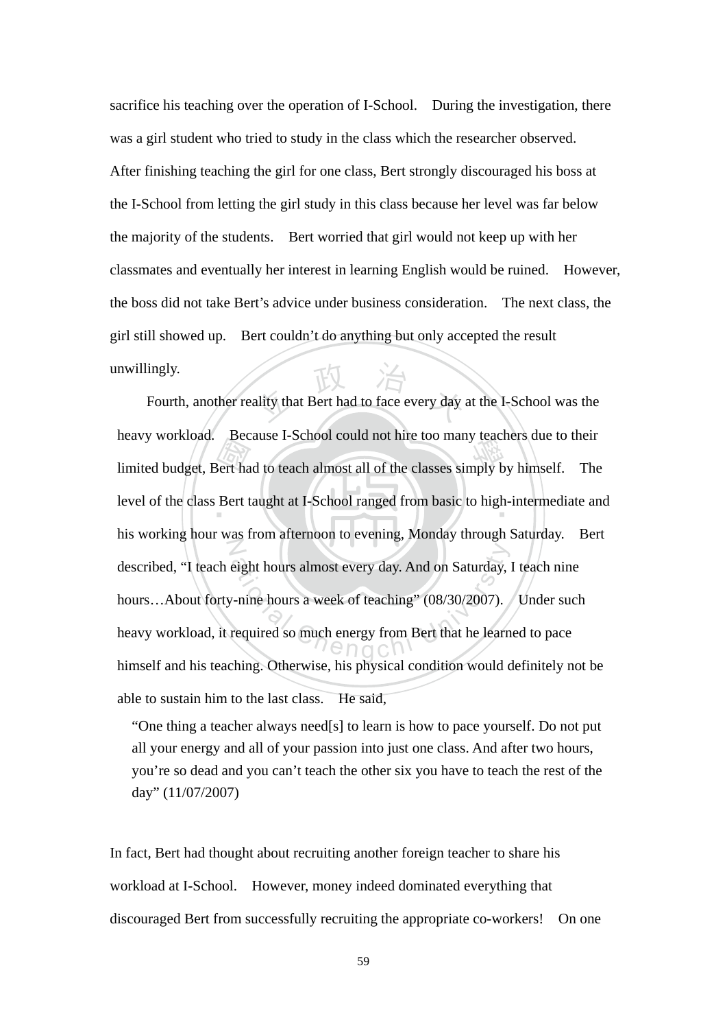sacrifice his teaching over the operation of I-School. During the investigation, there was a girl student who tried to study in the class which the researcher observed. After finishing teaching the girl for one class, Bert strongly discouraged his boss at the I-School from letting the girl study in this class because her level was far below the majority of the students. Bert worried that girl would not keep up with her classmates and eventually her interest in learning English would be ruined. However, the boss did not take Bert's advice under business consideration. The next class, the girl still showed up. Bert couldn't do anything but only accepted the result unwillingly.

Fourth, another reality that Bert had to face every day at the I-School was the heavy workload. Because I-School could not hire too many teachers due to their limited budget, Bert had to teach almost all of the classes simply by himself. The level of the class Bert taught at I-School ranged from basic to high-intermediate and his working hour was from afternoon to evening, Monday through Saturday. Bert described, "I teach eight hours almost every day. And on Saturday, I teach nine hours…About forty-nine hours a week of teaching" (08/30/2007). Under such heavy workload, it required so much energy from Bert that he learned to pace himself and his teaching. Otherwise, his physical condition would definitely not be able to sustain him to the last class. He said,

> "One thing a teacher always need[s] to learn is how to pace yourself. Do not put all your energy and all of your passion into just one class. And after two hours, you're so dead and you can't teach the other six you have to teach the rest of the day" (11/07/2007)

In fact, Bert had thought about recruiting another foreign teacher to share his workload at I-School. However, money indeed dominated everything that discouraged Bert from successfully recruiting the appropriate co-workers! On one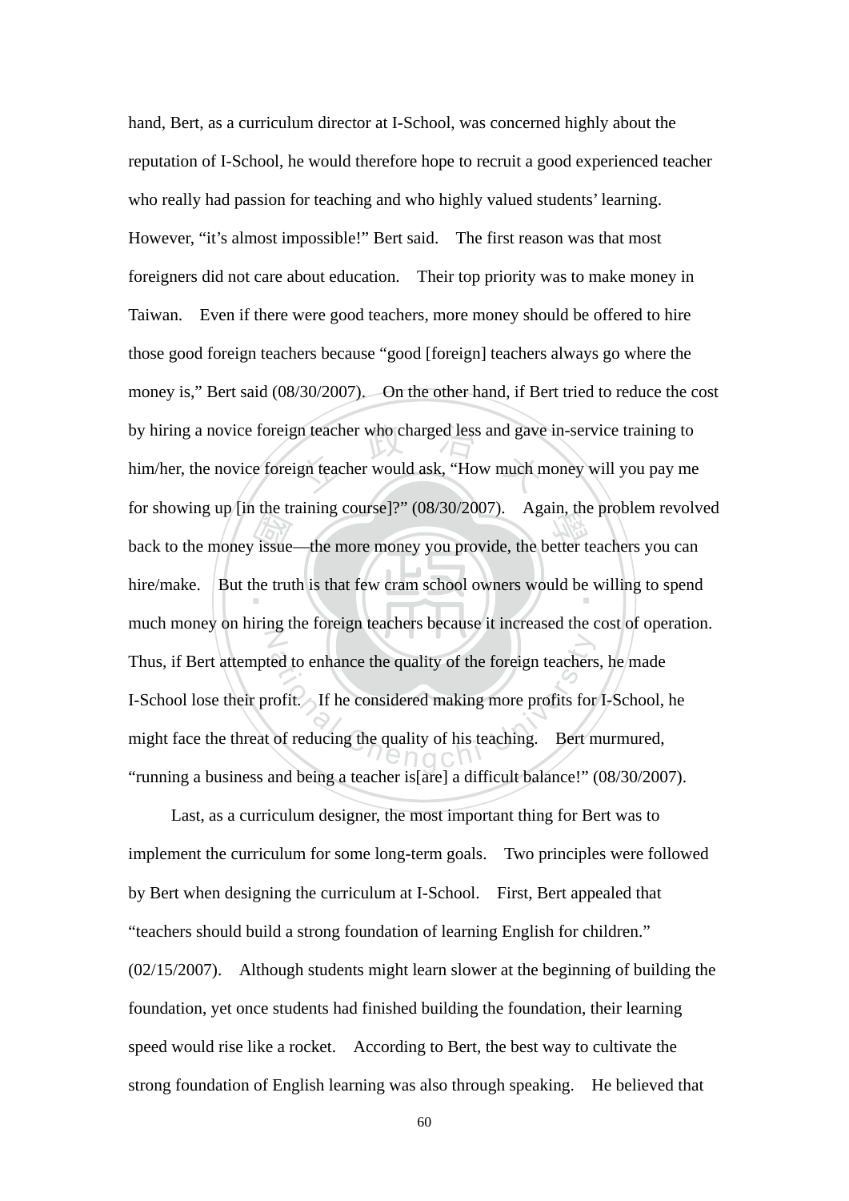hand, Bert, as a curriculum director at I-School, was concerned highly about the reputation of I-School, he would therefore hope to recruit a good experienced teacher who really had passion for teaching and who highly valued students' learning. However, "it's almost impossible!" Bert said. The first reason was that most foreigners did not care about education. Their top priority was to make money in Taiwan. Even if there were good teachers, more money should be offered to hire those good foreign teachers because "good [foreign] teachers always go where the money is," Bert said (08/30/2007). On the other hand, if Bert tried to reduce the cost by hiring a novice foreign teacher who charged less and gave in-service training to him/her, the novice foreign teacher would ask, "How much money will you pay me for showing up [in the training course]?" (08/30/2007). Again, the problem revolved back to the money issue—the more money you provide, the better teachers you can hire/make. But the truth is that few cram school owners would be willing to spend much money on hiring the foreign teachers because it increased the cost of operation. Thus, if Bert attempted to enhance the quality of the foreign teachers, he made I-School lose their profit. If he considered making more profits for I-School, he might face the threat of reducing the quality of his teaching. Bert murmured, "running a business and being a teacher is[are] a difficult balance!" (08/30/2007).

Last, as a curriculum designer, the most important thing for Bert was to implement the curriculum for some long-term goals. Two principles were followed by Bert when designing the curriculum at I-School. First, Bert appealed that "teachers should build a strong foundation of learning English for children." (02/15/2007). Although students might learn slower at the beginning of building the foundation, yet once students had finished building the foundation, their learning speed would rise like a rocket. According to Bert, the best way to cultivate the strong foundation of English learning was also through speaking. He believed that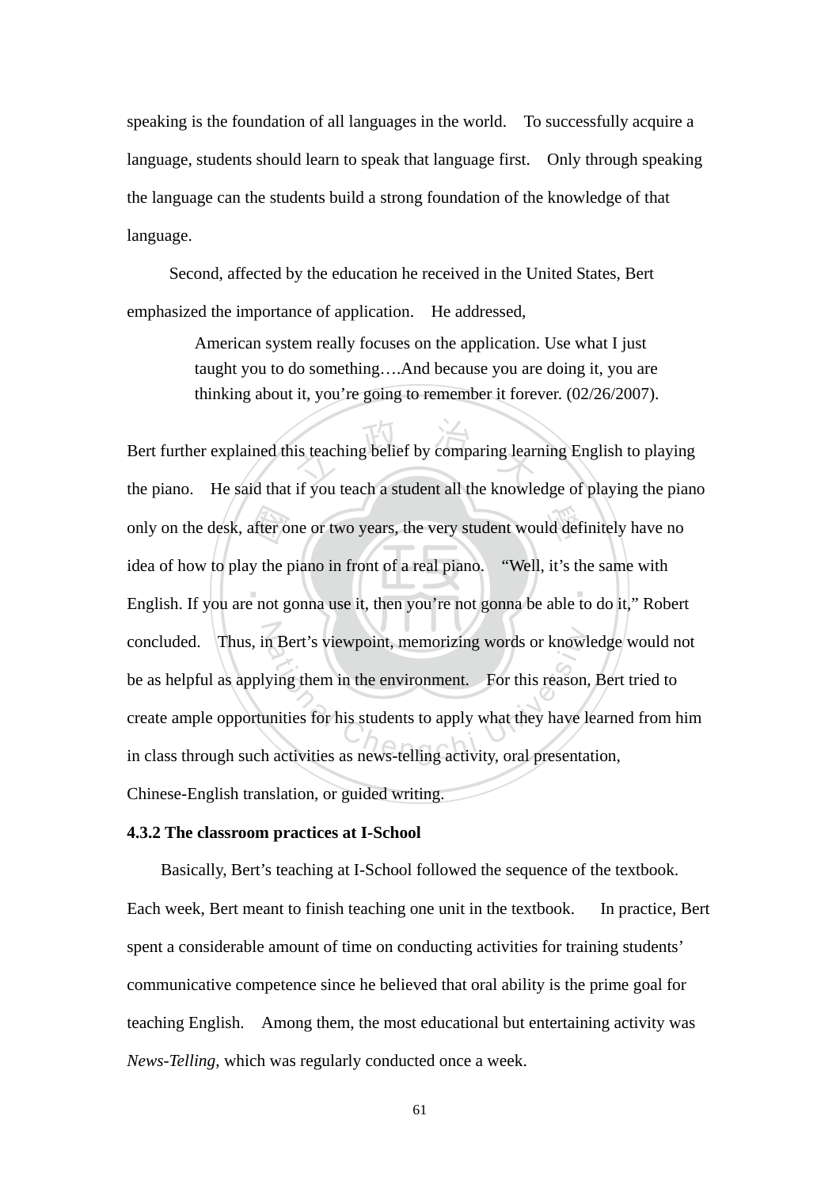speaking is the foundation of all languages in the world. To successfully acquire a language, students should learn to speak that language first. Only through speaking the language can the students build a strong foundation of the knowledge of that language.

Second, affected by the education he received in the United States, Bert emphasized the importance of application. He addressed,

> American system really focuses on the application. Use what I just taught you to do something….And because you are doing it, you are thinking about it, you're going to remember it forever. (02/26/2007).

Bert further explained this teaching belief by comparing learning English to playing the piano. He said that if you teach a student all the knowledge of playing the piano only on the desk, after one or two years, the very student would definitely have no idea of how to play the piano in front of a real piano. "Well, it's the same with English. If you are not gonna use it, then you're not gonna be able to do it," Robert concluded. Thus, in Bert's viewpoint, memorizing words or knowledge would not be as helpful as applying them in the environment. For this reason, Bert tried to create ample opportunities for his students to apply what they have learned from him in class through such activities as news-telling activity, oral presentation, Chinese-English translation, or guided writing.

**4.3.2 The classroom practices at I-School**

Basically, Bert's teaching at I-School followed the sequence of the textbook. Each week, Bert meant to finish teaching one unit in the textbook. In practice, Bert spent a considerable amount of time on conducting activities for training students' communicative competence since he believed that oral ability is the prime goal for teaching English. Among them, the most educational but entertaining activity was *News-Telling*, which was regularly conducted once a week.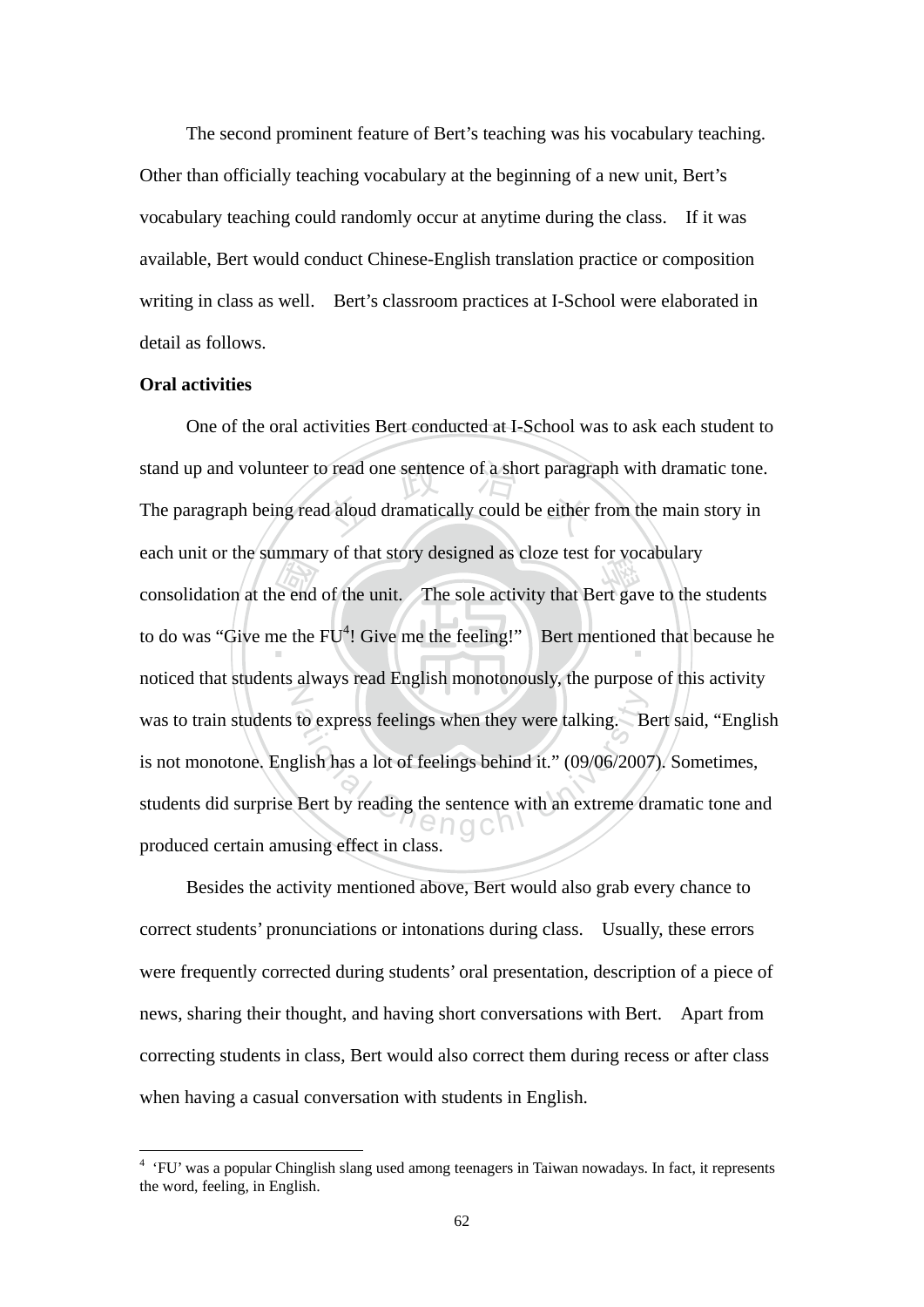The second prominent feature of Bert's teaching was his vocabulary teaching. Other than officially teaching vocabulary at the beginning of a new unit, Bert's vocabulary teaching could randomly occur at anytime during the class. If it was available, Bert would conduct Chinese-English translation practice or composition writing in class as well. Bert's classroom practices at I-School were elaborated in detail as follows.

**Oral activities**

One of the oral activities Bert conducted at I-School was to ask each student to stand up and volunteer to read one sentence of a short paragraph with dramatic tone. The paragraph being read aloud dramatically could be either from the main story in each unit or the summary of that story designed as cloze test for vocabulary consolidation at the end of the unit. The sole activity that Bert gave to the students to do was "Give me the FU[4]! Give me the feeling!" Bert mentioned that because he noticed that students always read English monotonously, the purpose of this activity was to train students to express feelings when they were talking. Bert said, "English is not monotone. English has a lot of feelings behind it." (09/06/2007). Sometimes, students did surprise Bert by reading the sentence with an extreme dramatic tone and produced certain amusing effect in class.

Besides the activity mentioned above, Bert would also grab every chance to correct students' pronunciations or intonations during class. Usually, these errors were frequently corrected during students' oral presentation, description of a piece of news, sharing their thought, and having short conversations with Bert. Apart from correcting students in class, Bert would also correct them during recess or after class when having a casual conversation with students in English.

---

[4] 'FU' was a popular Chinglish slang used among teenagers in Taiwan nowadays. In fact, it represents the word, feeling, in English.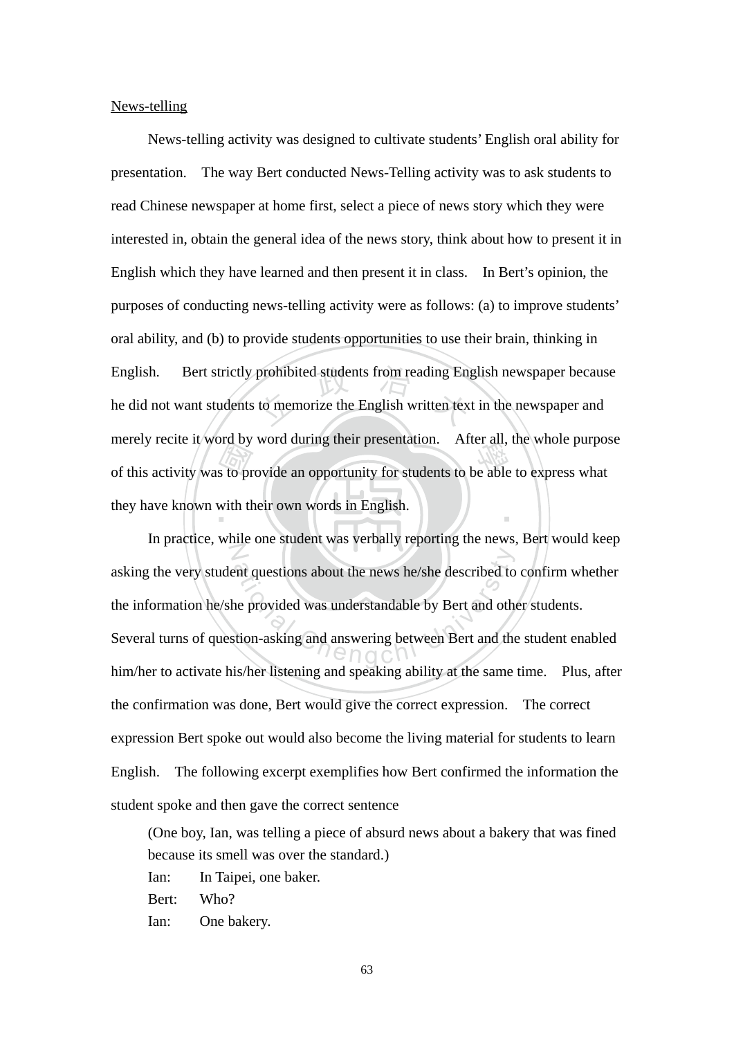News-telling

News-telling activity was designed to cultivate students' English oral ability for presentation. The way Bert conducted News-Telling activity was to ask students to read Chinese newspaper at home first, select a piece of news story which they were interested in, obtain the general idea of the news story, think about how to present it in English which they have learned and then present it in class. In Bert's opinion, the purposes of conducting news-telling activity were as follows: (a) to improve students' oral ability, and (b) to provide students opportunities to use their brain, thinking in English. Bert strictly prohibited students from reading English newspaper because he did not want students to memorize the English written text in the newspaper and merely recite it word by word during their presentation. After all, the whole purpose of this activity was to provide an opportunity for students to be able to express what they have known with their own words in English.

In practice, while one student was verbally reporting the news, Bert would keep asking the very student questions about the news he/she described to confirm whether the information he/she provided was understandable by Bert and other students. Several turns of question-asking and answering between Bert and the student enabled him/her to activate his/her listening and speaking ability at the same time. Plus, after the confirmation was done, Bert would give the correct expression. The correct expression Bert spoke out would also become the living material for students to learn English. The following excerpt exemplifies how Bert confirmed the information the student spoke and then gave the correct sentence

> (One boy, Ian, was telling a piece of absurd news about a bakery that was fined because its smell was over the standard.)
>
> Ian: In Taipei, one baker.
>
> Bert: Who?
>
> Ian: One bakery.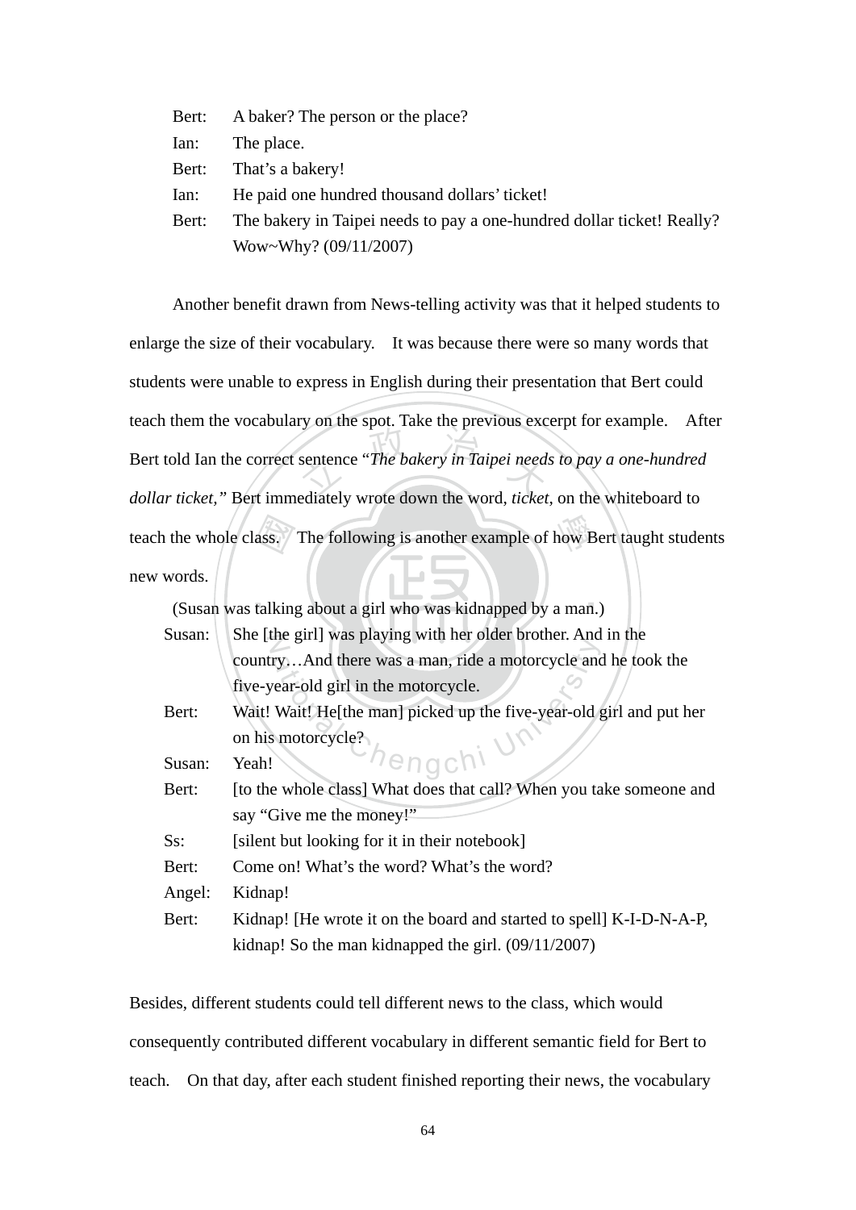Bert: A baker? The person or the place?

Ian: The place.

Bert: That's a bakery!

Ian: He paid one hundred thousand dollars' ticket!

Bert: The bakery in Taipei needs to pay a one-hundred dollar ticket! Really? Wow~Why? (09/11/2007)

Another benefit drawn from News-telling activity was that it helped students to enlarge the size of their vocabulary. It was because there were so many words that students were unable to express in English during their presentation that Bert could teach them the vocabulary on the spot. Take the previous excerpt for example. After Bert told Ian the correct sentence "*The bakery in Taipei needs to pay a one-hundred dollar ticket,*" Bert immediately wrote down the word, *ticket*, on the whiteboard to teach the whole class. The following is another example of how Bert taught students new words.

(Susan was talking about a girl who was kidnapped by a man.)

Susan: She [the girl] was playing with her older brother. And in the country…And there was a man, ride a motorcycle and he took the five-year-old girl in the motorcycle.

Bert: Wait! Wait! He[the man] picked up the five-year-old girl and put her on his motorcycle?

Susan: Yeah!

Bert: [to the whole class] What does that call? When you take someone and say "Give me the money!"

Ss: [silent but looking for it in their notebook]

Bert: Come on! What's the word? What's the word?

Angel: Kidnap!

Bert: Kidnap! [He wrote it on the board and started to spell] K-I-D-N-A-P, kidnap! So the man kidnapped the girl. (09/11/2007)

Besides, different students could tell different news to the class, which would consequently contributed different vocabulary in different semantic field for Bert to teach. On that day, after each student finished reporting their news, the vocabulary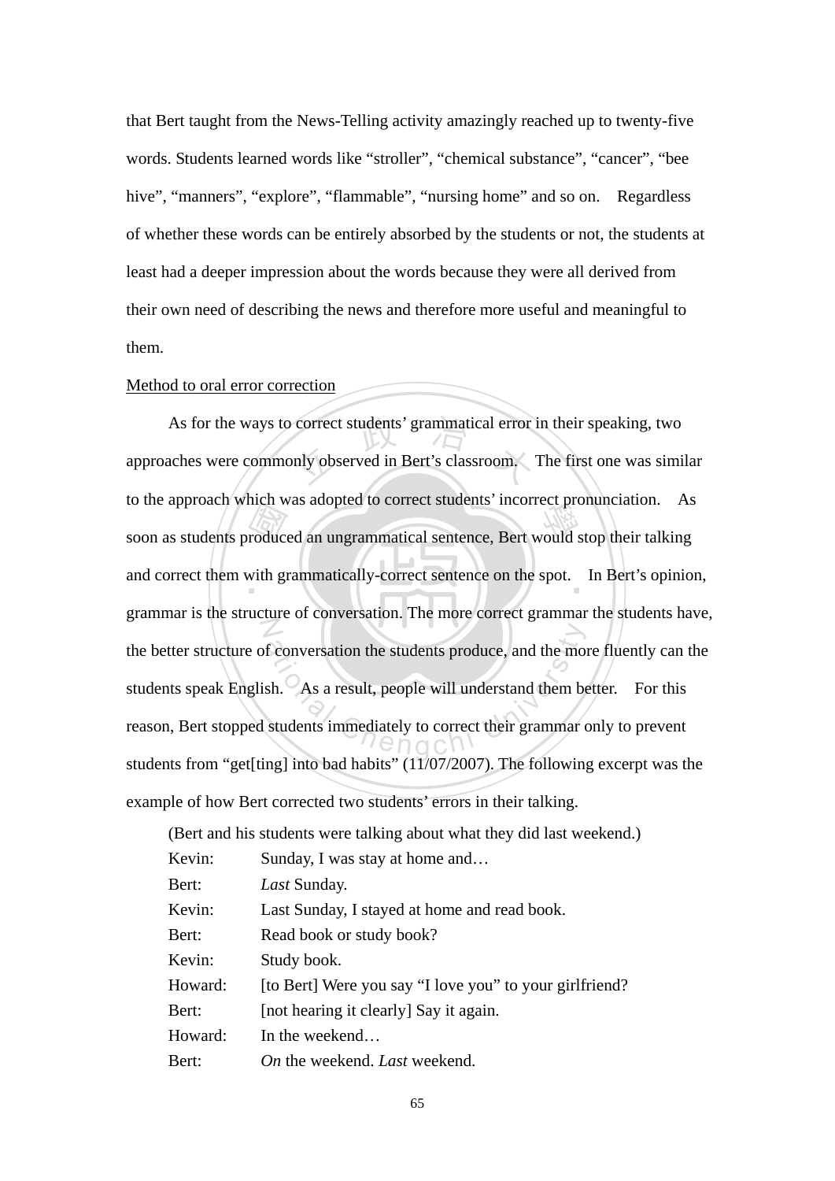that Bert taught from the News-Telling activity amazingly reached up to twenty-five words. Students learned words like "stroller", "chemical substance", "cancer", "bee hive", "manners", "explore", "flammable", "nursing home" and so on. Regardless of whether these words can be entirely absorbed by the students or not, the students at least had a deeper impression about the words because they were all derived from their own need of describing the news and therefore more useful and meaningful to them.

Method to oral error correction

As for the ways to correct students' grammatical error in their speaking, two approaches were commonly observed in Bert's classroom. The first one was similar to the approach which was adopted to correct students' incorrect pronunciation. As soon as students produced an ungrammatical sentence, Bert would stop their talking and correct them with grammatically-correct sentence on the spot. In Bert's opinion, grammar is the structure of conversation. The more correct grammar the students have, the better structure of conversation the students produce, and the more fluently can the students speak English. As a result, people will understand them better. For this reason, Bert stopped students immediately to correct their grammar only to prevent students from "get[ting] into bad habits" (11/07/2007). The following excerpt was the example of how Bert corrected two students' errors in their talking.

(Bert and his students were talking about what they did last weekend.)

| | |
|---|---|
| Kevin: | Sunday, I was stay at home and… |
| Bert: | *Last* Sunday. |
| Kevin: | Last Sunday, I stayed at home and read book. |
| Bert: | Read book or study book? |
| Kevin: | Study book. |
| Howard: | [to Bert] Were you say "I love you" to your girlfriend? |
| Bert: | [not hearing it clearly] Say it again. |
| Howard: | In the weekend… |
| Bert: | *On* the weekend. *Last* weekend. |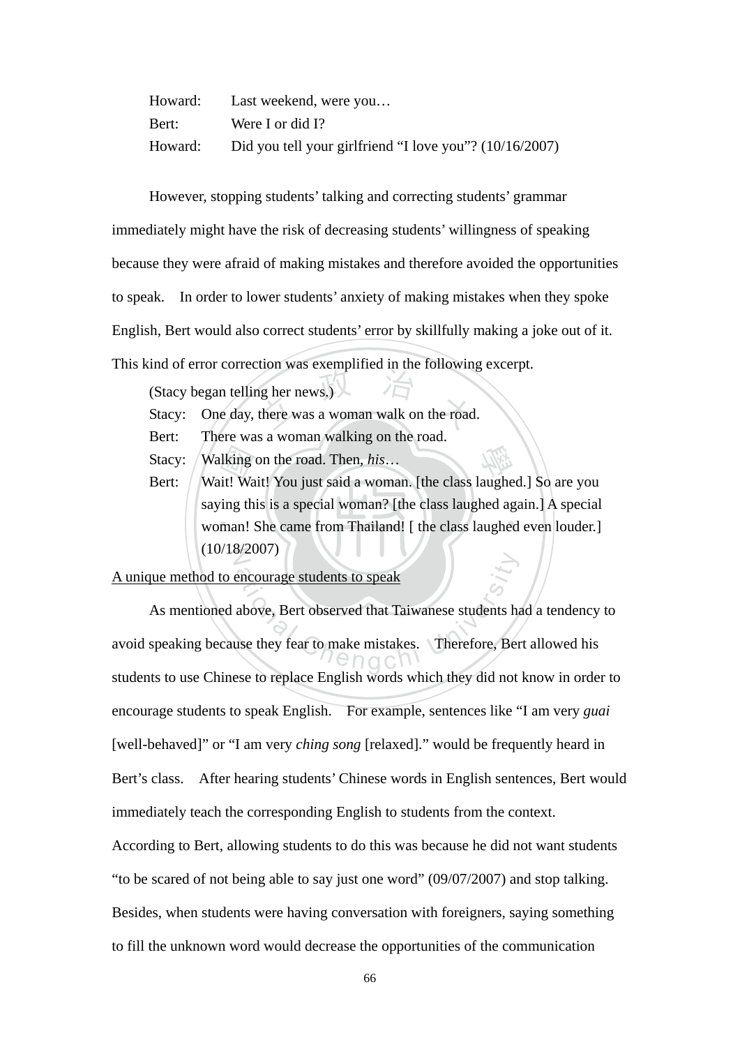Howard: Last weekend, were you…

Bert: Were I or did I?

Howard: Did you tell your girlfriend "I love you"? (10/16/2007)

However, stopping students' talking and correcting students' grammar immediately might have the risk of decreasing students' willingness of speaking because they were afraid of making mistakes and therefore avoided the opportunities to speak. In order to lower students' anxiety of making mistakes when they spoke English, Bert would also correct students' error by skillfully making a joke out of it. This kind of error correction was exemplified in the following excerpt.

(Stacy began telling her news.)

Stacy: One day, there was a woman walk on the road.

Bert: There was a woman walking on the road.

Stacy: Walking on the road. Then, *his*…

Bert: Wait! Wait! You just said a woman. [the class laughed.] So are you saying this is a special woman? [the class laughed again.] A special woman! She came from Thailand! [ the class laughed even louder.] (10/18/2007)

<u>A unique method to encourage students to speak</u>

As mentioned above, Bert observed that Taiwanese students had a tendency to avoid speaking because they fear to make mistakes. Therefore, Bert allowed his students to use Chinese to replace English words which they did not know in order to encourage students to speak English. For example, sentences like "I am very *guai* [well-behaved]" or "I am very *ching song* [relaxed]." would be frequently heard in Bert's class. After hearing students' Chinese words in English sentences, Bert would immediately teach the corresponding English to students from the context. According to Bert, allowing students to do this was because he did not want students "to be scared of not being able to say just one word" (09/07/2007) and stop talking. Besides, when students were having conversation with foreigners, saying something to fill the unknown word would decrease the opportunities of the communication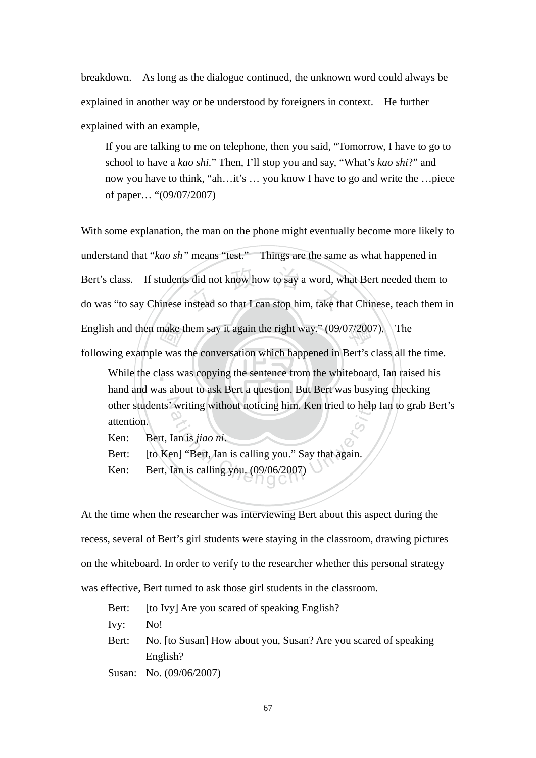breakdown. As long as the dialogue continued, the unknown word could always be explained in another way or be understood by foreigners in context. He further explained with an example,

> If you are talking to me on telephone, then you said, "Tomorrow, I have to go to school to have a *kao shi*." Then, I'll stop you and say, "What's *kao shi*?" and now you have to think, "ah…it's … you know I have to go and write the …piece of paper… "(09/07/2007)

With some explanation, the man on the phone might eventually become more likely to understand that "*kao sh"* means "test." Things are the same as what happened in Bert's class. If students did not know how to say a word, what Bert needed them to do was "to say Chinese instead so that I can stop him, take that Chinese, teach them in English and then make them say it again the right way." (09/07/2007). The following example was the conversation which happened in Bert's class all the time.

> While the class was copying the sentence from the whiteboard, Ian raised his hand and was about to ask Bert a question. But Bert was busying checking other students' writing without noticing him. Ken tried to help Ian to grab Bert's attention.
>
> Ken: Bert, Ian is *jiao ni*.
>
> Bert: [to Ken] "Bert, Ian is calling you." Say that again.
>
> Ken: Bert, Ian is calling you. (09/06/2007)

At the time when the researcher was interviewing Bert about this aspect during the recess, several of Bert's girl students were staying in the classroom, drawing pictures on the whiteboard. In order to verify to the researcher whether this personal strategy was effective, Bert turned to ask those girl students in the classroom.

> Bert: [to Ivy] Are you scared of speaking English?
>
> Ivy: No!
>
> Bert: No. [to Susan] How about you, Susan? Are you scared of speaking English?
>
> Susan: No. (09/06/2007)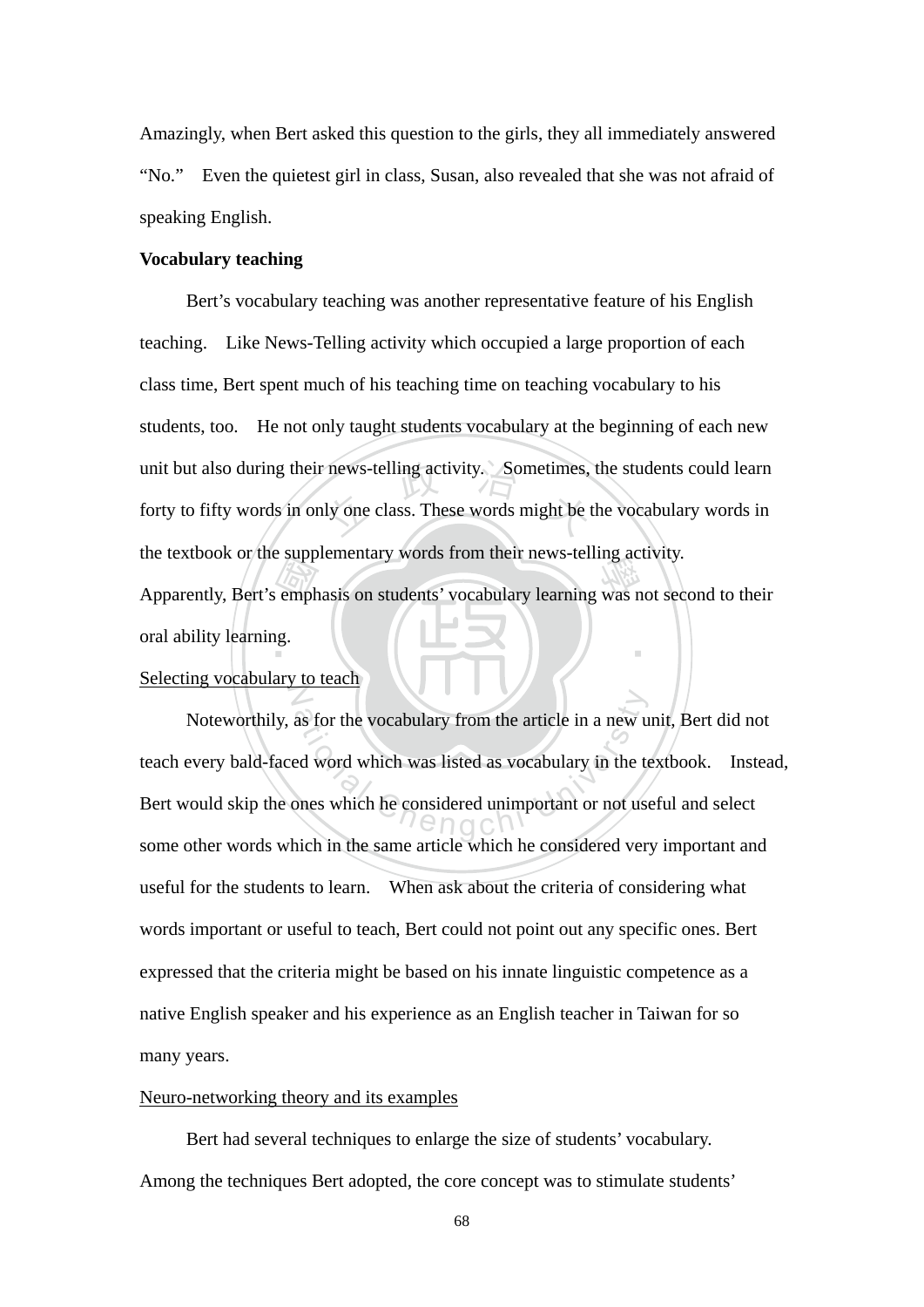Amazingly, when Bert asked this question to the girls, they all immediately answered "No." Even the quietest girl in class, Susan, also revealed that she was not afraid of speaking English.

**Vocabulary teaching**

Bert's vocabulary teaching was another representative feature of his English teaching. Like News-Telling activity which occupied a large proportion of each class time, Bert spent much of his teaching time on teaching vocabulary to his students, too. He not only taught students vocabulary at the beginning of each new unit but also during their news-telling activity. Sometimes, the students could learn forty to fifty words in only one class. These words might be the vocabulary words in the textbook or the supplementary words from their news-telling activity. Apparently, Bert's emphasis on students' vocabulary learning was not second to their oral ability learning.

<u>Selecting vocabulary to teach</u>

Noteworthily, as for the vocabulary from the article in a new unit, Bert did not teach every bald-faced word which was listed as vocabulary in the textbook. Instead, Bert would skip the ones which he considered unimportant or not useful and select some other words which in the same article which he considered very important and useful for the students to learn. When ask about the criteria of considering what words important or useful to teach, Bert could not point out any specific ones. Bert expressed that the criteria might be based on his innate linguistic competence as a native English speaker and his experience as an English teacher in Taiwan for so many years.

<u>Neuro-networking theory and its examples</u>

Bert had several techniques to enlarge the size of students' vocabulary. Among the techniques Bert adopted, the core concept was to stimulate students'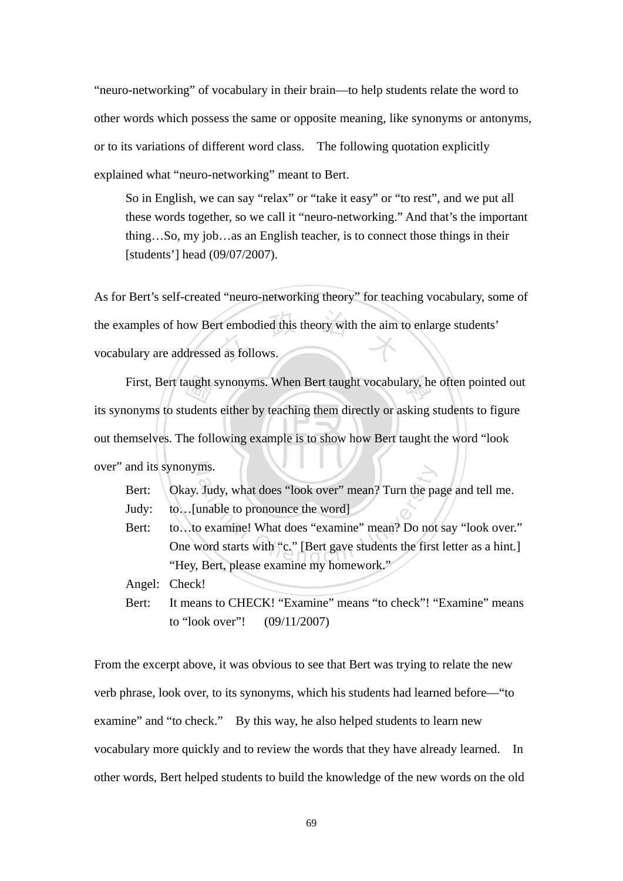"neuro-networking" of vocabulary in their brain—to help students relate the word to other words which possess the same or opposite meaning, like synonyms or antonyms, or to its variations of different word class. The following quotation explicitly explained what "neuro-networking" meant to Bert.

> So in English, we can say "relax" or "take it easy" or "to rest", and we put all these words together, so we call it "neuro-networking." And that's the important thing…So, my job…as an English teacher, is to connect those things in their [students'] head (09/07/2007).

As for Bert's self-created "neuro-networking theory" for teaching vocabulary, some of the examples of how Bert embodied this theory with the aim to enlarge students' vocabulary are addressed as follows.

First, Bert taught synonyms. When Bert taught vocabulary, he often pointed out its synonyms to students either by teaching them directly or asking students to figure out themselves. The following example is to show how Bert taught the word "look over" and its synonyms.

> Bert: Okay. Judy, what does "look over" mean? Turn the page and tell me.
> Judy: to…[unable to pronounce the word]
> Bert: to…to examine! What does "examine" mean? Do not say "look over." One word starts with "c." [Bert gave students the first letter as a hint.] "Hey, Bert, please examine my homework."
> Angel: Check!
> Bert: It means to CHECK! "Examine" means "to check"! "Examine" means to "look over"! (09/11/2007)

From the excerpt above, it was obvious to see that Bert was trying to relate the new verb phrase, look over, to its synonyms, which his students had learned before—"to examine" and "to check." By this way, he also helped students to learn new vocabulary more quickly and to review the words that they have already learned. In other words, Bert helped students to build the knowledge of the new words on the old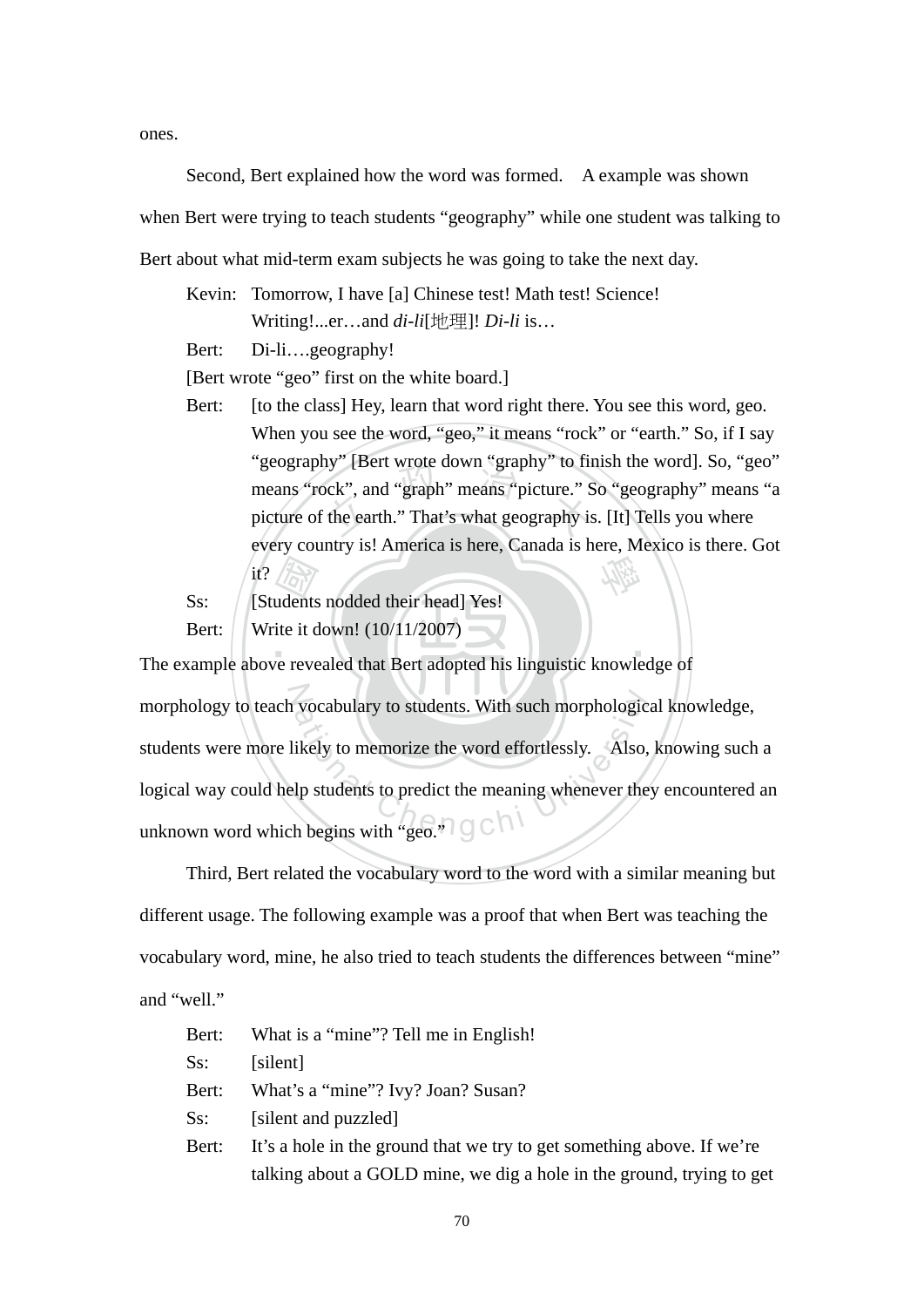ones.

Second, Bert explained how the word was formed. A example was shown when Bert were trying to teach students "geography" while one student was talking to Bert about what mid-term exam subjects he was going to take the next day.

Kevin: Tomorrow, I have [a] Chinese test! Math test! Science! Writing!...er…and *di-li*[地理]! *Di-li* is…

Bert: Di-li….geography!

[Bert wrote "geo" first on the white board.]

Bert: [to the class] Hey, learn that word right there. You see this word, geo. When you see the word, "geo," it means "rock" or "earth." So, if I say "geography" [Bert wrote down "graphy" to finish the word]. So, "geo" means "rock", and "graph" means "picture." So "geography" means "a picture of the earth." That's what geography is. [It] Tells you where every country is! America is here, Canada is here, Mexico is there. Got it?

Ss: [Students nodded their head] Yes!

Bert: Write it down! (10/11/2007)

The example above revealed that Bert adopted his linguistic knowledge of morphology to teach vocabulary to students. With such morphological knowledge, students were more likely to memorize the word effortlessly. Also, knowing such a logical way could help students to predict the meaning whenever they encountered an unknown word which begins with "geo."

Third, Bert related the vocabulary word to the word with a similar meaning but different usage. The following example was a proof that when Bert was teaching the vocabulary word, mine, he also tried to teach students the differences between "mine" and "well."

Bert: What is a "mine"? Tell me in English!

Ss: [silent]

Bert: What's a "mine"? Ivy? Joan? Susan?

Ss: [silent and puzzled]

Bert: It's a hole in the ground that we try to get something above. If we're talking about a GOLD mine, we dig a hole in the ground, trying to get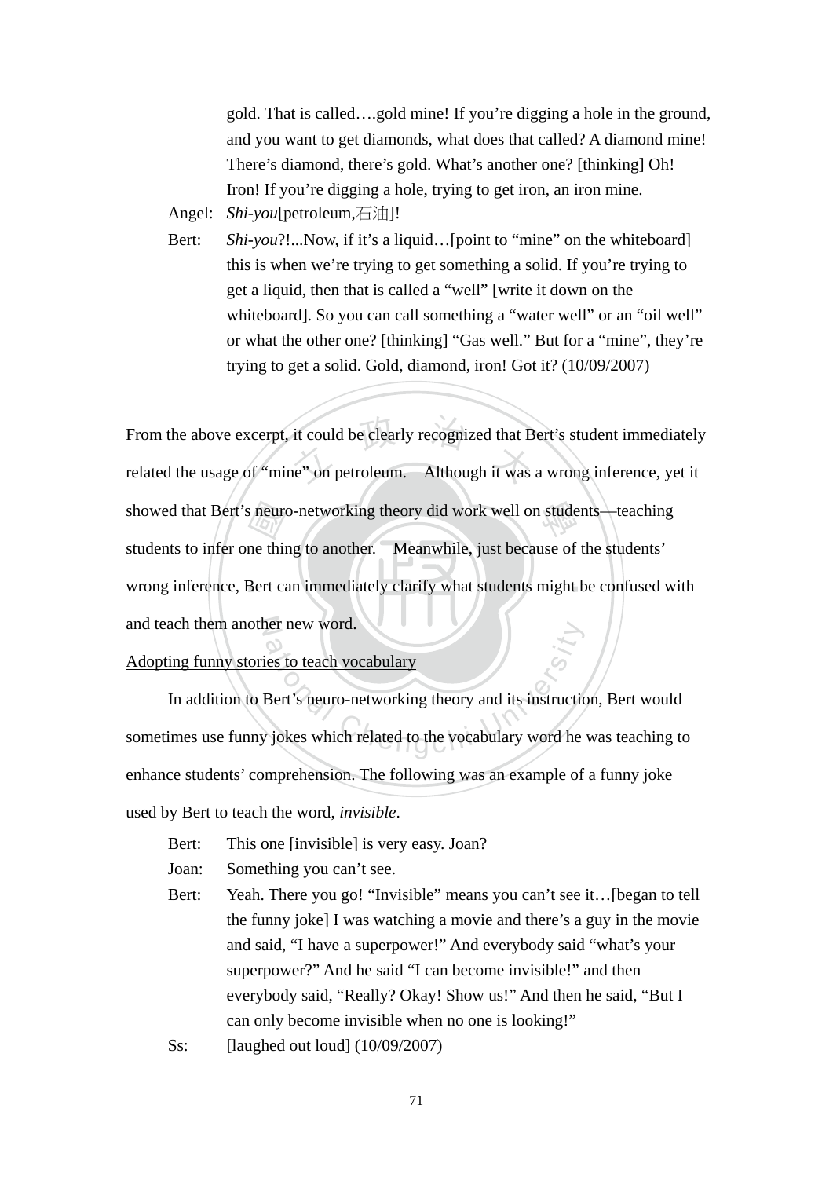gold. That is called….gold mine! If you're digging a hole in the ground, and you want to get diamonds, what does that called? A diamond mine! There's diamond, there's gold. What's another one? [thinking] Oh! Iron! If you're digging a hole, trying to get iron, an iron mine.

Angel: *Shi-you*[petroleum,石油]!

Bert: *Shi-you*?!...Now, if it's a liquid…[point to "mine" on the whiteboard] this is when we're trying to get something a solid. If you're trying to get a liquid, then that is called a "well" [write it down on the whiteboard]. So you can call something a "water well" or an "oil well" or what the other one? [thinking] "Gas well." But for a "mine", they're trying to get a solid. Gold, diamond, iron! Got it? (10/09/2007)

From the above excerpt, it could be clearly recognized that Bert's student immediately related the usage of "mine" on petroleum. Although it was a wrong inference, yet it showed that Bert's neuro-networking theory did work well on students—teaching students to infer one thing to another. Meanwhile, just because of the students' wrong inference, Bert can immediately clarify what students might be confused with and teach them another new word.

<u>Adopting funny stories to teach vocabulary</u>

In addition to Bert's neuro-networking theory and its instruction, Bert would sometimes use funny jokes which related to the vocabulary word he was teaching to enhance students' comprehension. The following was an example of a funny joke used by Bert to teach the word, *invisible*.

Bert: This one [invisible] is very easy. Joan?

Joan: Something you can't see.

Bert: Yeah. There you go! "Invisible" means you can't see it…[began to tell the funny joke] I was watching a movie and there's a guy in the movie and said, "I have a superpower!" And everybody said "what's your superpower?" And he said "I can become invisible!" and then everybody said, "Really? Okay! Show us!" And then he said, "But I can only become invisible when no one is looking!"

Ss: [laughed out loud] (10/09/2007)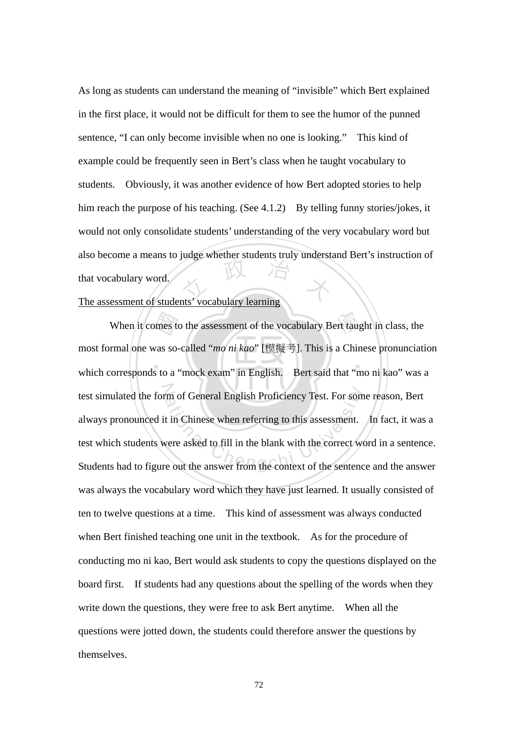As long as students can understand the meaning of “invisible” which Bert explained in the first place, it would not be difficult for them to see the humor of the punned sentence, “I can only become invisible when no one is looking.” This kind of example could be frequently seen in Bert’s class when he taught vocabulary to students. Obviously, it was another evidence of how Bert adopted stories to help him reach the purpose of his teaching. (See 4.1.2) By telling funny stories/jokes, it would not only consolidate students’ understanding of the very vocabulary word but also become a means to judge whether students truly understand Bert’s instruction of that vocabulary word.

<u>The assessment of students’ vocabulary learning</u>

When it comes to the assessment of the vocabulary Bert taught in class, the most formal one was so-called “*mo ni kao*” [模擬考]. This is a Chinese pronunciation which corresponds to a “mock exam” in English. Bert said that “mo ni kao” was a test simulated the form of General English Proficiency Test. For some reason, Bert always pronounced it in Chinese when referring to this assessment. In fact, it was a test which students were asked to fill in the blank with the correct word in a sentence. Students had to figure out the answer from the context of the sentence and the answer was always the vocabulary word which they have just learned. It usually consisted of ten to twelve questions at a time. This kind of assessment was always conducted when Bert finished teaching one unit in the textbook. As for the procedure of conducting mo ni kao, Bert would ask students to copy the questions displayed on the board first. If students had any questions about the spelling of the words when they write down the questions, they were free to ask Bert anytime. When all the questions were jotted down, the students could therefore answer the questions by themselves.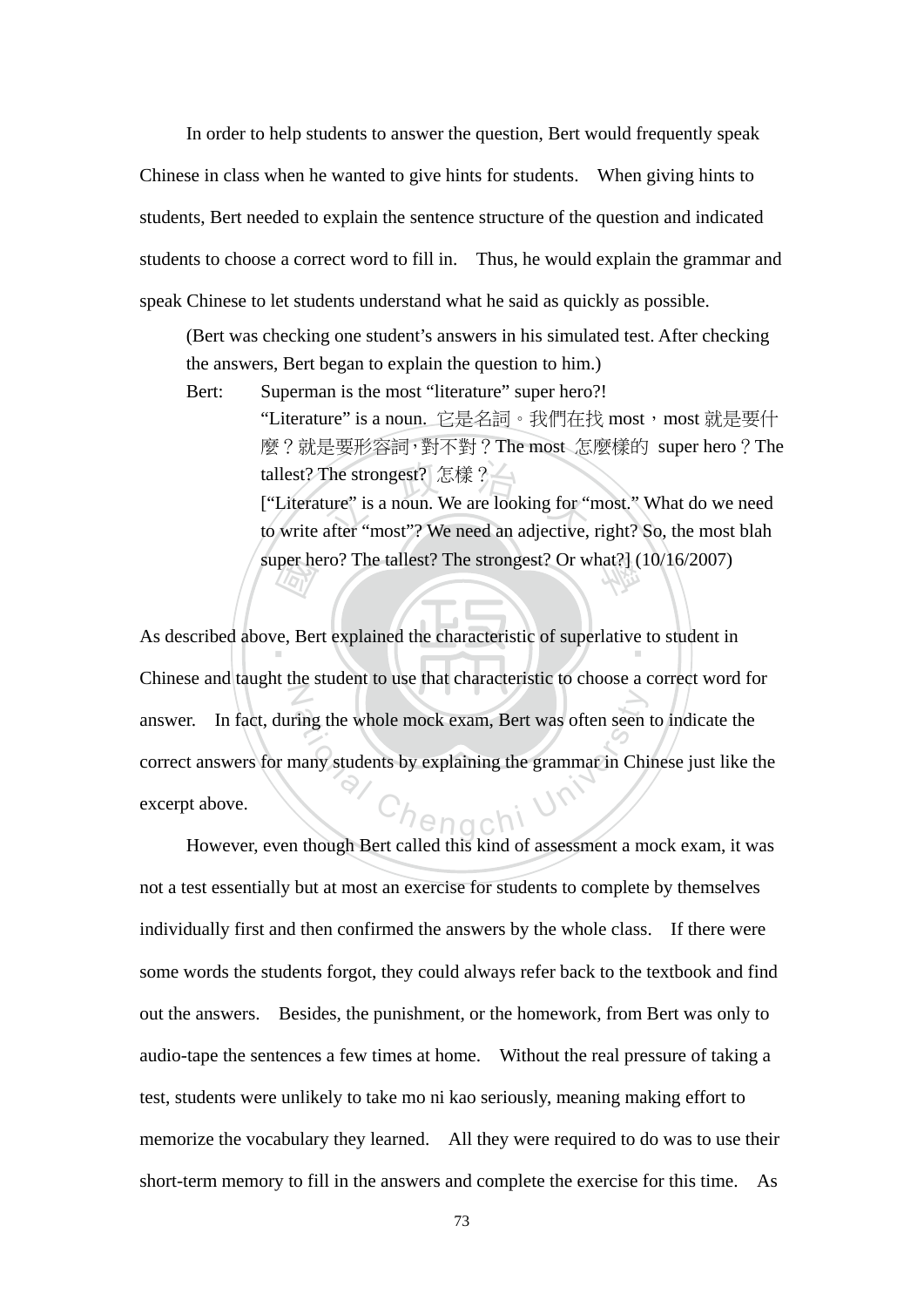In order to help students to answer the question, Bert would frequently speak Chinese in class when he wanted to give hints for students. When giving hints to students, Bert needed to explain the sentence structure of the question and indicated students to choose a correct word to fill in. Thus, he would explain the grammar and speak Chinese to let students understand what he said as quickly as possible.

> (Bert was checking one student's answers in his simulated test. After checking the answers, Bert began to explain the question to him.)
>
> Bert: Superman is the most "literature" super hero?!
> "Literature" is a noun. 它是名詞。我們在找 most，most 就是要什麼？就是要形容詞，對不對？The most 怎麼樣的 super hero？The tallest? The strongest? 怎樣？
> ["Literature" is a noun. We are looking for "most." What do we need to write after "most"? We need an adjective, right? So, the most blah super hero? The tallest? The strongest? Or what?] (10/16/2007)

As described above, Bert explained the characteristic of superlative to student in Chinese and taught the student to use that characteristic to choose a correct word for answer. In fact, during the whole mock exam, Bert was often seen to indicate the correct answers for many students by explaining the grammar in Chinese just like the excerpt above.

However, even though Bert called this kind of assessment a mock exam, it was not a test essentially but at most an exercise for students to complete by themselves individually first and then confirmed the answers by the whole class. If there were some words the students forgot, they could always refer back to the textbook and find out the answers. Besides, the punishment, or the homework, from Bert was only to audio-tape the sentences a few times at home. Without the real pressure of taking a test, students were unlikely to take mo ni kao seriously, meaning making effort to memorize the vocabulary they learned. All they were required to do was to use their short-term memory to fill in the answers and complete the exercise for this time. As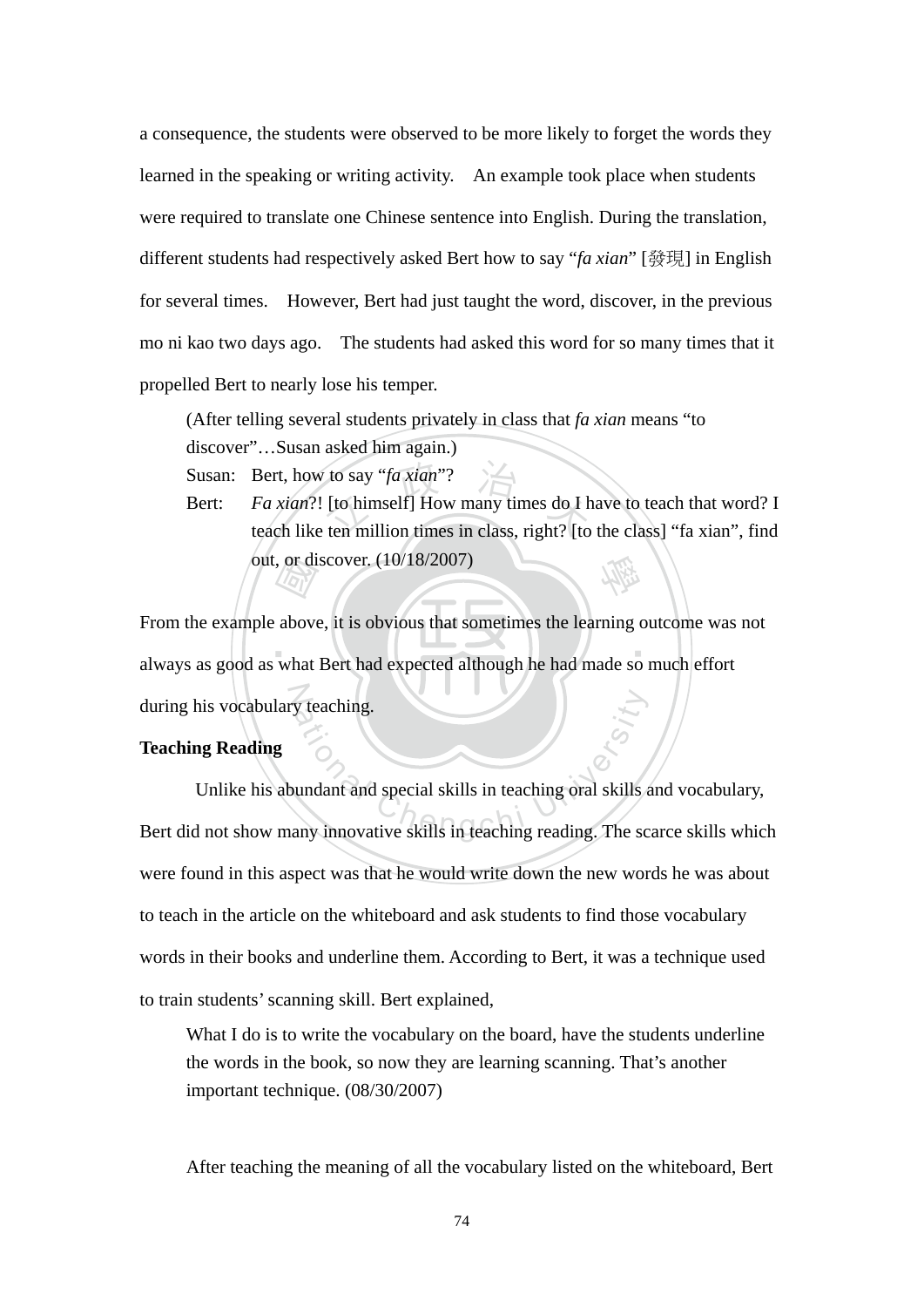a consequence, the students were observed to be more likely to forget the words they learned in the speaking or writing activity.  An example took place when students were required to translate one Chinese sentence into English. During the translation, different students had respectively asked Bert how to say "*fa xian*" [發現] in English for several times.  However, Bert had just taught the word, discover, in the previous mo ni kao two days ago.  The students had asked this word for so many times that it propelled Bert to nearly lose his temper.

> (After telling several students privately in class that *fa xian* means "to discover"…Susan asked him again.)
>
> Susan: Bert, how to say "*fa xian*"?
>
> Bert: *Fa xian*?! [to himself] How many times do I have to teach that word? I teach like ten million times in class, right? [to the class] "fa xian", find out, or discover. (10/18/2007)

From the example above, it is obvious that sometimes the learning outcome was not always as good as what Bert had expected although he had made so much effort during his vocabulary teaching.

**Teaching Reading**

Unlike his abundant and special skills in teaching oral skills and vocabulary, Bert did not show many innovative skills in teaching reading. The scarce skills which were found in this aspect was that he would write down the new words he was about to teach in the article on the whiteboard and ask students to find those vocabulary words in their books and underline them. According to Bert, it was a technique used to train students' scanning skill. Bert explained,

> What I do is to write the vocabulary on the board, have the students underline the words in the book, so now they are learning scanning. That's another important technique. (08/30/2007)

After teaching the meaning of all the vocabulary listed on the whiteboard, Bert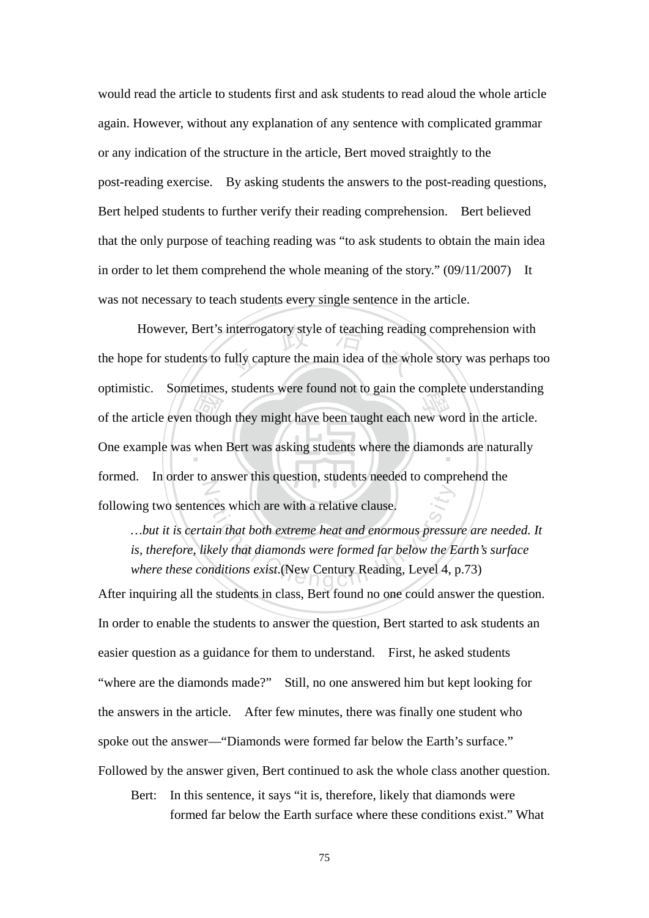would read the article to students first and ask students to read aloud the whole article again. However, without any explanation of any sentence with complicated grammar or any indication of the structure in the article, Bert moved straightly to the post-reading exercise. By asking students the answers to the post-reading questions, Bert helped students to further verify their reading comprehension. Bert believed that the only purpose of teaching reading was "to ask students to obtain the main idea in order to let them comprehend the whole meaning of the story." (09/11/2007) It was not necessary to teach students every single sentence in the article.

However, Bert's interrogatory style of teaching reading comprehension with the hope for students to fully capture the main idea of the whole story was perhaps too optimistic. Sometimes, students were found not to gain the complete understanding of the article even though they might have been taught each new word in the article. One example was when Bert was asking students where the diamonds are naturally formed. In order to answer this question, students needed to comprehend the following two sentences which are with a relative clause.

> *…but it is certain that both extreme heat and enormous pressure are needed. It is, therefore, likely that diamonds were formed far below the Earth's surface where these conditions exist.*(New Century Reading, Level 4, p.73)

After inquiring all the students in class, Bert found no one could answer the question. In order to enable the students to answer the question, Bert started to ask students an easier question as a guidance for them to understand. First, he asked students "where are the diamonds made?" Still, no one answered him but kept looking for the answers in the article. After few minutes, there was finally one student who spoke out the answer—"Diamonds were formed far below the Earth's surface." Followed by the answer given, Bert continued to ask the whole class another question.

> Bert: In this sentence, it says "it is, therefore, likely that diamonds were formed far below the Earth surface where these conditions exist." What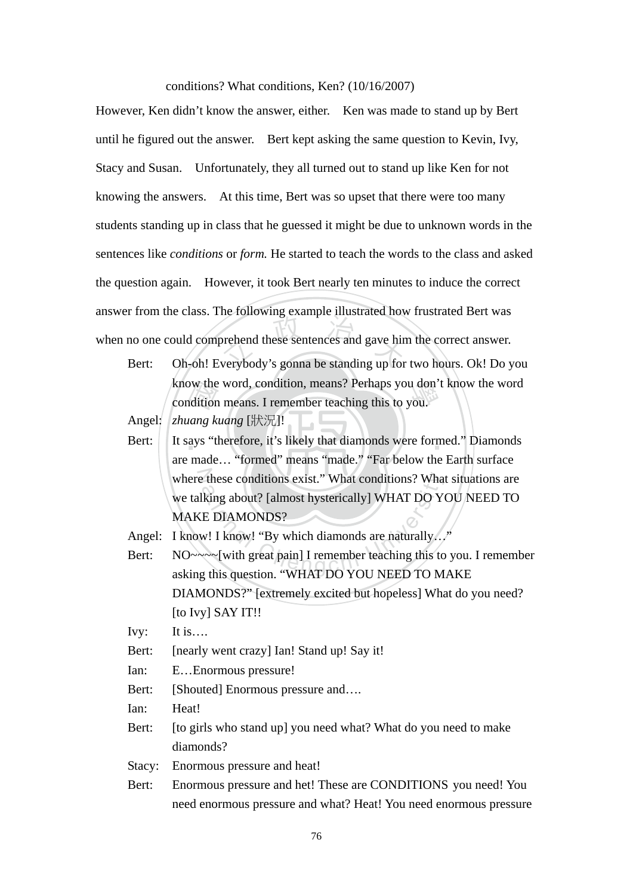conditions? What conditions, Ken? (10/16/2007)

However, Ken didn't know the answer, either. Ken was made to stand up by Bert until he figured out the answer. Bert kept asking the same question to Kevin, Ivy, Stacy and Susan. Unfortunately, they all turned out to stand up like Ken for not knowing the answers. At this time, Bert was so upset that there were too many students standing up in class that he guessed it might be due to unknown words in the sentences like *conditions* or *form.* He started to teach the words to the class and asked the question again. However, it took Bert nearly ten minutes to induce the correct answer from the class. The following example illustrated how frustrated Bert was when no one could comprehend these sentences and gave him the correct answer.

Bert: Oh-oh! Everybody's gonna be standing up for two hours. Ok! Do you know the word, condition, means? Perhaps you don't know the word condition means. I remember teaching this to you.

Angel: *zhuang kuang* [狀況]!

Bert: It says "therefore, it's likely that diamonds were formed." Diamonds are made… "formed" means "made." "Far below the Earth surface where these conditions exist." What conditions? What situations are we talking about? [almost hysterically] WHAT DO YOU NEED TO MAKE DIAMONDS?

Angel: I know! I know! "By which diamonds are naturally…"

Bert: NO~~~~[with great pain] I remember teaching this to you. I remember asking this question. "WHAT DO YOU NEED TO MAKE DIAMONDS?" [extremely excited but hopeless] What do you need? [to Ivy] SAY IT!!

Ivy: It is….

Bert: [nearly went crazy] Ian! Stand up! Say it!

Ian: E…Enormous pressure!

Bert: [Shouted] Enormous pressure and….

Ian: Heat!

Bert: [to girls who stand up] you need what? What do you need to make diamonds?

Stacy: Enormous pressure and heat!

Bert: Enormous pressure and het! These are CONDITIONS you need! You need enormous pressure and what? Heat! You need enormous pressure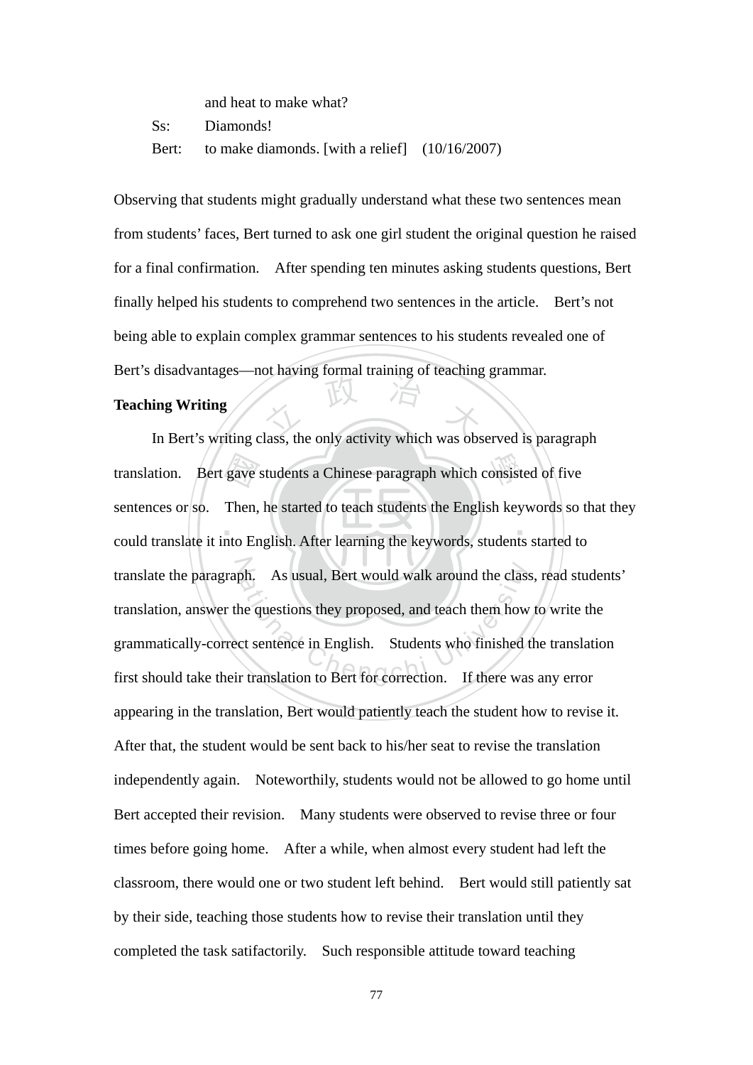and heat to make what?

Ss: Diamonds!

Bert: to make diamonds. [with a relief] (10/16/2007)

Observing that students might gradually understand what these two sentences mean from students' faces, Bert turned to ask one girl student the original question he raised for a final confirmation. After spending ten minutes asking students questions, Bert finally helped his students to comprehend two sentences in the article. Bert's not being able to explain complex grammar sentences to his students revealed one of Bert's disadvantages—not having formal training of teaching grammar.

**Teaching Writing**

In Bert's writing class, the only activity which was observed is paragraph translation. Bert gave students a Chinese paragraph which consisted of five sentences or so. Then, he started to teach students the English keywords so that they could translate it into English. After learning the keywords, students started to translate the paragraph. As usual, Bert would walk around the class, read students' translation, answer the questions they proposed, and teach them how to write the grammatically-correct sentence in English. Students who finished the translation first should take their translation to Bert for correction. If there was any error appearing in the translation, Bert would patiently teach the student how to revise it. After that, the student would be sent back to his/her seat to revise the translation independently again. Noteworthily, students would not be allowed to go home until Bert accepted their revision. Many students were observed to revise three or four times before going home. After a while, when almost every student had left the classroom, there would one or two student left behind. Bert would still patiently sat by their side, teaching those students how to revise their translation until they completed the task satifactorily. Such responsible attitude toward teaching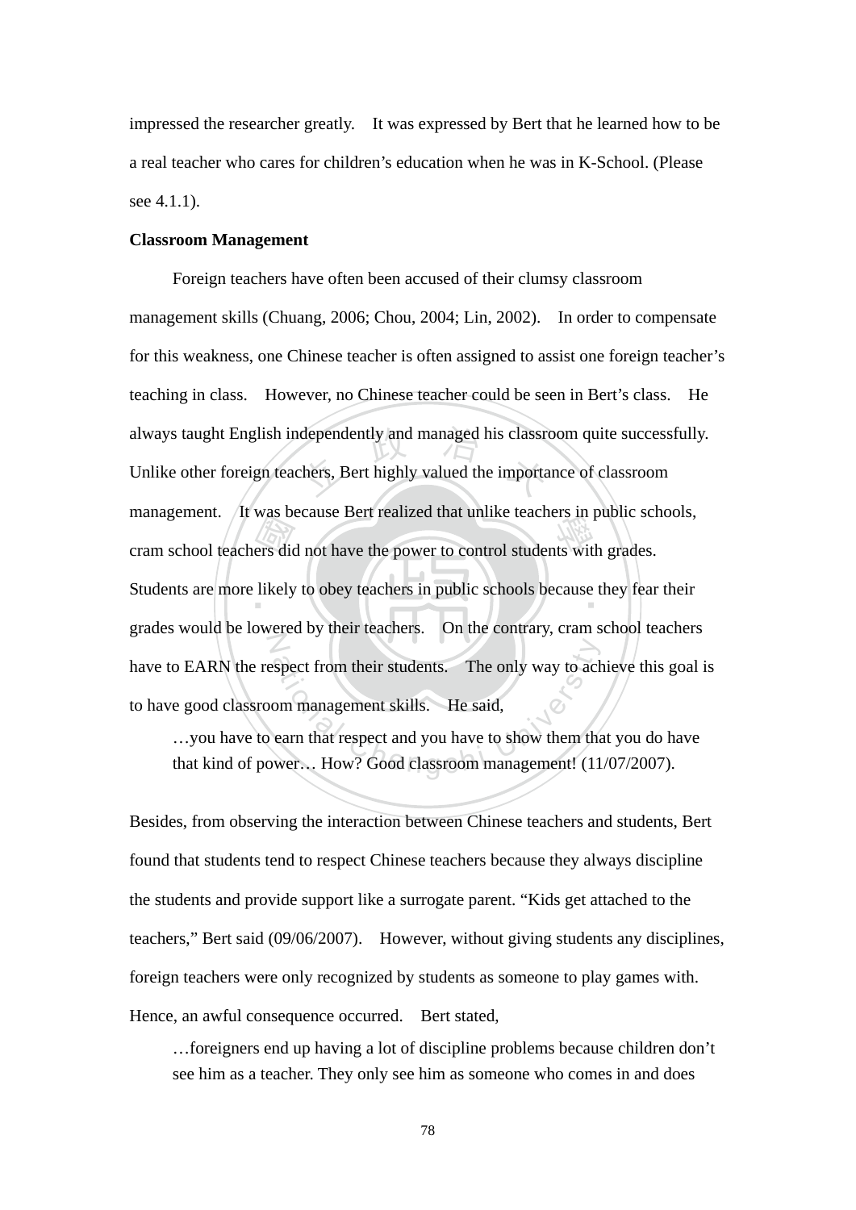impressed the researcher greatly. It was expressed by Bert that he learned how to be a real teacher who cares for children's education when he was in K-School. (Please see 4.1.1).

**Classroom Management**

Foreign teachers have often been accused of their clumsy classroom management skills (Chuang, 2006; Chou, 2004; Lin, 2002). In order to compensate for this weakness, one Chinese teacher is often assigned to assist one foreign teacher's teaching in class. However, no Chinese teacher could be seen in Bert's class. He always taught English independently and managed his classroom quite successfully. Unlike other foreign teachers, Bert highly valued the importance of classroom management. It was because Bert realized that unlike teachers in public schools, cram school teachers did not have the power to control students with grades. Students are more likely to obey teachers in public schools because they fear their grades would be lowered by their teachers. On the contrary, cram school teachers have to EARN the respect from their students. The only way to achieve this goal is to have good classroom management skills. He said,

> …you have to earn that respect and you have to show them that you do have that kind of power… How? Good classroom management! (11/07/2007).

Besides, from observing the interaction between Chinese teachers and students, Bert found that students tend to respect Chinese teachers because they always discipline the students and provide support like a surrogate parent. "Kids get attached to the teachers," Bert said (09/06/2007). However, without giving students any disciplines, foreign teachers were only recognized by students as someone to play games with. Hence, an awful consequence occurred. Bert stated,

> …foreigners end up having a lot of discipline problems because children don't see him as a teacher. They only see him as someone who comes in and does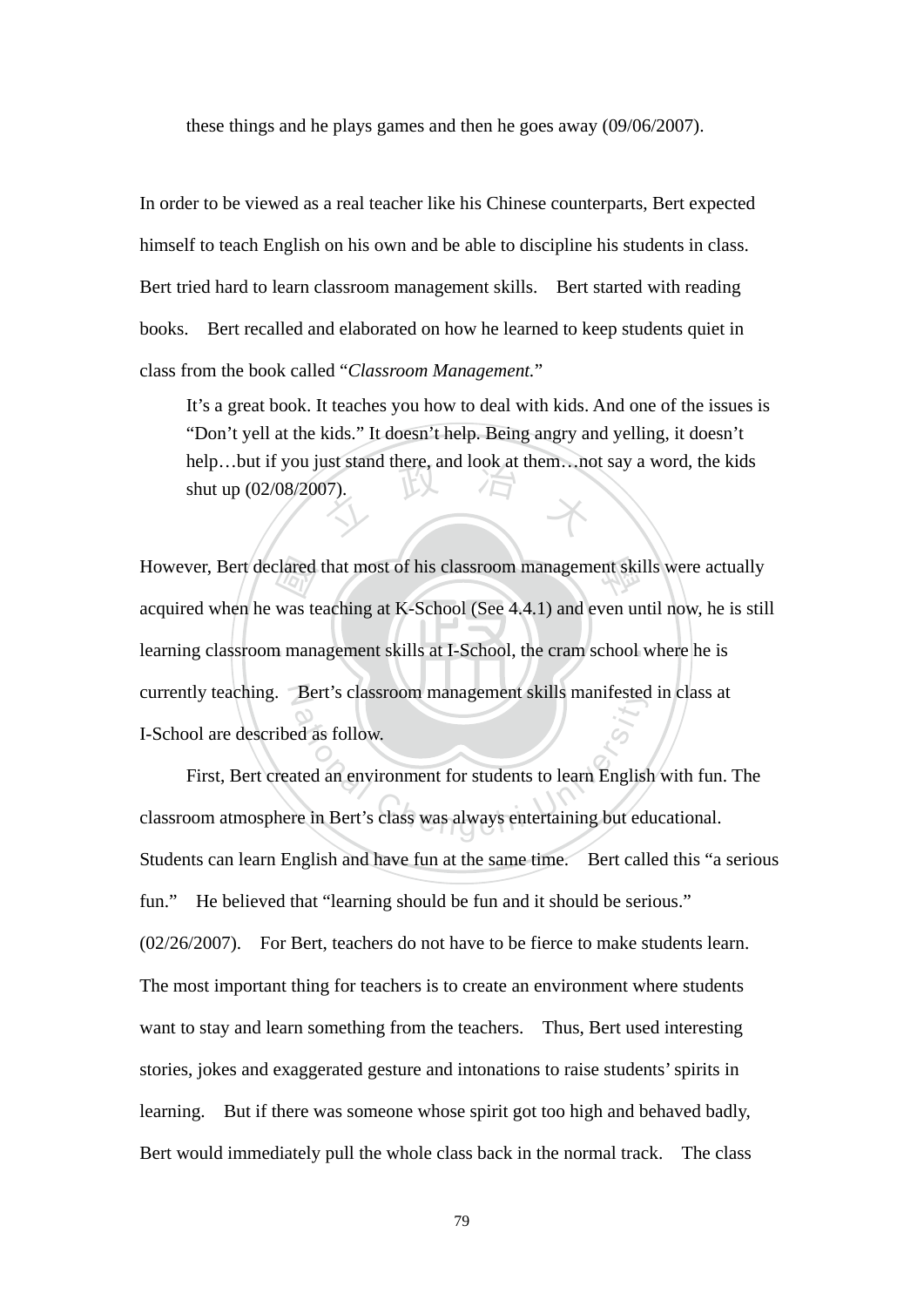these things and he plays games and then he goes away (09/06/2007).

In order to be viewed as a real teacher like his Chinese counterparts, Bert expected himself to teach English on his own and be able to discipline his students in class. Bert tried hard to learn classroom management skills. Bert started with reading books. Bert recalled and elaborated on how he learned to keep students quiet in class from the book called "*Classroom Management.*"

> It's a great book. It teaches you how to deal with kids. And one of the issues is "Don't yell at the kids." It doesn't help. Being angry and yelling, it doesn't help…but if you just stand there, and look at them…not say a word, the kids shut up (02/08/2007).

However, Bert declared that most of his classroom management skills were actually acquired when he was teaching at K-School (See 4.4.1) and even until now, he is still learning classroom management skills at I-School, the cram school where he is currently teaching. Bert's classroom management skills manifested in class at I-School are described as follow.

First, Bert created an environment for students to learn English with fun. The classroom atmosphere in Bert's class was always entertaining but educational. Students can learn English and have fun at the same time. Bert called this "a serious fun." He believed that "learning should be fun and it should be serious." (02/26/2007). For Bert, teachers do not have to be fierce to make students learn. The most important thing for teachers is to create an environment where students want to stay and learn something from the teachers. Thus, Bert used interesting stories, jokes and exaggerated gesture and intonations to raise students' spirits in learning. But if there was someone whose spirit got too high and behaved badly, Bert would immediately pull the whole class back in the normal track. The class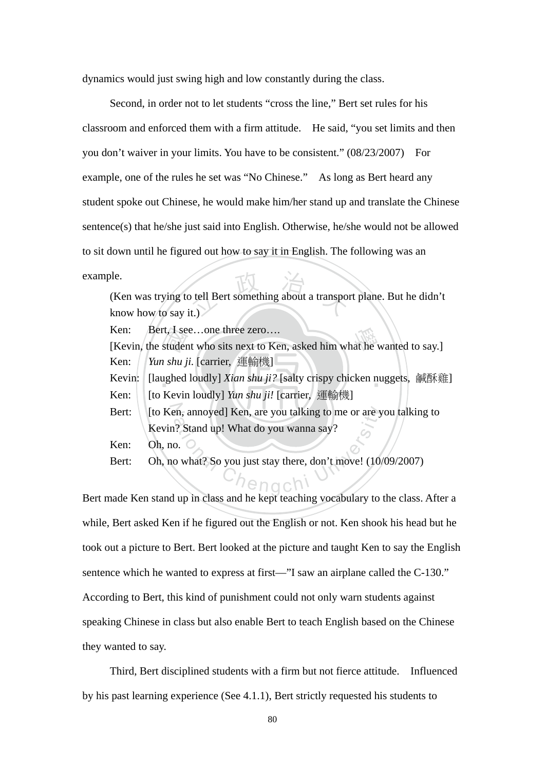dynamics would just swing high and low constantly during the class.

Second, in order not to let students "cross the line," Bert set rules for his classroom and enforced them with a firm attitude. He said, "you set limits and then you don't waiver in your limits. You have to be consistent." (08/23/2007) For example, one of the rules he set was "No Chinese." As long as Bert heard any student spoke out Chinese, he would make him/her stand up and translate the Chinese sentence(s) that he/she just said into English. Otherwise, he/she would not be allowed to sit down until he figured out how to say it in English. The following was an example.

> (Ken was trying to tell Bert something about a transport plane. But he didn't know how to say it.)
>
> Ken: Bert, I see…one three zero….
>
> [Kevin, the student who sits next to Ken, asked him what he wanted to say.]
>
> Ken: *Yun shu ji*. [carrier, 運輸機]
>
> Kevin: [laughed loudly] *Xian shu ji?* [salty crispy chicken nuggets, 鹹酥雞]
>
> Ken: [to Kevin loudly] *Yun shu ji!* [carrier, 運輸機]
>
> Bert: [to Ken, annoyed] Ken, are you talking to me or are you talking to Kevin? Stand up! What do you wanna say?
>
> Ken: Oh, no.
>
> Bert: Oh, no what? So you just stay there, don't move! (10/09/2007)

Bert made Ken stand up in class and he kept teaching vocabulary to the class. After a while, Bert asked Ken if he figured out the English or not. Ken shook his head but he took out a picture to Bert. Bert looked at the picture and taught Ken to say the English sentence which he wanted to express at first—"I saw an airplane called the C-130." According to Bert, this kind of punishment could not only warn students against speaking Chinese in class but also enable Bert to teach English based on the Chinese they wanted to say.

Third, Bert disciplined students with a firm but not fierce attitude. Influenced by his past learning experience (See 4.1.1), Bert strictly requested his students to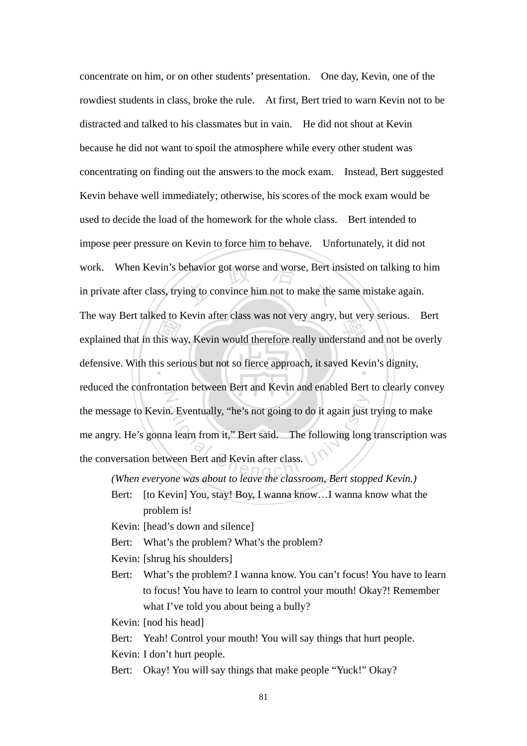concentrate on him, or on other students' presentation. One day, Kevin, one of the rowdiest students in class, broke the rule. At first, Bert tried to warn Kevin not to be distracted and talked to his classmates but in vain. He did not shout at Kevin because he did not want to spoil the atmosphere while every other student was concentrating on finding out the answers to the mock exam. Instead, Bert suggested Kevin behave well immediately; otherwise, his scores of the mock exam would be used to decide the load of the homework for the whole class. Bert intended to impose peer pressure on Kevin to force him to behave. Unfortunately, it did not work. When Kevin's behavior got worse and worse, Bert insisted on talking to him in private after class, trying to convince him not to make the same mistake again. The way Bert talked to Kevin after class was not very angry, but very serious. Bert explained that in this way, Kevin would therefore really understand and not be overly defensive. With this serious but not so fierce approach, it saved Kevin's dignity, reduced the confrontation between Bert and Kevin and enabled Bert to clearly convey the message to Kevin. Eventually, "he's not going to do it again just trying to make me angry. He's gonna learn from it," Bert said. The following long transcription was the conversation between Bert and Kevin after class.

*(When everyone was about to leave the classroom, Bert stopped Kevin.)*

Bert: [to Kevin] You, stay! Boy, I wanna know…I wanna know what the problem is!

Kevin: [head's down and silence]

Bert: What's the problem? What's the problem?

Kevin: [shrug his shoulders]

Bert: What's the problem? I wanna know. You can't focus! You have to learn to focus! You have to learn to control your mouth! Okay?! Remember what I've told you about being a bully?

Kevin: [nod his head]

Bert: Yeah! Control your mouth! You will say things that hurt people.

Kevin: I don't hurt people.

Bert: Okay! You will say things that make people "Yuck!" Okay?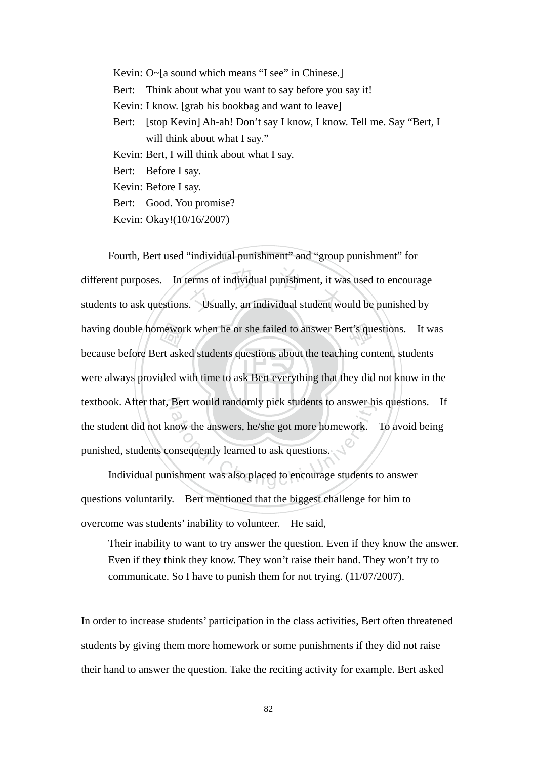Kevin: O~[a sound which means "I see" in Chinese.]
Bert: Think about what you want to say before you say it!
Kevin: I know. [grab his bookbag and want to leave]
Bert: [stop Kevin] Ah-ah! Don't say I know, I know. Tell me. Say "Bert, I will think about what I say."
Kevin: Bert, I will think about what I say.
Bert: Before I say.
Kevin: Before I say.
Bert: Good. You promise?
Kevin: Okay!(10/16/2007)

Fourth, Bert used "individual punishment" and "group punishment" for different purposes. In terms of individual punishment, it was used to encourage students to ask questions. Usually, an individual student would be punished by having double homework when he or she failed to answer Bert's questions. It was because before Bert asked students questions about the teaching content, students were always provided with time to ask Bert everything that they did not know in the textbook. After that, Bert would randomly pick students to answer his questions. If the student did not know the answers, he/she got more homework. To avoid being punished, students consequently learned to ask questions.

Individual punishment was also placed to encourage students to answer questions voluntarily. Bert mentioned that the biggest challenge for him to overcome was students' inability to volunteer. He said,

> Their inability to want to try answer the question. Even if they know the answer. Even if they think they know. They won't raise their hand. They won't try to communicate. So I have to punish them for not trying. (11/07/2007).

In order to increase students' participation in the class activities, Bert often threatened students by giving them more homework or some punishments if they did not raise their hand to answer the question. Take the reciting activity for example. Bert asked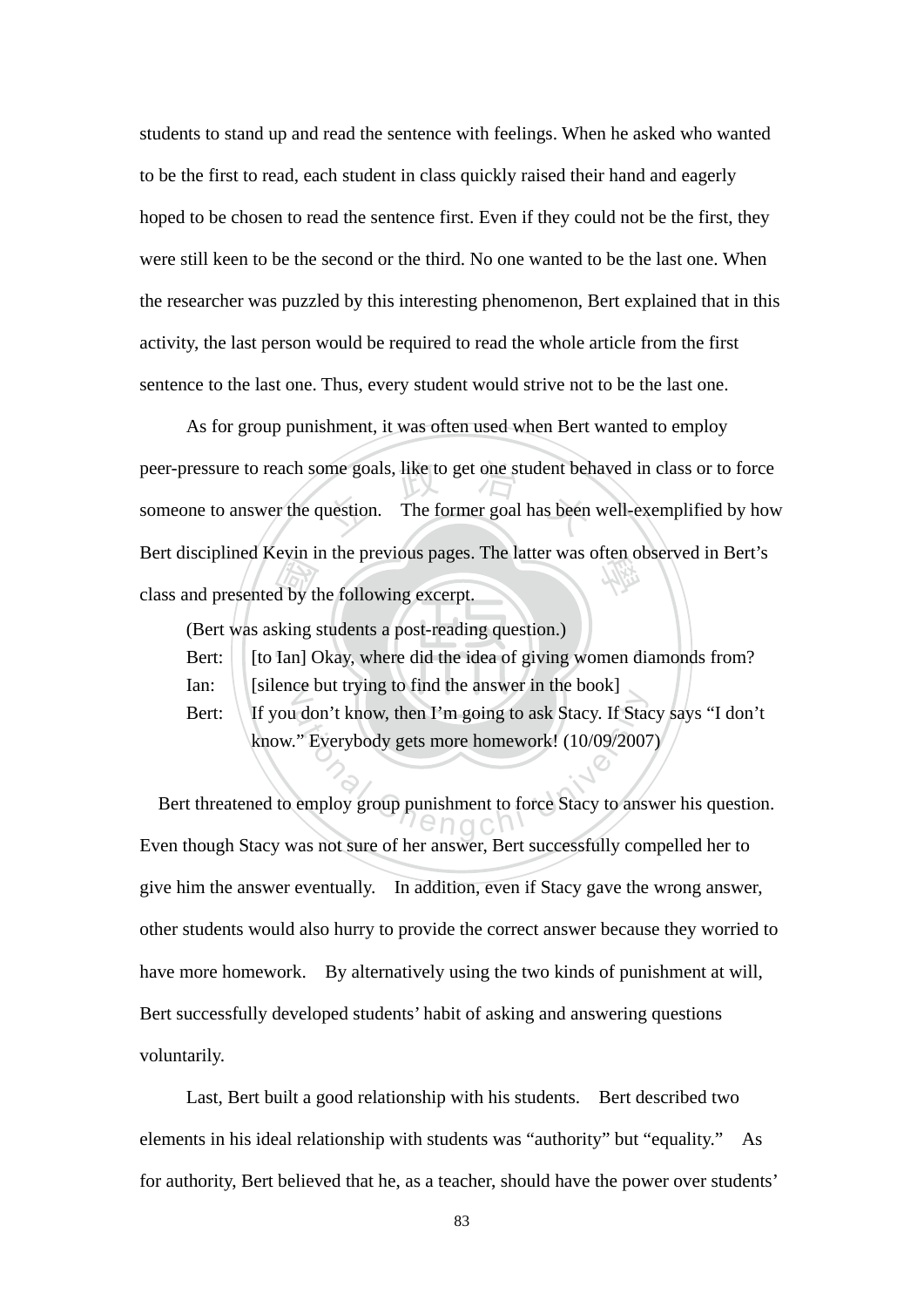students to stand up and read the sentence with feelings. When he asked who wanted to be the first to read, each student in class quickly raised their hand and eagerly hoped to be chosen to read the sentence first. Even if they could not be the first, they were still keen to be the second or the third. No one wanted to be the last one. When the researcher was puzzled by this interesting phenomenon, Bert explained that in this activity, the last person would be required to read the whole article from the first sentence to the last one. Thus, every student would strive not to be the last one.

As for group punishment, it was often used when Bert wanted to employ peer-pressure to reach some goals, like to get one student behaved in class or to force someone to answer the question. The former goal has been well-exemplified by how Bert disciplined Kevin in the previous pages. The latter was often observed in Bert's class and presented by the following excerpt.

(Bert was asking students a post-reading question.)

Bert: [to Ian] Okay, where did the idea of giving women diamonds from?

Ian: [silence but trying to find the answer in the book]

Bert: If you don't know, then I'm going to ask Stacy. If Stacy says "I don't know." Everybody gets more homework! (10/09/2007)

Bert threatened to employ group punishment to force Stacy to answer his question. Even though Stacy was not sure of her answer, Bert successfully compelled her to give him the answer eventually. In addition, even if Stacy gave the wrong answer, other students would also hurry to provide the correct answer because they worried to have more homework. By alternatively using the two kinds of punishment at will, Bert successfully developed students' habit of asking and answering questions voluntarily.

Last, Bert built a good relationship with his students. Bert described two elements in his ideal relationship with students was "authority" but "equality." As for authority, Bert believed that he, as a teacher, should have the power over students'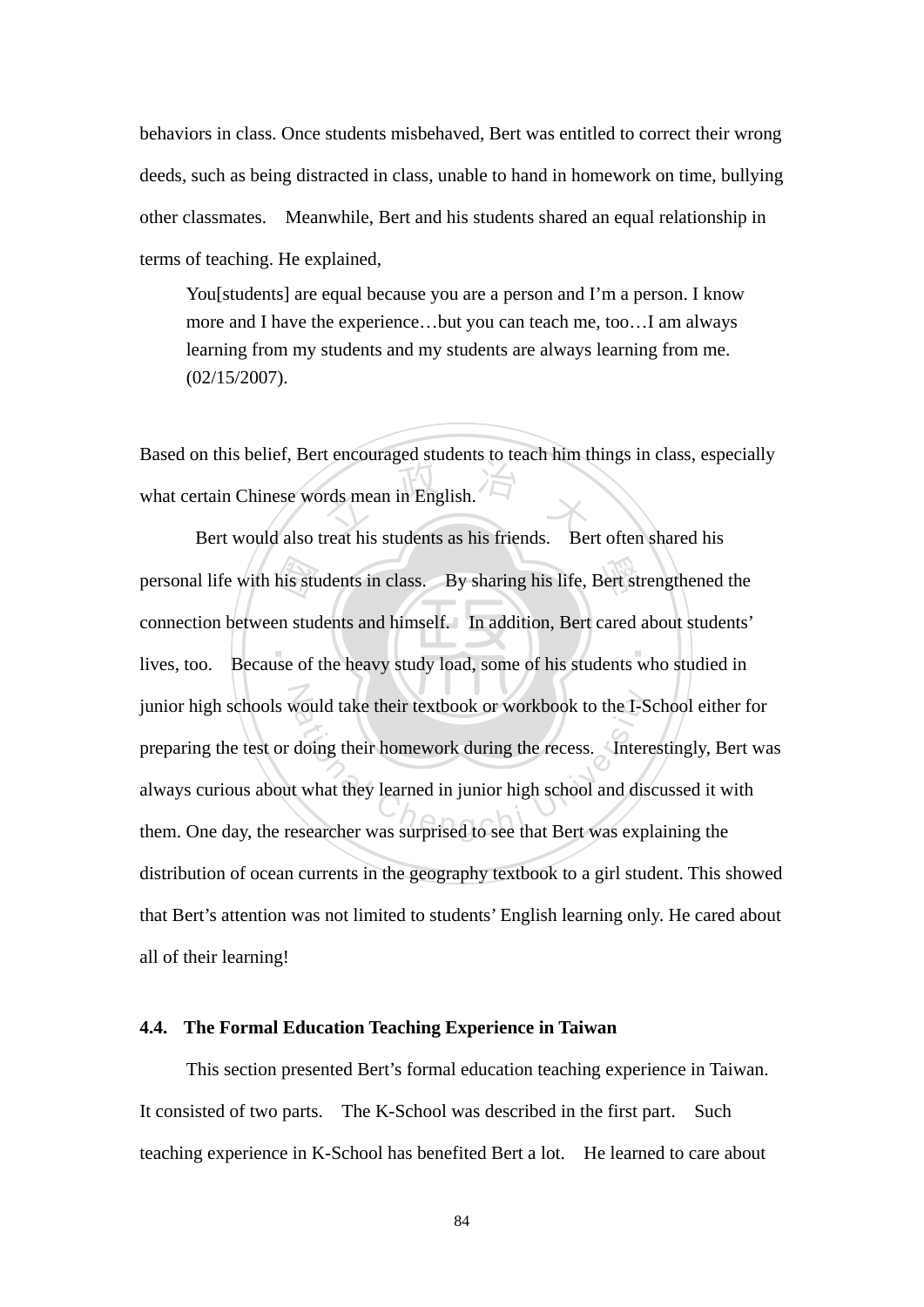behaviors in class. Once students misbehaved, Bert was entitled to correct their wrong deeds, such as being distracted in class, unable to hand in homework on time, bullying other classmates. Meanwhile, Bert and his students shared an equal relationship in terms of teaching. He explained,

> You[students] are equal because you are a person and I'm a person. I know more and I have the experience…but you can teach me, too…I am always learning from my students and my students are always learning from me. (02/15/2007).

Based on this belief, Bert encouraged students to teach him things in class, especially what certain Chinese words mean in English.

Bert would also treat his students as his friends. Bert often shared his personal life with his students in class. By sharing his life, Bert strengthened the connection between students and himself. In addition, Bert cared about students' lives, too. Because of the heavy study load, some of his students who studied in junior high schools would take their textbook or workbook to the I-School either for preparing the test or doing their homework during the recess. Interestingly, Bert was always curious about what they learned in junior high school and discussed it with them. One day, the researcher was surprised to see that Bert was explaining the distribution of ocean currents in the geography textbook to a girl student. This showed that Bert's attention was not limited to students' English learning only. He cared about all of their learning!

### 4.4. The Formal Education Teaching Experience in Taiwan

This section presented Bert's formal education teaching experience in Taiwan. It consisted of two parts. The K-School was described in the first part. Such teaching experience in K-School has benefited Bert a lot. He learned to care about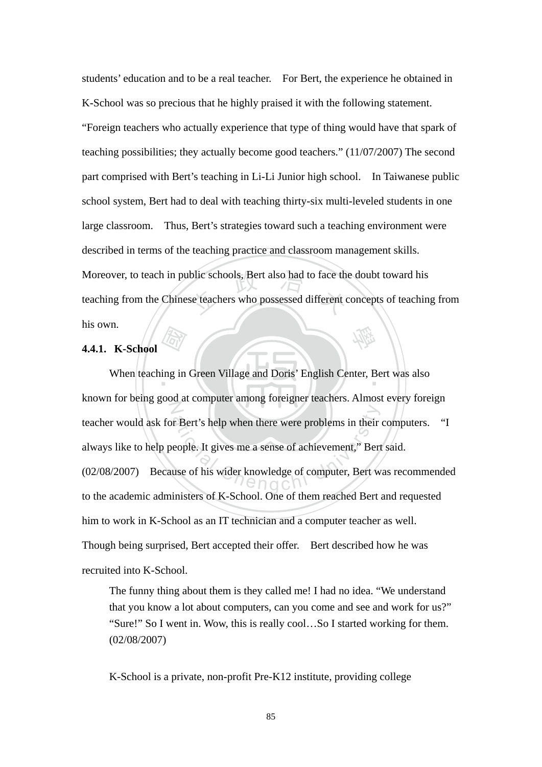students' education and to be a real teacher. For Bert, the experience he obtained in K-School was so precious that he highly praised it with the following statement. "Foreign teachers who actually experience that type of thing would have that spark of teaching possibilities; they actually become good teachers." (11/07/2007) The second part comprised with Bert's teaching in Li-Li Junior high school. In Taiwanese public school system, Bert had to deal with teaching thirty-six multi-leveled students in one large classroom. Thus, Bert's strategies toward such a teaching environment were described in terms of the teaching practice and classroom management skills. Moreover, to teach in public schools, Bert also had to face the doubt toward his teaching from the Chinese teachers who possessed different concepts of teaching from his own.

### 4.4.1. K-School

When teaching in Green Village and Doris' English Center, Bert was also known for being good at computer among foreigner teachers. Almost every foreign teacher would ask for Bert's help when there were problems in their computers. "I always like to help people. It gives me a sense of achievement," Bert said. (02/08/2007) Because of his wider knowledge of computer, Bert was recommended to the academic administers of K-School. One of them reached Bert and requested him to work in K-School as an IT technician and a computer teacher as well. Though being surprised, Bert accepted their offer. Bert described how he was recruited into K-School.

> The funny thing about them is they called me! I had no idea. "We understand that you know a lot about computers, can you come and see and work for us?" "Sure!" So I went in. Wow, this is really cool…So I started working for them. (02/08/2007)

K-School is a private, non-profit Pre-K12 institute, providing college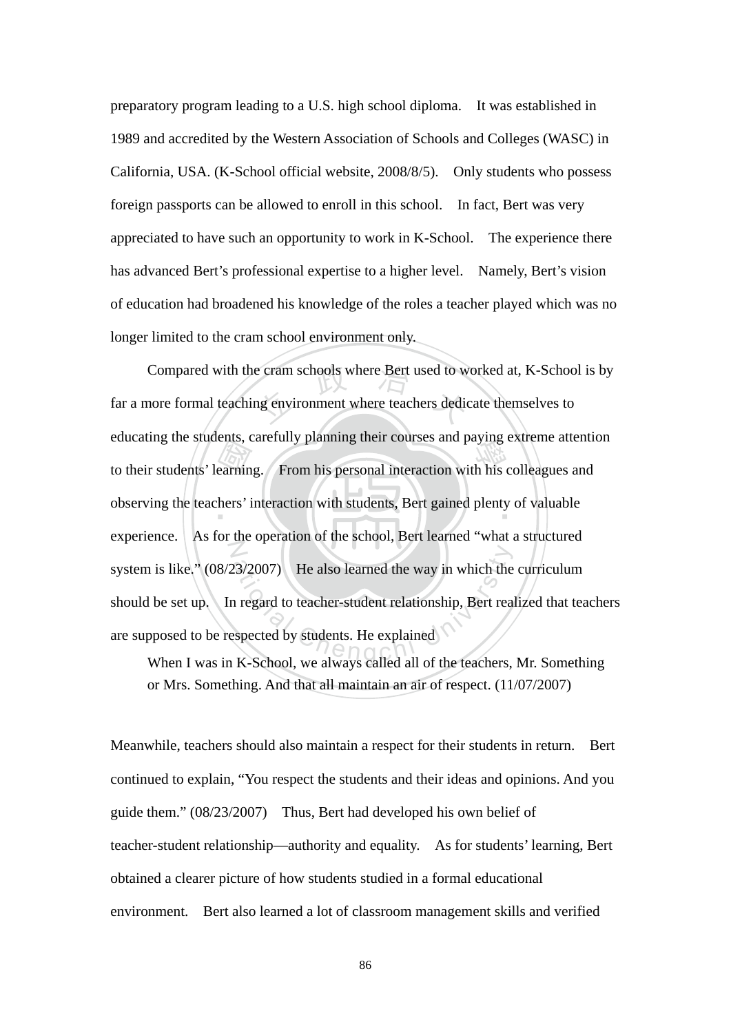preparatory program leading to a U.S. high school diploma. It was established in 1989 and accredited by the Western Association of Schools and Colleges (WASC) in California, USA. (K-School official website, 2008/8/5). Only students who possess foreign passports can be allowed to enroll in this school. In fact, Bert was very appreciated to have such an opportunity to work in K-School. The experience there has advanced Bert's professional expertise to a higher level. Namely, Bert's vision of education had broadened his knowledge of the roles a teacher played which was no longer limited to the cram school environment only.

Compared with the cram schools where Bert used to worked at, K-School is by far a more formal teaching environment where teachers dedicate themselves to educating the students, carefully planning their courses and paying extreme attention to their students' learning. From his personal interaction with his colleagues and observing the teachers' interaction with students, Bert gained plenty of valuable experience. As for the operation of the school, Bert learned "what a structured system is like." (08/23/2007) He also learned the way in which the curriculum should be set up. In regard to teacher-student relationship, Bert realized that teachers are supposed to be respected by students. He explained

> When I was in K-School, we always called all of the teachers, Mr. Something or Mrs. Something. And that all maintain an air of respect. (11/07/2007)

Meanwhile, teachers should also maintain a respect for their students in return. Bert continued to explain, "You respect the students and their ideas and opinions. And you guide them." (08/23/2007) Thus, Bert had developed his own belief of teacher-student relationship—authority and equality. As for students' learning, Bert obtained a clearer picture of how students studied in a formal educational environment. Bert also learned a lot of classroom management skills and verified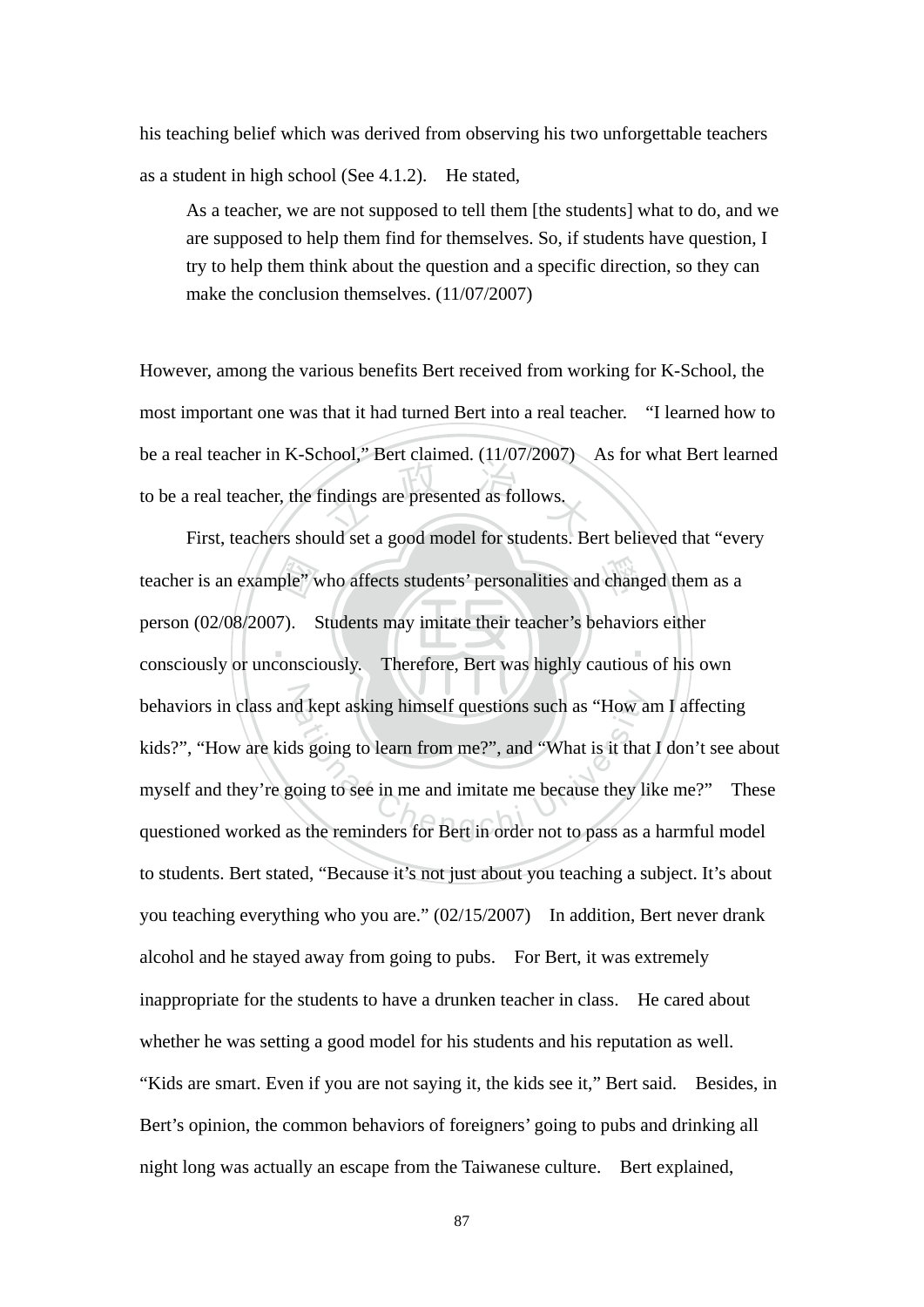his teaching belief which was derived from observing his two unforgettable teachers as a student in high school (See 4.1.2). He stated,

> As a teacher, we are not supposed to tell them [the students] what to do, and we are supposed to help them find for themselves. So, if students have question, I try to help them think about the question and a specific direction, so they can make the conclusion themselves. (11/07/2007)

However, among the various benefits Bert received from working for K-School, the most important one was that it had turned Bert into a real teacher. "I learned how to be a real teacher in K-School," Bert claimed. (11/07/2007) As for what Bert learned to be a real teacher, the findings are presented as follows.

First, teachers should set a good model for students. Bert believed that "every teacher is an example" who affects students' personalities and changed them as a person (02/08/2007). Students may imitate their teacher's behaviors either consciously or unconsciously. Therefore, Bert was highly cautious of his own behaviors in class and kept asking himself questions such as "How am I affecting kids?", "How are kids going to learn from me?", and "What is it that I don't see about myself and they're going to see in me and imitate me because they like me?" These questioned worked as the reminders for Bert in order not to pass as a harmful model to students. Bert stated, "Because it's not just about you teaching a subject. It's about you teaching everything who you are." (02/15/2007) In addition, Bert never drank alcohol and he stayed away from going to pubs. For Bert, it was extremely inappropriate for the students to have a drunken teacher in class. He cared about whether he was setting a good model for his students and his reputation as well. "Kids are smart. Even if you are not saying it, the kids see it," Bert said. Besides, in Bert's opinion, the common behaviors of foreigners' going to pubs and drinking all night long was actually an escape from the Taiwanese culture. Bert explained,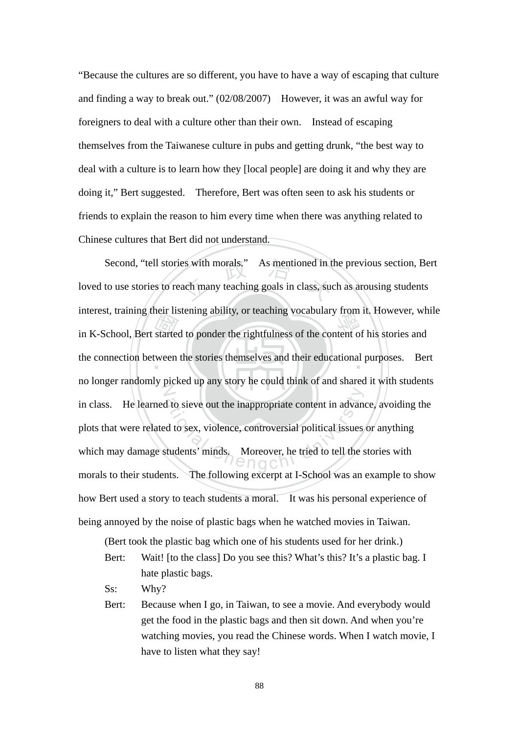"Because the cultures are so different, you have to have a way of escaping that culture and finding a way to break out." (02/08/2007) However, it was an awful way for foreigners to deal with a culture other than their own. Instead of escaping themselves from the Taiwanese culture in pubs and getting drunk, "the best way to deal with a culture is to learn how they [local people] are doing it and why they are doing it," Bert suggested. Therefore, Bert was often seen to ask his students or friends to explain the reason to him every time when there was anything related to Chinese cultures that Bert did not understand.

Second, "tell stories with morals." As mentioned in the previous section, Bert loved to use stories to reach many teaching goals in class, such as arousing students interest, training their listening ability, or teaching vocabulary from it. However, while in K-School, Bert started to ponder the rightfulness of the content of his stories and the connection between the stories themselves and their educational purposes. Bert no longer randomly picked up any story he could think of and shared it with students in class. He learned to sieve out the inappropriate content in advance, avoiding the plots that were related to sex, violence, controversial political issues or anything which may damage students' minds. Moreover, he tried to tell the stories with morals to their students. The following excerpt at I-School was an example to show how Bert used a story to teach students a moral. It was his personal experience of being annoyed by the noise of plastic bags when he watched movies in Taiwan.

> (Bert took the plastic bag which one of his students used for her drink.)
>
> Bert: Wait! [to the class] Do you see this? What's this? It's a plastic bag. I hate plastic bags.
>
> Ss: Why?
>
> Bert: Because when I go, in Taiwan, to see a movie. And everybody would get the food in the plastic bags and then sit down. And when you're watching movies, you read the Chinese words. When I watch movie, I have to listen what they say!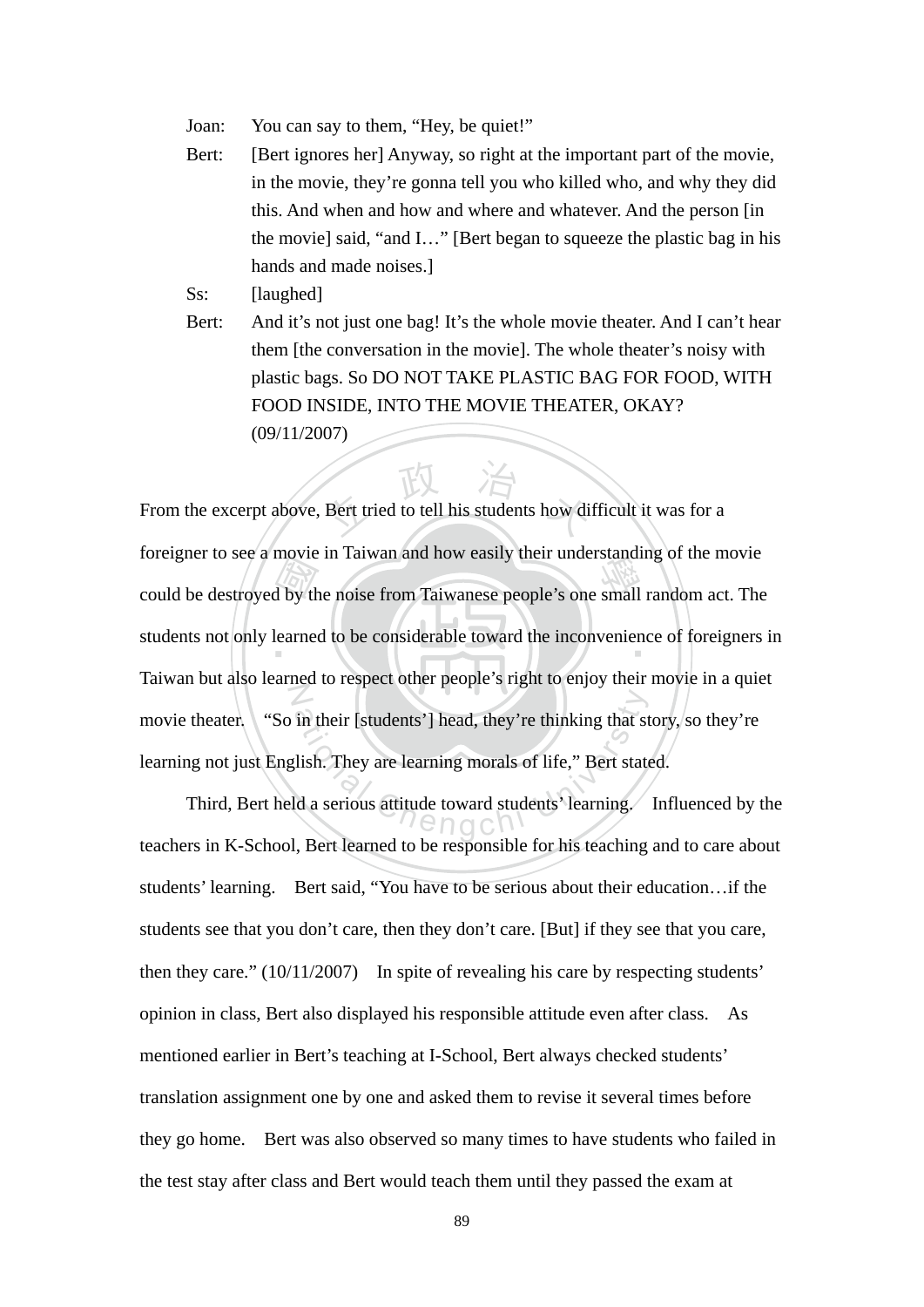Joan: You can say to them, “Hey, be quiet!”

Bert: [Bert ignores her] Anyway, so right at the important part of the movie, in the movie, they’re gonna tell you who killed who, and why they did this. And when and how and where and whatever. And the person [in the movie] said, “and I…” [Bert began to squeeze the plastic bag in his hands and made noises.]

Ss: [laughed]

Bert: And it’s not just one bag! It’s the whole movie theater. And I can’t hear them [the conversation in the movie]. The whole theater’s noisy with plastic bags. So DO NOT TAKE PLASTIC BAG FOR FOOD, WITH FOOD INSIDE, INTO THE MOVIE THEATER, OKAY? (09/11/2007)

From the excerpt above, Bert tried to tell his students how difficult it was for a foreigner to see a movie in Taiwan and how easily their understanding of the movie could be destroyed by the noise from Taiwanese people’s one small random act. The students not only learned to be considerable toward the inconvenience of foreigners in Taiwan but also learned to respect other people’s right to enjoy their movie in a quiet movie theater. “So in their [students’] head, they’re thinking that story, so they’re learning not just English. They are learning morals of life,” Bert stated.

Third, Bert held a serious attitude toward students’ learning. Influenced by the teachers in K-School, Bert learned to be responsible for his teaching and to care about students’ learning. Bert said, “You have to be serious about their education…if the students see that you don’t care, then they don’t care. [But] if they see that you care, then they care.” (10/11/2007) In spite of revealing his care by respecting students’ opinion in class, Bert also displayed his responsible attitude even after class. As mentioned earlier in Bert’s teaching at I-School, Bert always checked students’ translation assignment one by one and asked them to revise it several times before they go home. Bert was also observed so many times to have students who failed in the test stay after class and Bert would teach them until they passed the exam at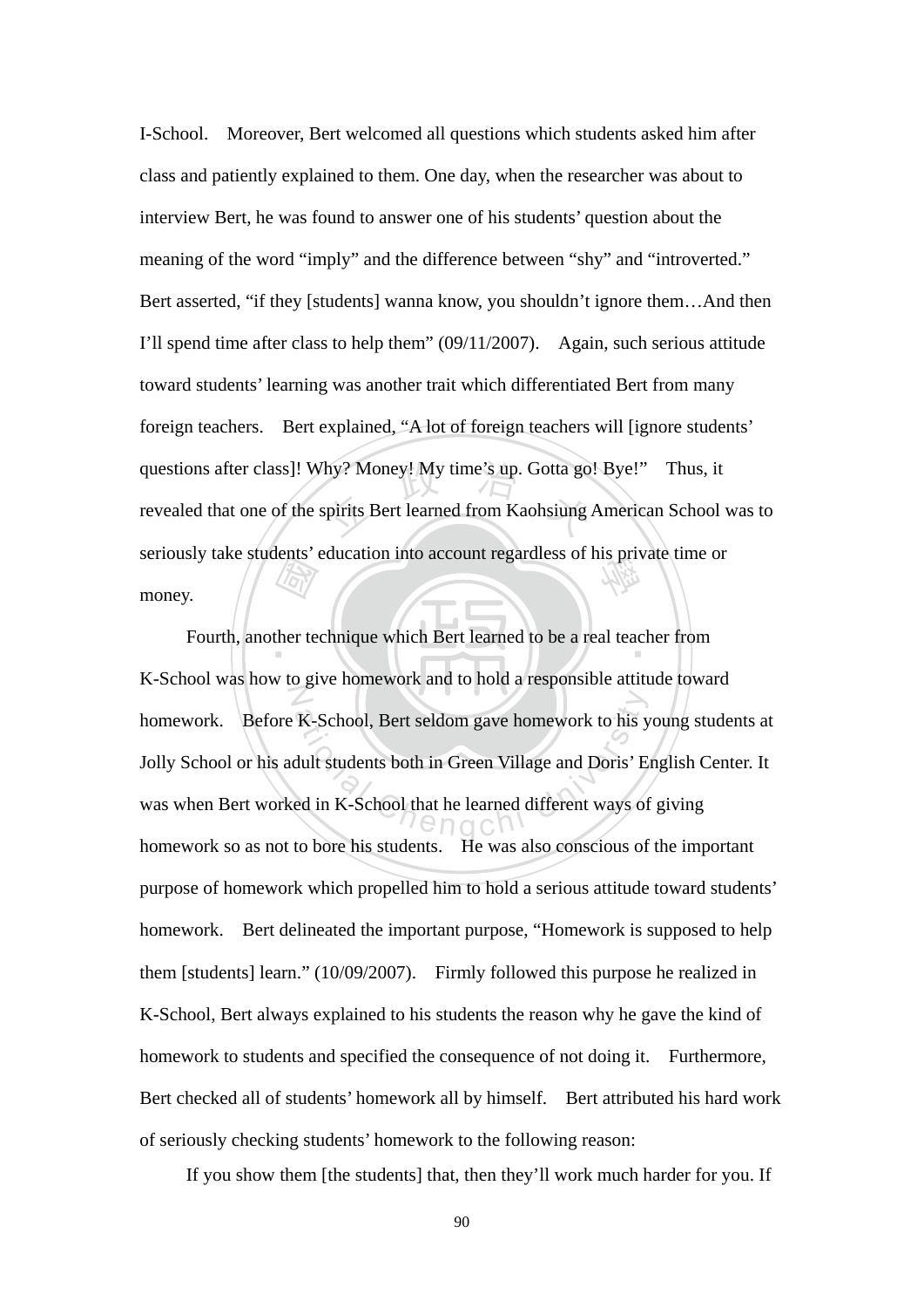I-School. Moreover, Bert welcomed all questions which students asked him after class and patiently explained to them. One day, when the researcher was about to interview Bert, he was found to answer one of his students' question about the meaning of the word "imply" and the difference between "shy" and "introverted." Bert asserted, "if they [students] wanna know, you shouldn't ignore them…And then I'll spend time after class to help them" (09/11/2007). Again, such serious attitude toward students' learning was another trait which differentiated Bert from many foreign teachers. Bert explained, "A lot of foreign teachers will [ignore students' questions after class]! Why? Money! My time's up. Gotta go! Bye!" Thus, it revealed that one of the spirits Bert learned from Kaohsiung American School was to seriously take students' education into account regardless of his private time or money.

Fourth, another technique which Bert learned to be a real teacher from K-School was how to give homework and to hold a responsible attitude toward homework. Before K-School, Bert seldom gave homework to his young students at Jolly School or his adult students both in Green Village and Doris' English Center. It was when Bert worked in K-School that he learned different ways of giving homework so as not to bore his students. He was also conscious of the important purpose of homework which propelled him to hold a serious attitude toward students' homework. Bert delineated the important purpose, "Homework is supposed to help them [students] learn." (10/09/2007). Firmly followed this purpose he realized in K-School, Bert always explained to his students the reason why he gave the kind of homework to students and specified the consequence of not doing it. Furthermore, Bert checked all of students' homework all by himself. Bert attributed his hard work of seriously checking students' homework to the following reason:

If you show them [the students] that, then they'll work much harder for you. If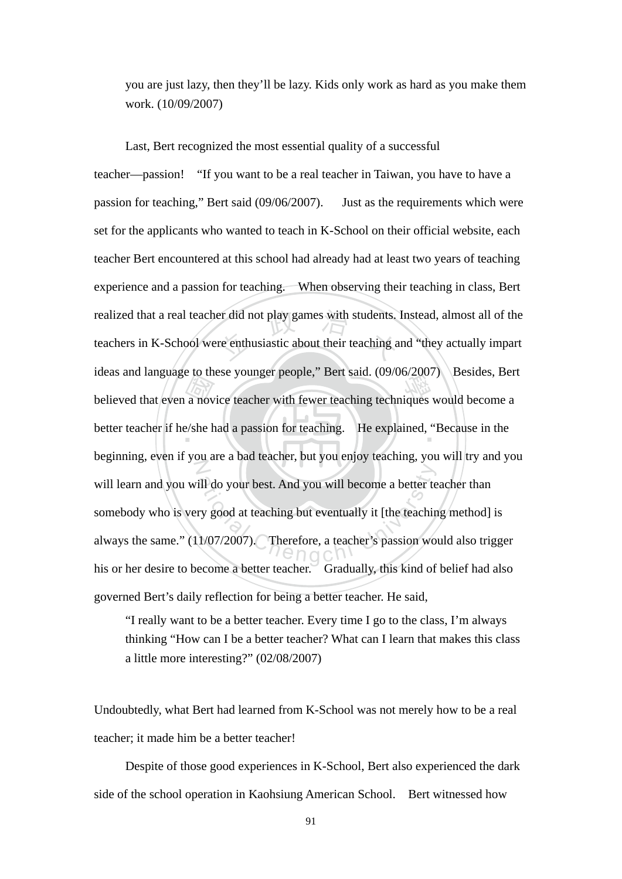> you are just lazy, then they'll be lazy. Kids only work as hard as you make them work. (10/09/2007)

Last, Bert recognized the most essential quality of a successful teacher—passion! "If you want to be a real teacher in Taiwan, you have to have a passion for teaching," Bert said (09/06/2007). Just as the requirements which were set for the applicants who wanted to teach in K-School on their official website, each teacher Bert encountered at this school had already had at least two years of teaching experience and a passion for teaching. When observing their teaching in class, Bert realized that a real teacher did not play games with students. Instead, almost all of the teachers in K-School were enthusiastic about their teaching and "they actually impart ideas and language to these younger people," Bert said. (09/06/2007) Besides, Bert believed that even a novice teacher with fewer teaching techniques would become a better teacher if he/she had a passion for teaching. He explained, "Because in the beginning, even if you are a bad teacher, but you enjoy teaching, you will try and you will learn and you will do your best. And you will become a better teacher than somebody who is very good at teaching but eventually it [the teaching method] is always the same." (11/07/2007). Therefore, a teacher's passion would also trigger his or her desire to become a better teacher. Gradually, this kind of belief had also governed Bert's daily reflection for being a better teacher. He said,

> "I really want to be a better teacher. Every time I go to the class, I'm always thinking "How can I be a better teacher? What can I learn that makes this class a little more interesting?" (02/08/2007)

Undoubtedly, what Bert had learned from K-School was not merely how to be a real teacher; it made him be a better teacher!

Despite of those good experiences in K-School, Bert also experienced the dark side of the school operation in Kaohsiung American School. Bert witnessed how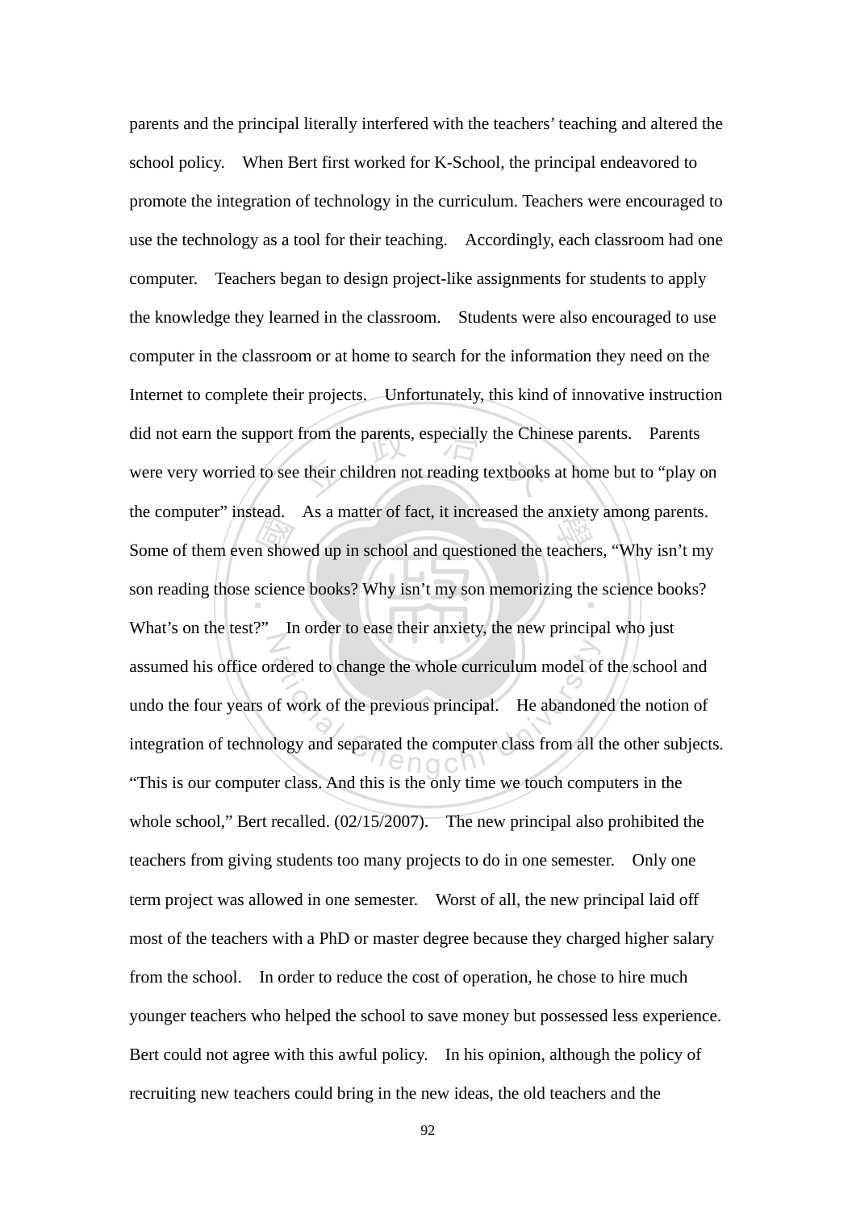parents and the principal literally interfered with the teachers' teaching and altered the school policy. When Bert first worked for K-School, the principal endeavored to promote the integration of technology in the curriculum. Teachers were encouraged to use the technology as a tool for their teaching. Accordingly, each classroom had one computer. Teachers began to design project-like assignments for students to apply the knowledge they learned in the classroom. Students were also encouraged to use computer in the classroom or at home to search for the information they need on the Internet to complete their projects. Unfortunately, this kind of innovative instruction did not earn the support from the parents, especially the Chinese parents. Parents were very worried to see their children not reading textbooks at home but to "play on the computer" instead. As a matter of fact, it increased the anxiety among parents. Some of them even showed up in school and questioned the teachers, "Why isn't my son reading those science books? Why isn't my son memorizing the science books? What's on the test?" In order to ease their anxiety, the new principal who just assumed his office ordered to change the whole curriculum model of the school and undo the four years of work of the previous principal. He abandoned the notion of integration of technology and separated the computer class from all the other subjects. "This is our computer class. And this is the only time we touch computers in the whole school," Bert recalled. (02/15/2007). The new principal also prohibited the teachers from giving students too many projects to do in one semester. Only one term project was allowed in one semester. Worst of all, the new principal laid off most of the teachers with a PhD or master degree because they charged higher salary from the school. In order to reduce the cost of operation, he chose to hire much younger teachers who helped the school to save money but possessed less experience. Bert could not agree with this awful policy. In his opinion, although the policy of recruiting new teachers could bring in the new ideas, the old teachers and the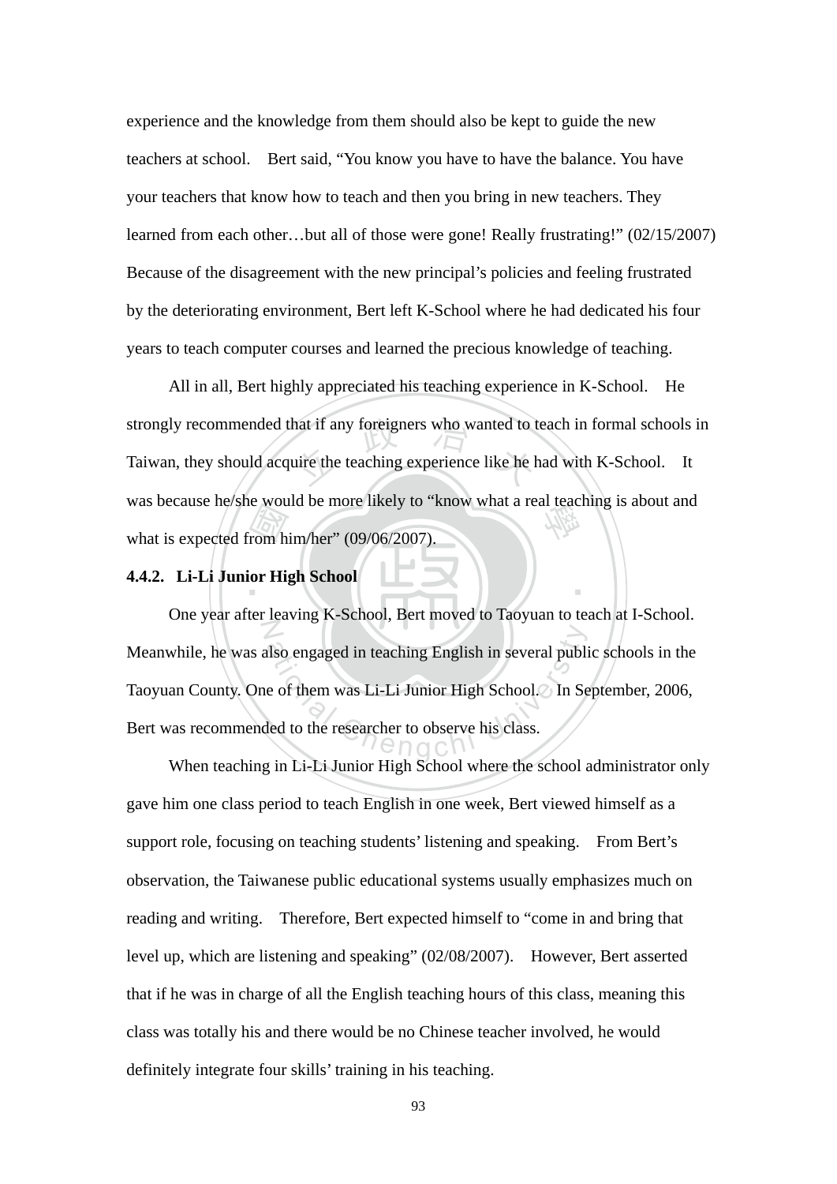experience and the knowledge from them should also be kept to guide the new teachers at school. Bert said, "You know you have to have the balance. You have your teachers that know how to teach and then you bring in new teachers. They learned from each other…but all of those were gone! Really frustrating!" (02/15/2007) Because of the disagreement with the new principal's policies and feeling frustrated by the deteriorating environment, Bert left K-School where he had dedicated his four years to teach computer courses and learned the precious knowledge of teaching.

All in all, Bert highly appreciated his teaching experience in K-School. He strongly recommended that if any foreigners who wanted to teach in formal schools in Taiwan, they should acquire the teaching experience like he had with K-School. It was because he/she would be more likely to "know what a real teaching is about and what is expected from him/her" (09/06/2007).

### 4.4.2. Li-Li Junior High School

One year after leaving K-School, Bert moved to Taoyuan to teach at I-School. Meanwhile, he was also engaged in teaching English in several public schools in the Taoyuan County. One of them was Li-Li Junior High School. In September, 2006, Bert was recommended to the researcher to observe his class.

When teaching in Li-Li Junior High School where the school administrator only gave him one class period to teach English in one week, Bert viewed himself as a support role, focusing on teaching students' listening and speaking. From Bert's observation, the Taiwanese public educational systems usually emphasizes much on reading and writing. Therefore, Bert expected himself to "come in and bring that level up, which are listening and speaking" (02/08/2007). However, Bert asserted that if he was in charge of all the English teaching hours of this class, meaning this class was totally his and there would be no Chinese teacher involved, he would definitely integrate four skills' training in his teaching.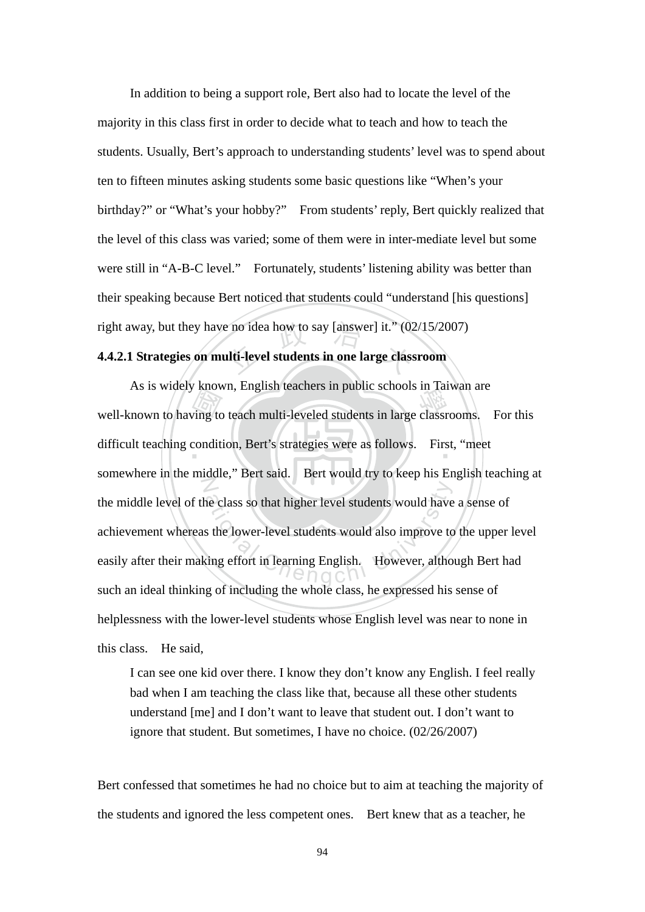In addition to being a support role, Bert also had to locate the level of the majority in this class first in order to decide what to teach and how to teach the students. Usually, Bert's approach to understanding students' level was to spend about ten to fifteen minutes asking students some basic questions like "When's your birthday?" or "What's your hobby?" From students' reply, Bert quickly realized that the level of this class was varied; some of them were in inter-mediate level but some were still in "A-B-C level." Fortunately, students' listening ability was better than their speaking because Bert noticed that students could "understand [his questions] right away, but they have no idea how to say [answer] it." (02/15/2007)

**4.4.2.1 Strategies on multi-level students in one large classroom**

As is widely known, English teachers in public schools in Taiwan are well-known to having to teach multi-leveled students in large classrooms. For this difficult teaching condition, Bert's strategies were as follows. First, "meet somewhere in the middle," Bert said. Bert would try to keep his English teaching at the middle level of the class so that higher level students would have a sense of achievement whereas the lower-level students would also improve to the upper level easily after their making effort in learning English. However, although Bert had such an ideal thinking of including the whole class, he expressed his sense of helplessness with the lower-level students whose English level was near to none in this class. He said,

> I can see one kid over there. I know they don't know any English. I feel really bad when I am teaching the class like that, because all these other students understand [me] and I don't want to leave that student out. I don't want to ignore that student. But sometimes, I have no choice. (02/26/2007)

Bert confessed that sometimes he had no choice but to aim at teaching the majority of the students and ignored the less competent ones. Bert knew that as a teacher, he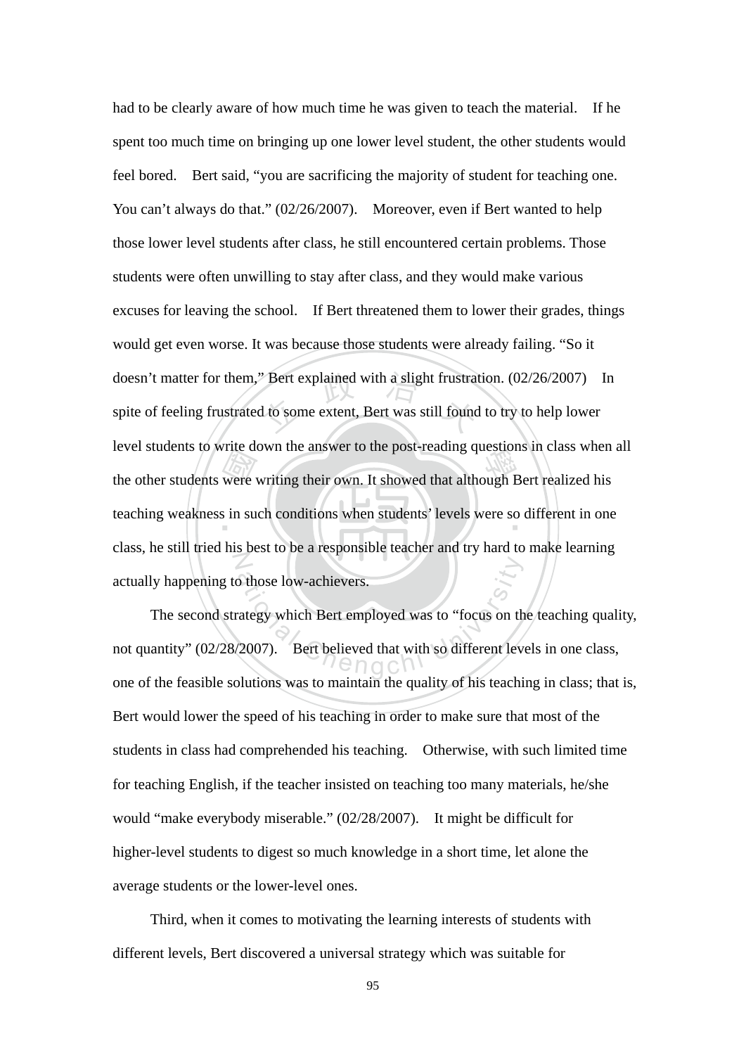had to be clearly aware of how much time he was given to teach the material. If he spent too much time on bringing up one lower level student, the other students would feel bored. Bert said, "you are sacrificing the majority of student for teaching one. You can't always do that." (02/26/2007). Moreover, even if Bert wanted to help those lower level students after class, he still encountered certain problems. Those students were often unwilling to stay after class, and they would make various excuses for leaving the school. If Bert threatened them to lower their grades, things would get even worse. It was because those students were already failing. "So it doesn't matter for them," Bert explained with a slight frustration. (02/26/2007) In spite of feeling frustrated to some extent, Bert was still found to try to help lower level students to write down the answer to the post-reading questions in class when all the other students were writing their own. It showed that although Bert realized his teaching weakness in such conditions when students' levels were so different in one class, he still tried his best to be a responsible teacher and try hard to make learning actually happening to those low-achievers.

The second strategy which Bert employed was to "focus on the teaching quality, not quantity" (02/28/2007). Bert believed that with so different levels in one class, one of the feasible solutions was to maintain the quality of his teaching in class; that is, Bert would lower the speed of his teaching in order to make sure that most of the students in class had comprehended his teaching. Otherwise, with such limited time for teaching English, if the teacher insisted on teaching too many materials, he/she would "make everybody miserable." (02/28/2007). It might be difficult for higher-level students to digest so much knowledge in a short time, let alone the average students or the lower-level ones.

Third, when it comes to motivating the learning interests of students with different levels, Bert discovered a universal strategy which was suitable for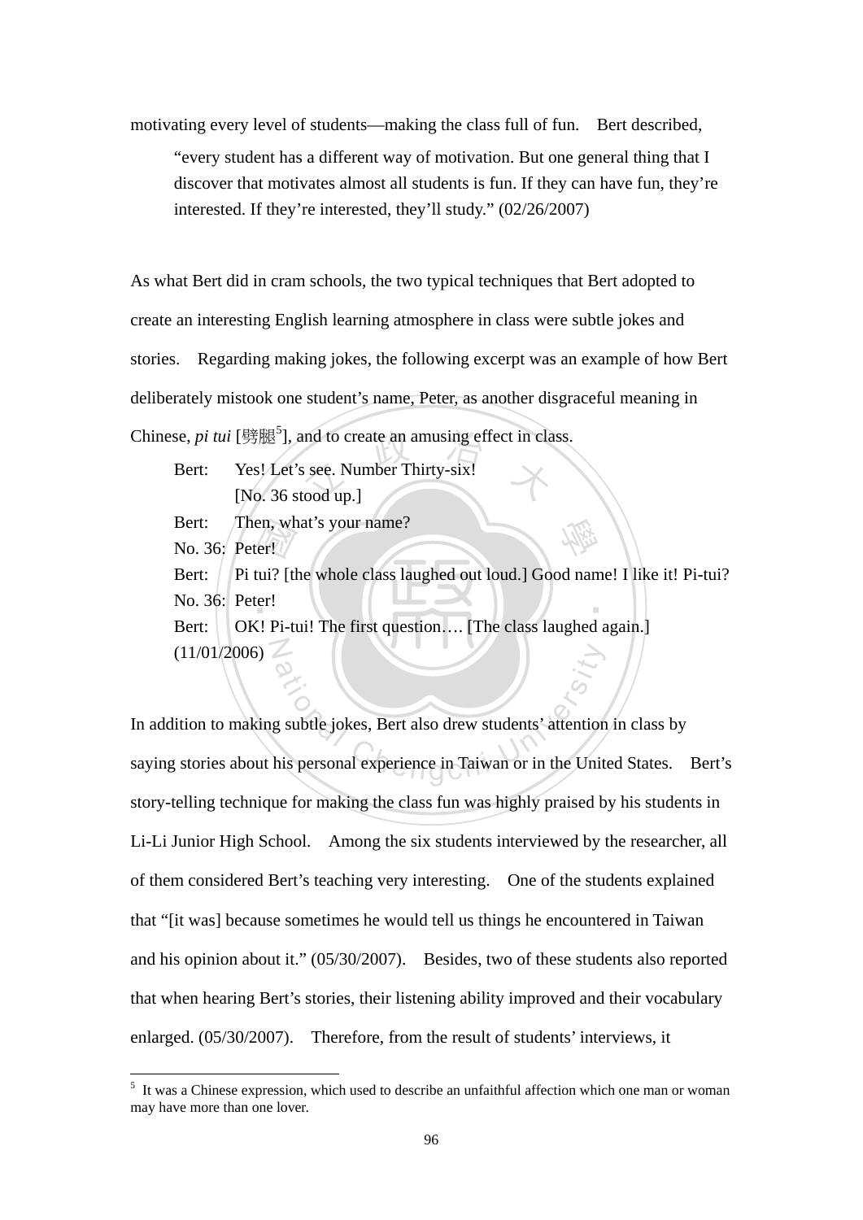motivating every level of students—making the class full of fun. Bert described,

> "every student has a different way of motivation. But one general thing that I discover that motivates almost all students is fun. If they can have fun, they're interested. If they're interested, they'll study." (02/26/2007)

As what Bert did in cram schools, the two typical techniques that Bert adopted to create an interesting English learning atmosphere in class were subtle jokes and stories. Regarding making jokes, the following excerpt was an example of how Bert deliberately mistook one student's name, Peter, as another disgraceful meaning in Chinese, *pi tui* [劈腿[5]], and to create an amusing effect in class.

> Bert: Yes! Let's see. Number Thirty-six!
> [No. 36 stood up.]
> Bert: Then, what's your name?
> No. 36: Peter!
> Bert: Pi tui? [the whole class laughed out loud.] Good name! I like it! Pi-tui?
> No. 36: Peter!
> Bert: OK! Pi-tui! The first question…. [The class laughed again.]
> (11/01/2006)

In addition to making subtle jokes, Bert also drew students' attention in class by saying stories about his personal experience in Taiwan or in the United States. Bert's story-telling technique for making the class fun was highly praised by his students in Li-Li Junior High School. Among the six students interviewed by the researcher, all of them considered Bert's teaching very interesting. One of the students explained that "[it was] because sometimes he would tell us things he encountered in Taiwan and his opinion about it." (05/30/2007). Besides, two of these students also reported that when hearing Bert's stories, their listening ability improved and their vocabulary enlarged. (05/30/2007). Therefore, from the result of students' interviews, it

---

[5] It was a Chinese expression, which used to describe an unfaithful affection which one man or woman may have more than one lover.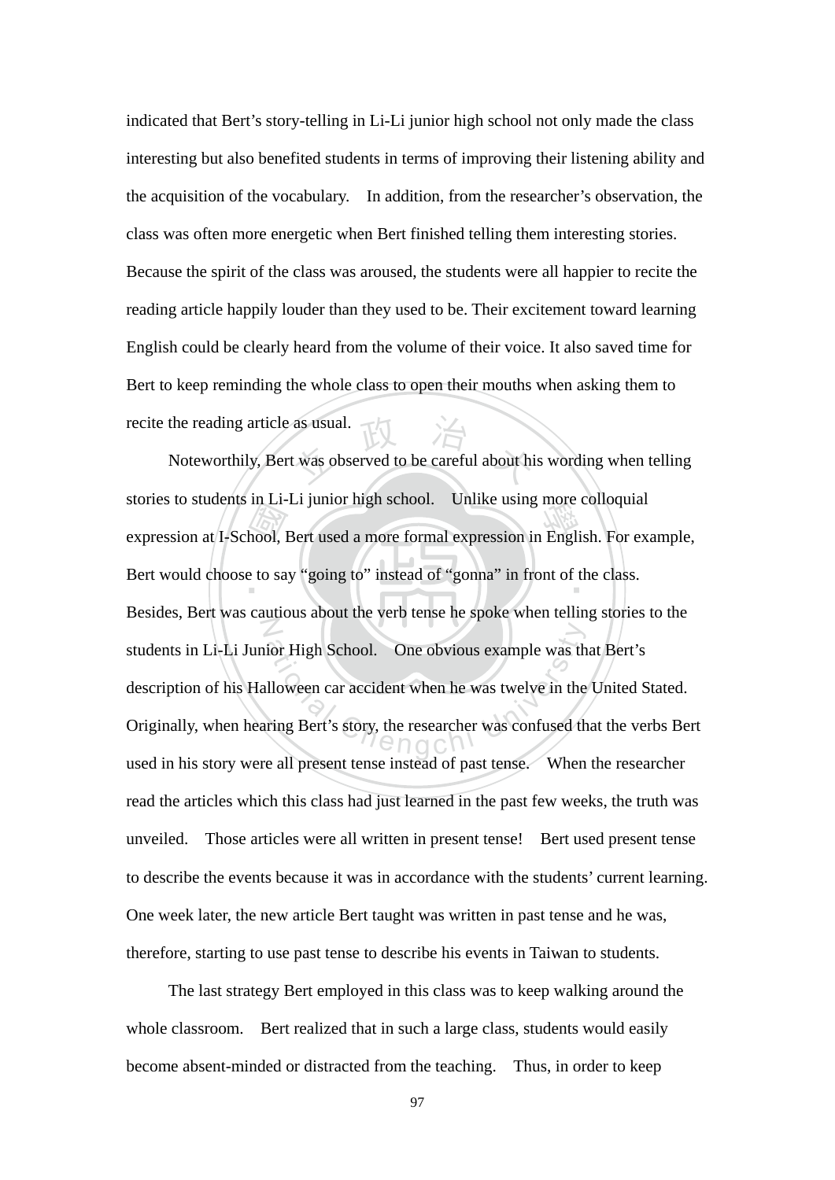indicated that Bert's story-telling in Li-Li junior high school not only made the class interesting but also benefited students in terms of improving their listening ability and the acquisition of the vocabulary. In addition, from the researcher's observation, the class was often more energetic when Bert finished telling them interesting stories. Because the spirit of the class was aroused, the students were all happier to recite the reading article happily louder than they used to be. Their excitement toward learning English could be clearly heard from the volume of their voice. It also saved time for Bert to keep reminding the whole class to open their mouths when asking them to recite the reading article as usual.

Noteworthily, Bert was observed to be careful about his wording when telling stories to students in Li-Li junior high school. Unlike using more colloquial expression at I-School, Bert used a more formal expression in English. For example, Bert would choose to say "going to" instead of "gonna" in front of the class. Besides, Bert was cautious about the verb tense he spoke when telling stories to the students in Li-Li Junior High School. One obvious example was that Bert's description of his Halloween car accident when he was twelve in the United Stated. Originally, when hearing Bert's story, the researcher was confused that the verbs Bert used in his story were all present tense instead of past tense. When the researcher read the articles which this class had just learned in the past few weeks, the truth was unveiled. Those articles were all written in present tense! Bert used present tense to describe the events because it was in accordance with the students' current learning. One week later, the new article Bert taught was written in past tense and he was, therefore, starting to use past tense to describe his events in Taiwan to students.

The last strategy Bert employed in this class was to keep walking around the whole classroom. Bert realized that in such a large class, students would easily become absent-minded or distracted from the teaching. Thus, in order to keep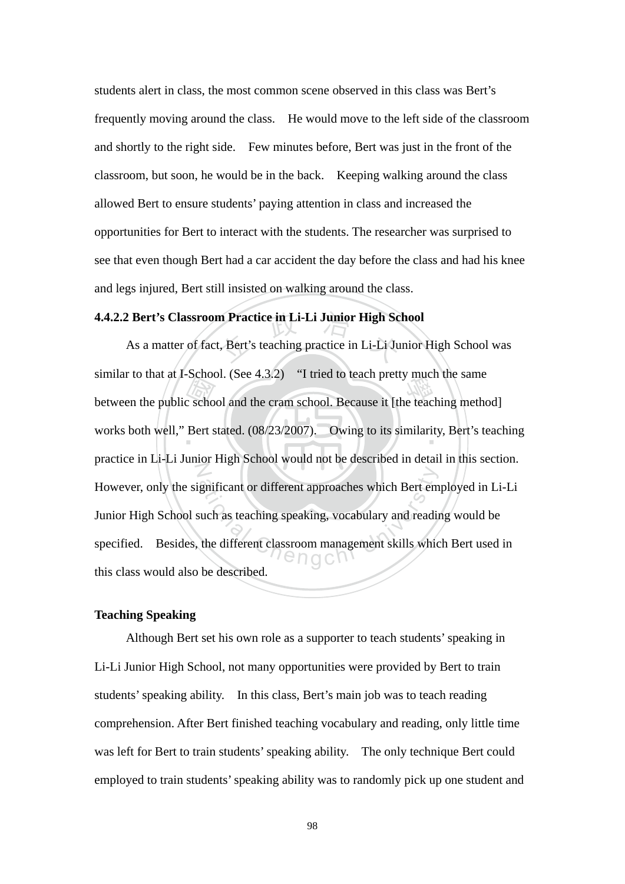students alert in class, the most common scene observed in this class was Bert's frequently moving around the class. He would move to the left side of the classroom and shortly to the right side. Few minutes before, Bert was just in the front of the classroom, but soon, he would be in the back. Keeping walking around the class allowed Bert to ensure students' paying attention in class and increased the opportunities for Bert to interact with the students. The researcher was surprised to see that even though Bert had a car accident the day before the class and had his knee and legs injured, Bert still insisted on walking around the class.

#### 4.4.2.2 Bert's Classroom Practice in Li-Li Junior High School

As a matter of fact, Bert's teaching practice in Li-Li Junior High School was similar to that at I-School. (See 4.3.2) "I tried to teach pretty much the same between the public school and the cram school. Because it [the teaching method] works both well," Bert stated. (08/23/2007). Owing to its similarity, Bert's teaching practice in Li-Li Junior High School would not be described in detail in this section. However, only the significant or different approaches which Bert employed in Li-Li Junior High School such as teaching speaking, vocabulary and reading would be specified. Besides, the different classroom management skills which Bert used in this class would also be described.

**Teaching Speaking**

Although Bert set his own role as a supporter to teach students' speaking in Li-Li Junior High School, not many opportunities were provided by Bert to train students' speaking ability. In this class, Bert's main job was to teach reading comprehension. After Bert finished teaching vocabulary and reading, only little time was left for Bert to train students' speaking ability. The only technique Bert could employed to train students' speaking ability was to randomly pick up one student and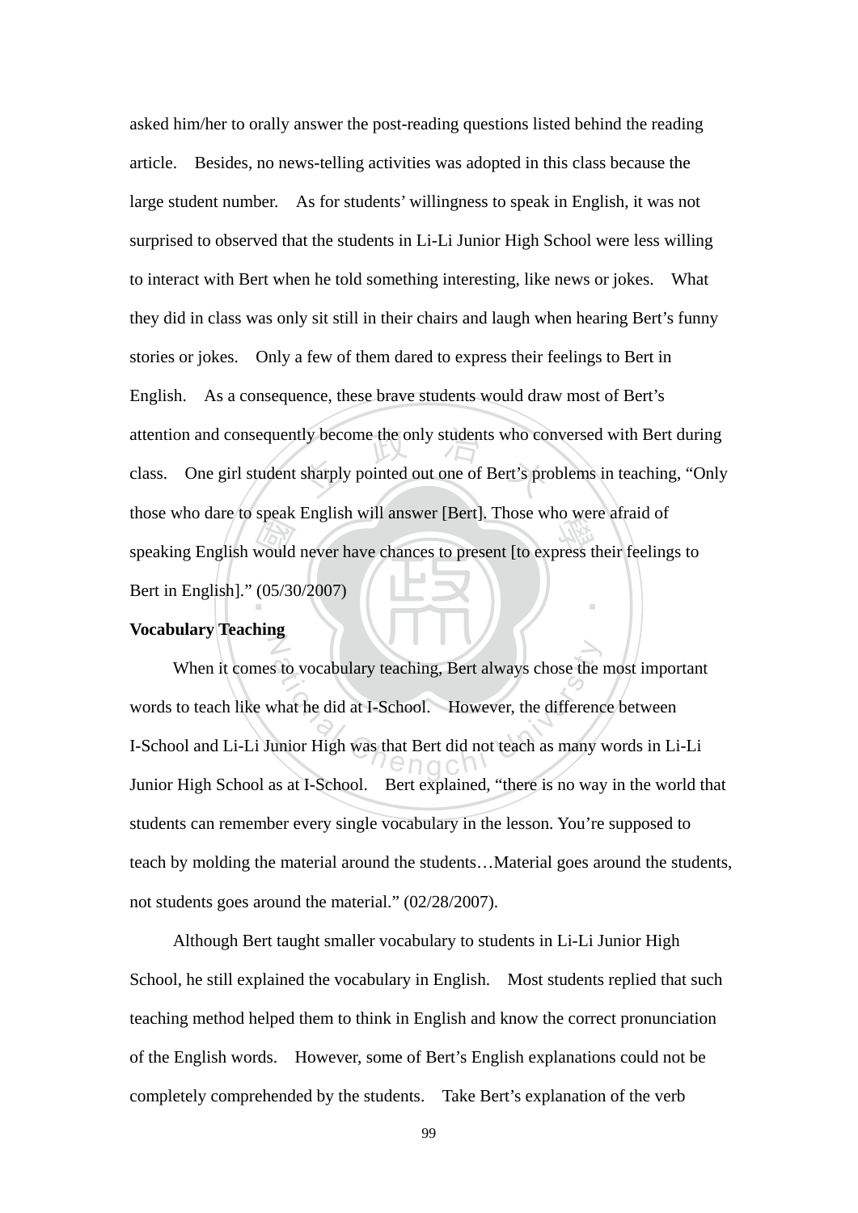asked him/her to orally answer the post-reading questions listed behind the reading article. Besides, no news-telling activities was adopted in this class because the large student number. As for students' willingness to speak in English, it was not surprised to observed that the students in Li-Li Junior High School were less willing to interact with Bert when he told something interesting, like news or jokes. What they did in class was only sit still in their chairs and laugh when hearing Bert's funny stories or jokes. Only a few of them dared to express their feelings to Bert in English. As a consequence, these brave students would draw most of Bert's attention and consequently become the only students who conversed with Bert during class. One girl student sharply pointed out one of Bert's problems in teaching, "Only those who dare to speak English will answer [Bert]. Those who were afraid of speaking English would never have chances to present [to express their feelings to Bert in English]." (05/30/2007)

**Vocabulary Teaching**

When it comes to vocabulary teaching, Bert always chose the most important words to teach like what he did at I-School. However, the difference between I-School and Li-Li Junior High was that Bert did not teach as many words in Li-Li Junior High School as at I-School. Bert explained, "there is no way in the world that students can remember every single vocabulary in the lesson. You're supposed to teach by molding the material around the students…Material goes around the students, not students goes around the material." (02/28/2007).

Although Bert taught smaller vocabulary to students in Li-Li Junior High School, he still explained the vocabulary in English. Most students replied that such teaching method helped them to think in English and know the correct pronunciation of the English words. However, some of Bert's English explanations could not be completely comprehended by the students. Take Bert's explanation of the verb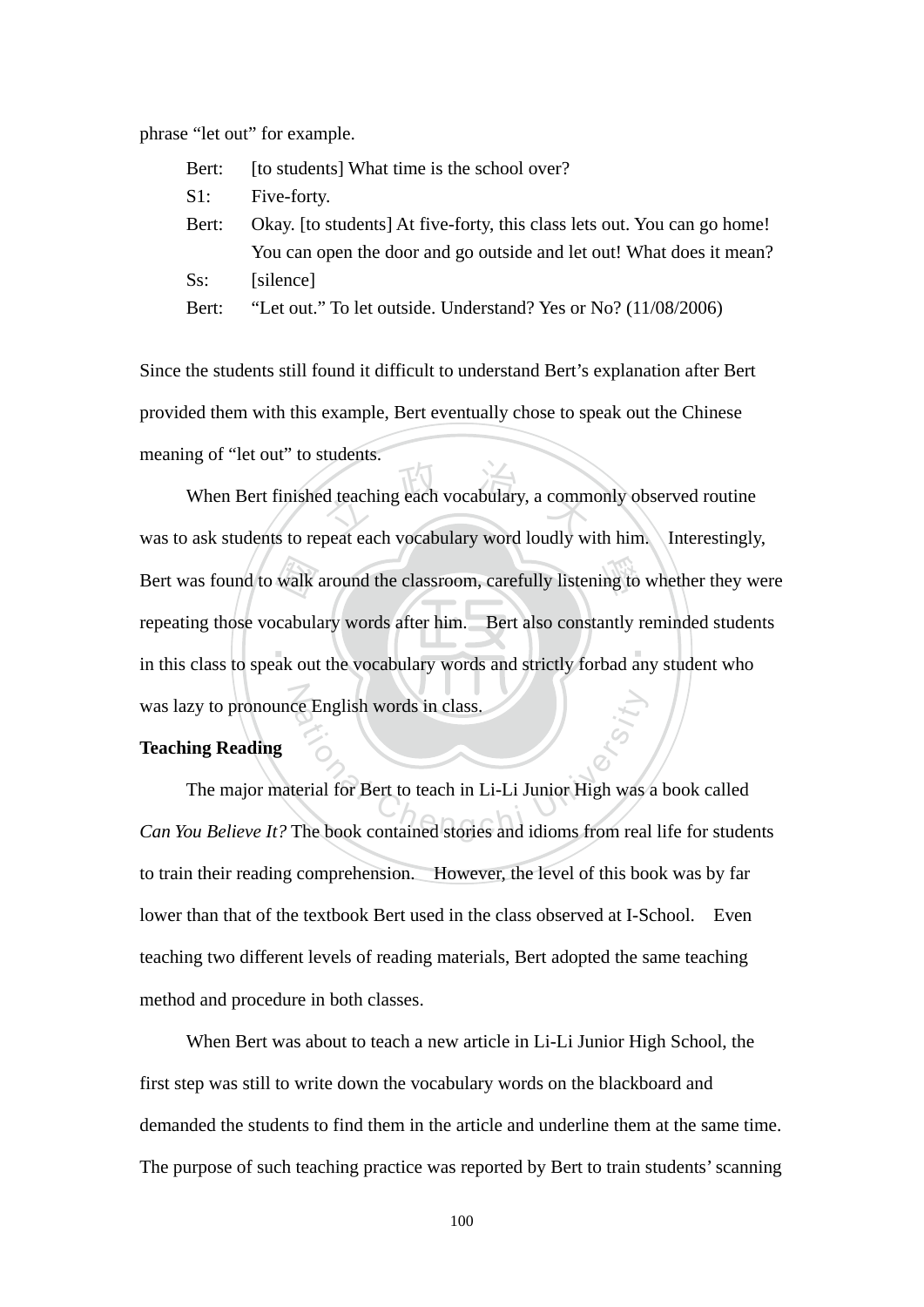phrase "let out" for example.

Bert: [to students] What time is the school over?
S1: Five-forty.
Bert: Okay. [to students] At five-forty, this class lets out. You can go home! You can open the door and go outside and let out! What does it mean?
Ss: [silence]
Bert: "Let out." To let outside. Understand? Yes or No? (11/08/2006)

Since the students still found it difficult to understand Bert's explanation after Bert provided them with this example, Bert eventually chose to speak out the Chinese meaning of "let out" to students.

When Bert finished teaching each vocabulary, a commonly observed routine was to ask students to repeat each vocabulary word loudly with him. Interestingly, Bert was found to walk around the classroom, carefully listening to whether they were repeating those vocabulary words after him. Bert also constantly reminded students in this class to speak out the vocabulary words and strictly forbad any student who was lazy to pronounce English words in class.

**Teaching Reading**

The major material for Bert to teach in Li-Li Junior High was a book called *Can You Believe It?* The book contained stories and idioms from real life for students to train their reading comprehension. However, the level of this book was by far lower than that of the textbook Bert used in the class observed at I-School. Even teaching two different levels of reading materials, Bert adopted the same teaching method and procedure in both classes.

When Bert was about to teach a new article in Li-Li Junior High School, the first step was still to write down the vocabulary words on the blackboard and demanded the students to find them in the article and underline them at the same time. The purpose of such teaching practice was reported by Bert to train students' scanning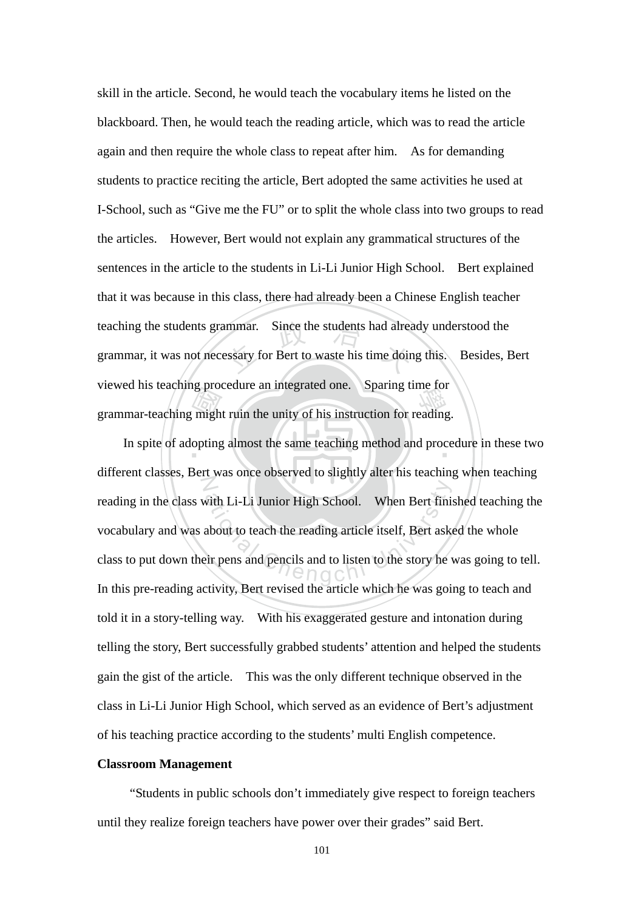skill in the article. Second, he would teach the vocabulary items he listed on the blackboard. Then, he would teach the reading article, which was to read the article again and then require the whole class to repeat after him. As for demanding students to practice reciting the article, Bert adopted the same activities he used at I-School, such as "Give me the FU" or to split the whole class into two groups to read the articles. However, Bert would not explain any grammatical structures of the sentences in the article to the students in Li-Li Junior High School. Bert explained that it was because in this class, there had already been a Chinese English teacher teaching the students grammar. Since the students had already understood the grammar, it was not necessary for Bert to waste his time doing this. Besides, Bert viewed his teaching procedure an integrated one. Sparing time for grammar-teaching might ruin the unity of his instruction for reading.

In spite of adopting almost the same teaching method and procedure in these two different classes, Bert was once observed to slightly alter his teaching when teaching reading in the class with Li-Li Junior High School. When Bert finished teaching the vocabulary and was about to teach the reading article itself, Bert asked the whole class to put down their pens and pencils and to listen to the story he was going to tell. In this pre-reading activity, Bert revised the article which he was going to teach and told it in a story-telling way. With his exaggerated gesture and intonation during telling the story, Bert successfully grabbed students' attention and helped the students gain the gist of the article. This was the only different technique observed in the class in Li-Li Junior High School, which served as an evidence of Bert's adjustment of his teaching practice according to the students' multi English competence.

**Classroom Management**

"Students in public schools don't immediately give respect to foreign teachers until they realize foreign teachers have power over their grades" said Bert.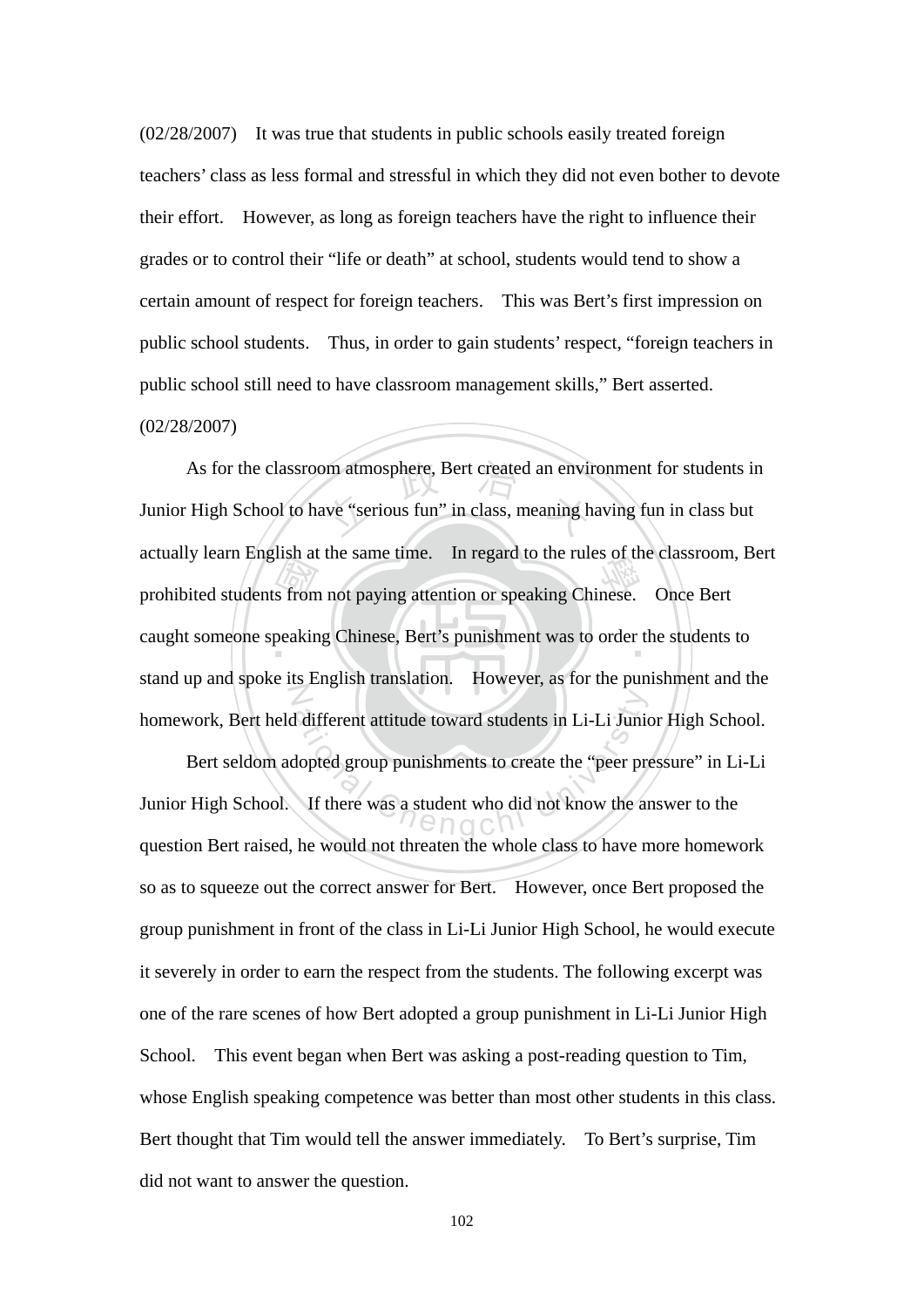(02/28/2007) It was true that students in public schools easily treated foreign teachers' class as less formal and stressful in which they did not even bother to devote their effort. However, as long as foreign teachers have the right to influence their grades or to control their "life or death" at school, students would tend to show a certain amount of respect for foreign teachers. This was Bert's first impression on public school students. Thus, in order to gain students' respect, "foreign teachers in public school still need to have classroom management skills," Bert asserted. (02/28/2007)

As for the classroom atmosphere, Bert created an environment for students in Junior High School to have "serious fun" in class, meaning having fun in class but actually learn English at the same time. In regard to the rules of the classroom, Bert prohibited students from not paying attention or speaking Chinese. Once Bert caught someone speaking Chinese, Bert's punishment was to order the students to stand up and spoke its English translation. However, as for the punishment and the homework, Bert held different attitude toward students in Li-Li Junior High School.

Bert seldom adopted group punishments to create the "peer pressure" in Li-Li Junior High School. If there was a student who did not know the answer to the question Bert raised, he would not threaten the whole class to have more homework so as to squeeze out the correct answer for Bert. However, once Bert proposed the group punishment in front of the class in Li-Li Junior High School, he would execute it severely in order to earn the respect from the students. The following excerpt was one of the rare scenes of how Bert adopted a group punishment in Li-Li Junior High School. This event began when Bert was asking a post-reading question to Tim, whose English speaking competence was better than most other students in this class. Bert thought that Tim would tell the answer immediately. To Bert's surprise, Tim did not want to answer the question.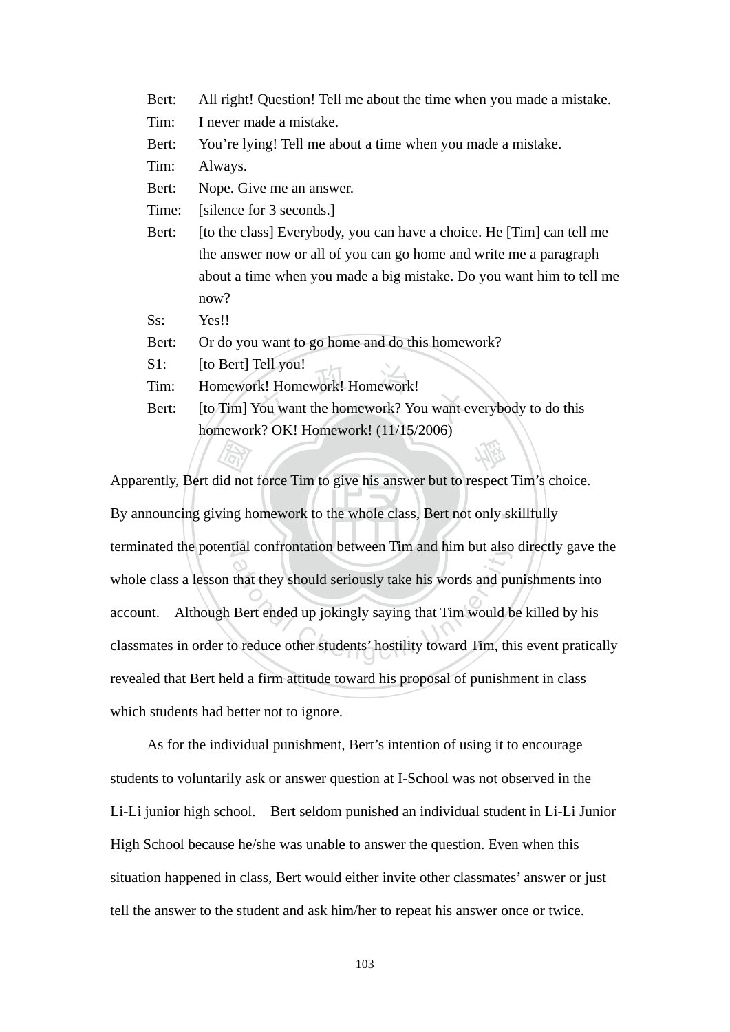Bert: All right! Question! Tell me about the time when you made a mistake.

Tim: I never made a mistake.

Bert: You're lying! Tell me about a time when you made a mistake.

Tim: Always.

Bert: Nope. Give me an answer.

Time: [silence for 3 seconds.]

Bert: [to the class] Everybody, you can have a choice. He [Tim] can tell me the answer now or all of you can go home and write me a paragraph about a time when you made a big mistake. Do you want him to tell me now?

Ss: Yes!!

Bert: Or do you want to go home and do this homework?

S1: [to Bert] Tell you!

Tim: Homework! Homework! Homework!

Bert: [to Tim] You want the homework? You want everybody to do this homework? OK! Homework! (11/15/2006)

Apparently, Bert did not force Tim to give his answer but to respect Tim's choice. By announcing giving homework to the whole class, Bert not only skillfully terminated the potential confrontation between Tim and him but also directly gave the whole class a lesson that they should seriously take his words and punishments into account. Although Bert ended up jokingly saying that Tim would be killed by his classmates in order to reduce other students' hostility toward Tim, this event pratically revealed that Bert held a firm attitude toward his proposal of punishment in class which students had better not to ignore.

As for the individual punishment, Bert's intention of using it to encourage students to voluntarily ask or answer question at I-School was not observed in the Li-Li junior high school. Bert seldom punished an individual student in Li-Li Junior High School because he/she was unable to answer the question. Even when this situation happened in class, Bert would either invite other classmates' answer or just tell the answer to the student and ask him/her to repeat his answer once or twice.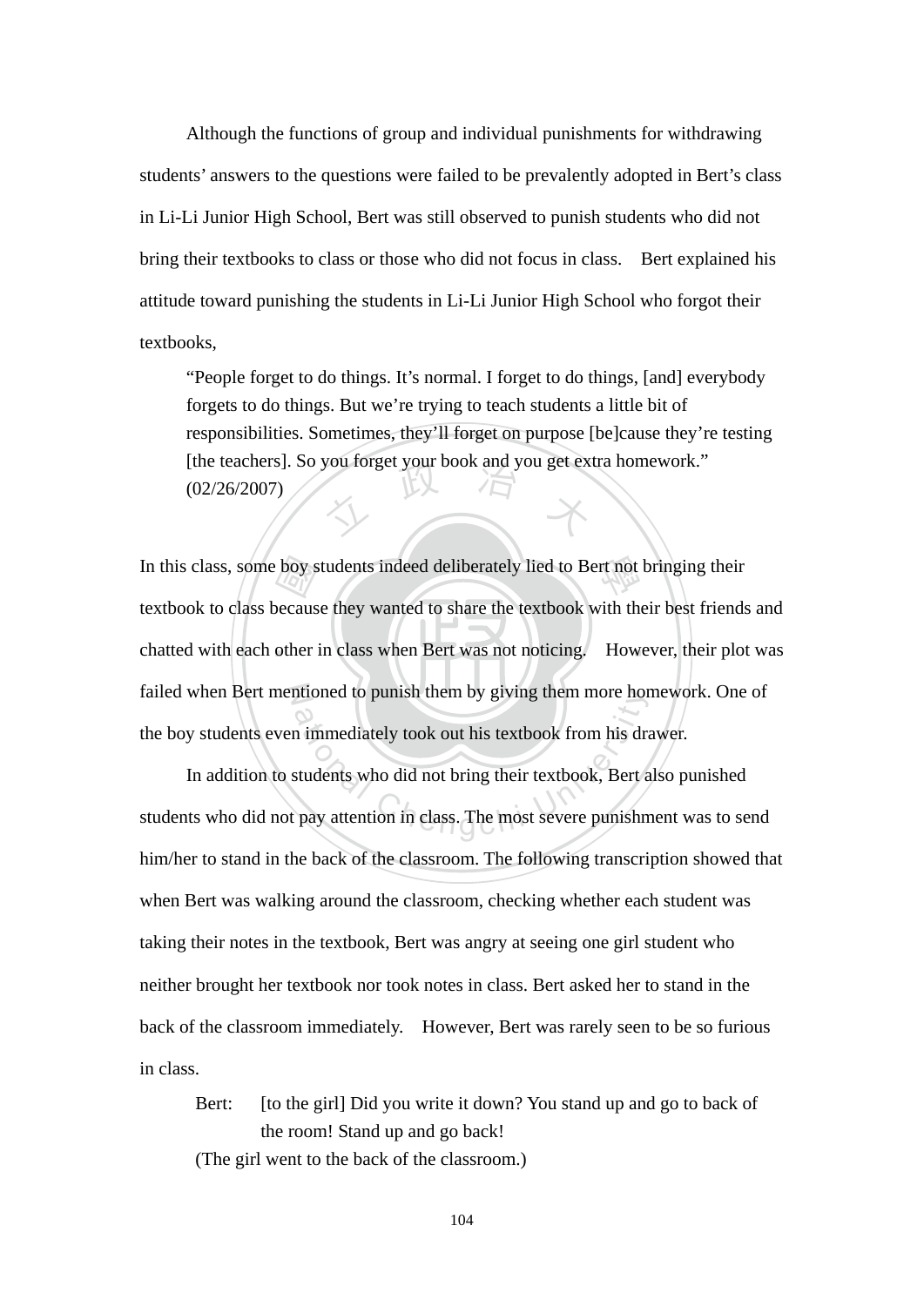Although the functions of group and individual punishments for withdrawing students' answers to the questions were failed to be prevalently adopted in Bert's class in Li-Li Junior High School, Bert was still observed to punish students who did not bring their textbooks to class or those who did not focus in class. Bert explained his attitude toward punishing the students in Li-Li Junior High School who forgot their textbooks,

> "People forget to do things. It's normal. I forget to do things, [and] everybody forgets to do things. But we're trying to teach students a little bit of responsibilities. Sometimes, they'll forget on purpose [be]cause they're testing [the teachers]. So you forget your book and you get extra homework." (02/26/2007)

In this class, some boy students indeed deliberately lied to Bert not bringing their textbook to class because they wanted to share the textbook with their best friends and chatted with each other in class when Bert was not noticing. However, their plot was failed when Bert mentioned to punish them by giving them more homework. One of the boy students even immediately took out his textbook from his drawer.

In addition to students who did not bring their textbook, Bert also punished students who did not pay attention in class. The most severe punishment was to send him/her to stand in the back of the classroom. The following transcription showed that when Bert was walking around the classroom, checking whether each student was taking their notes in the textbook, Bert was angry at seeing one girl student who neither brought her textbook nor took notes in class. Bert asked her to stand in the back of the classroom immediately. However, Bert was rarely seen to be so furious in class.

> Bert: [to the girl] Did you write it down? You stand up and go to back of the room! Stand up and go back!
>
> (The girl went to the back of the classroom.)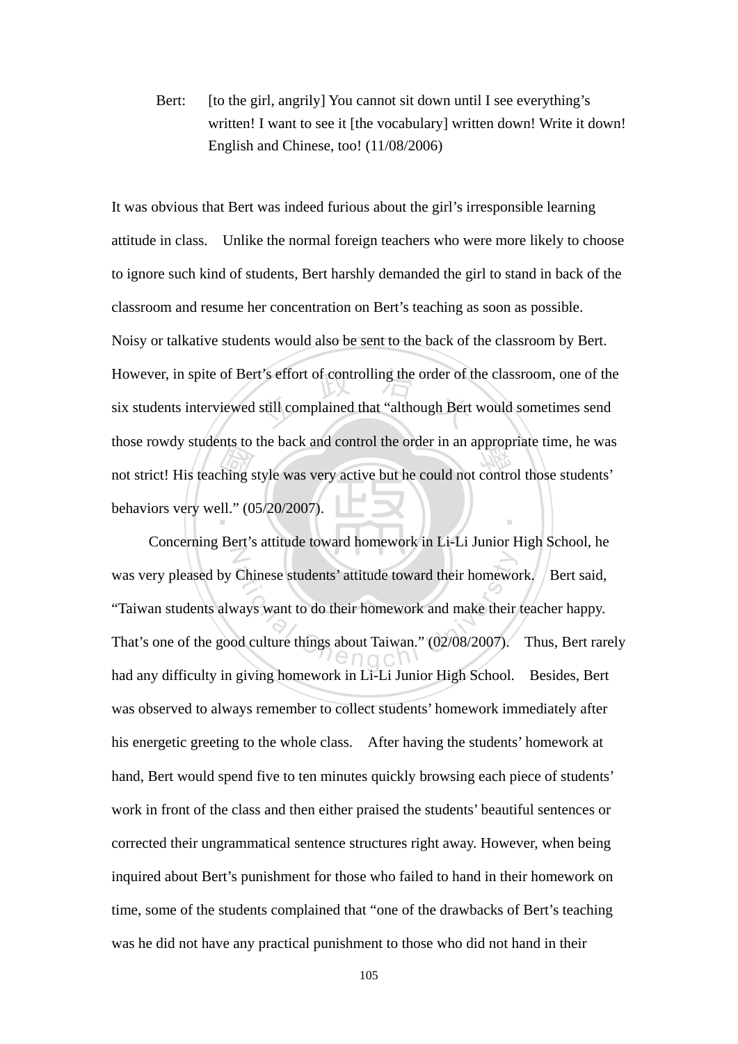> Bert: [to the girl, angrily] You cannot sit down until I see everything's written! I want to see it [the vocabulary] written down! Write it down! English and Chinese, too! (11/08/2006)

It was obvious that Bert was indeed furious about the girl's irresponsible learning attitude in class. Unlike the normal foreign teachers who were more likely to choose to ignore such kind of students, Bert harshly demanded the girl to stand in back of the classroom and resume her concentration on Bert's teaching as soon as possible. Noisy or talkative students would also be sent to the back of the classroom by Bert. However, in spite of Bert's effort of controlling the order of the classroom, one of the six students interviewed still complained that "although Bert would sometimes send those rowdy students to the back and control the order in an appropriate time, he was not strict! His teaching style was very active but he could not control those students' behaviors very well." (05/20/2007).

Concerning Bert's attitude toward homework in Li-Li Junior High School, he was very pleased by Chinese students' attitude toward their homework. Bert said, "Taiwan students always want to do their homework and make their teacher happy. That's one of the good culture things about Taiwan." (02/08/2007). Thus, Bert rarely had any difficulty in giving homework in Li-Li Junior High School. Besides, Bert was observed to always remember to collect students' homework immediately after his energetic greeting to the whole class. After having the students' homework at hand, Bert would spend five to ten minutes quickly browsing each piece of students' work in front of the class and then either praised the students' beautiful sentences or corrected their ungrammatical sentence structures right away. However, when being inquired about Bert's punishment for those who failed to hand in their homework on time, some of the students complained that "one of the drawbacks of Bert's teaching was he did not have any practical punishment to those who did not hand in their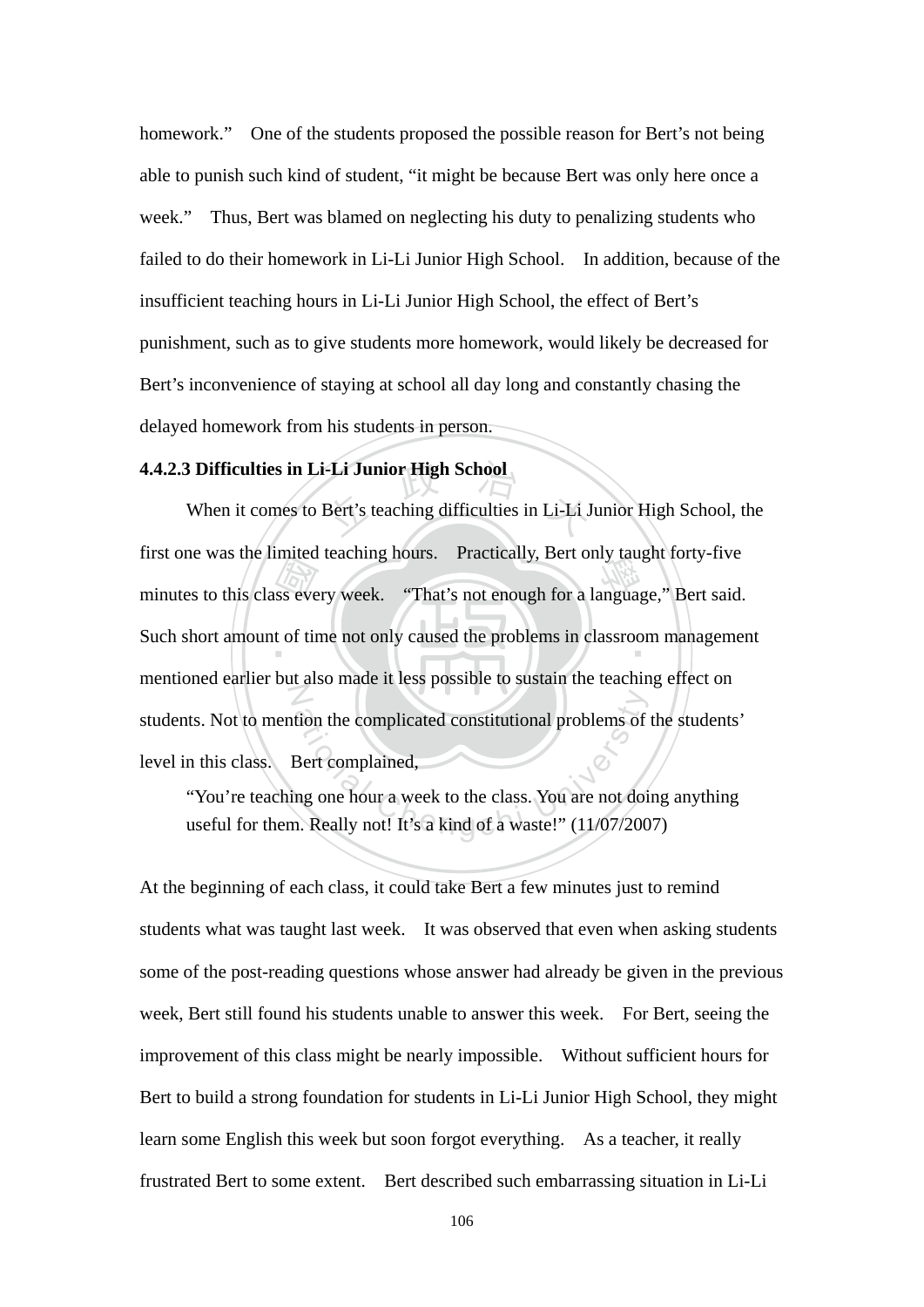homework." One of the students proposed the possible reason for Bert's not being able to punish such kind of student, "it might be because Bert was only here once a week." Thus, Bert was blamed on neglecting his duty to penalizing students who failed to do their homework in Li-Li Junior High School. In addition, because of the insufficient teaching hours in Li-Li Junior High School, the effect of Bert's punishment, such as to give students more homework, would likely be decreased for Bert's inconvenience of staying at school all day long and constantly chasing the delayed homework from his students in person.

**4.4.2.3 Difficulties in Li-Li Junior High School**

When it comes to Bert's teaching difficulties in Li-Li Junior High School, the first one was the limited teaching hours. Practically, Bert only taught forty-five minutes to this class every week. "That's not enough for a language," Bert said. Such short amount of time not only caused the problems in classroom management mentioned earlier but also made it less possible to sustain the teaching effect on students. Not to mention the complicated constitutional problems of the students' level in this class. Bert complained,

> "You're teaching one hour a week to the class. You are not doing anything useful for them. Really not! It's a kind of a waste!" (11/07/2007)

At the beginning of each class, it could take Bert a few minutes just to remind students what was taught last week. It was observed that even when asking students some of the post-reading questions whose answer had already be given in the previous week, Bert still found his students unable to answer this week. For Bert, seeing the improvement of this class might be nearly impossible. Without sufficient hours for Bert to build a strong foundation for students in Li-Li Junior High School, they might learn some English this week but soon forgot everything. As a teacher, it really frustrated Bert to some extent. Bert described such embarrassing situation in Li-Li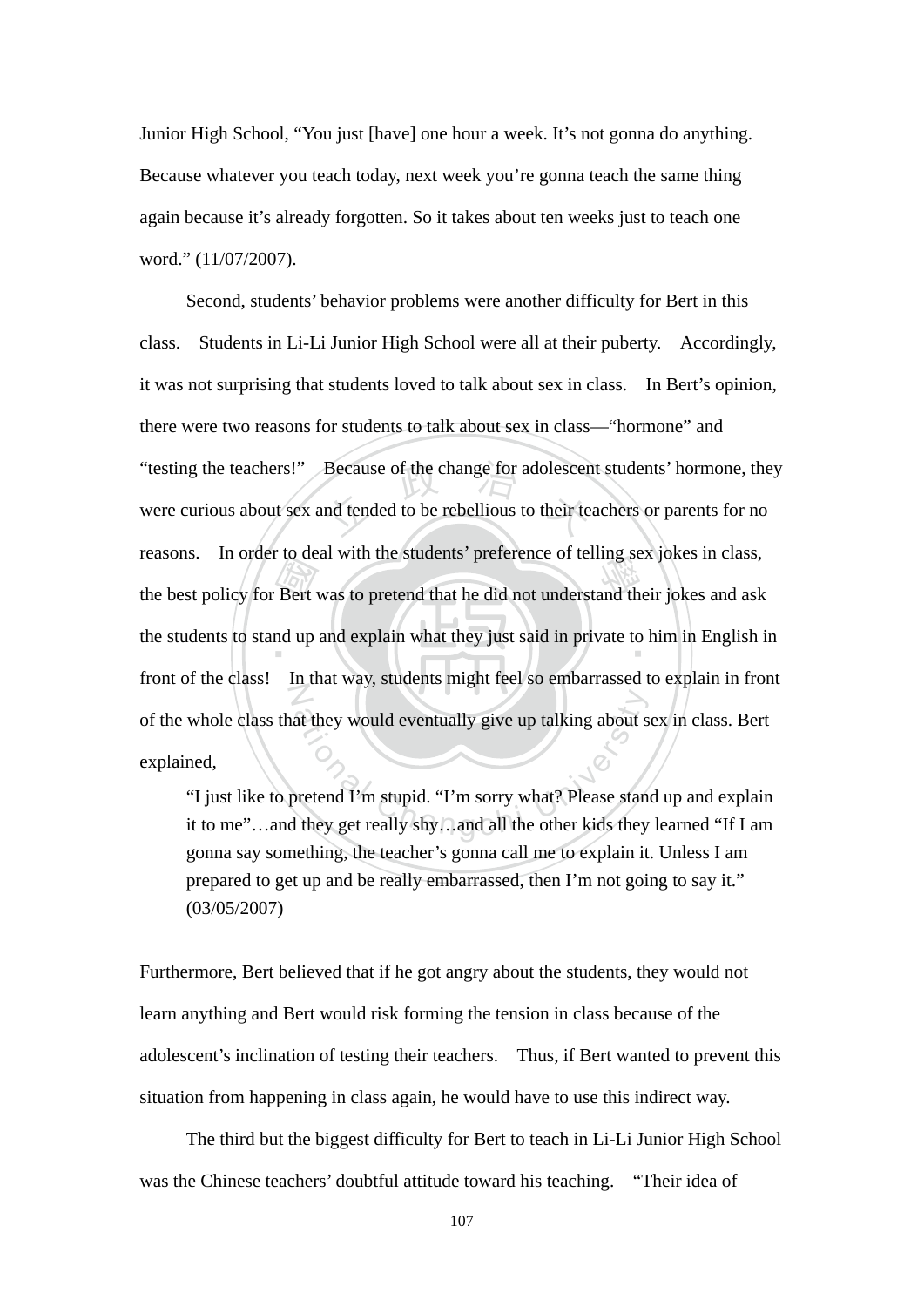Junior High School, "You just [have] one hour a week. It's not gonna do anything. Because whatever you teach today, next week you're gonna teach the same thing again because it's already forgotten. So it takes about ten weeks just to teach one word." (11/07/2007).

Second, students' behavior problems were another difficulty for Bert in this class. Students in Li-Li Junior High School were all at their puberty. Accordingly, it was not surprising that students loved to talk about sex in class. In Bert's opinion, there were two reasons for students to talk about sex in class—"hormone" and "testing the teachers!" Because of the change for adolescent students' hormone, they were curious about sex and tended to be rebellious to their teachers or parents for no reasons. In order to deal with the students' preference of telling sex jokes in class, the best policy for Bert was to pretend that he did not understand their jokes and ask the students to stand up and explain what they just said in private to him in English in front of the class! In that way, students might feel so embarrassed to explain in front of the whole class that they would eventually give up talking about sex in class. Bert explained,

> "I just like to pretend I'm stupid. "I'm sorry what? Please stand up and explain it to me"…and they get really shy…and all the other kids they learned "If I am gonna say something, the teacher's gonna call me to explain it. Unless I am prepared to get up and be really embarrassed, then I'm not going to say it." (03/05/2007)

Furthermore, Bert believed that if he got angry about the students, they would not learn anything and Bert would risk forming the tension in class because of the adolescent's inclination of testing their teachers. Thus, if Bert wanted to prevent this situation from happening in class again, he would have to use this indirect way.

The third but the biggest difficulty for Bert to teach in Li-Li Junior High School was the Chinese teachers' doubtful attitude toward his teaching. "Their idea of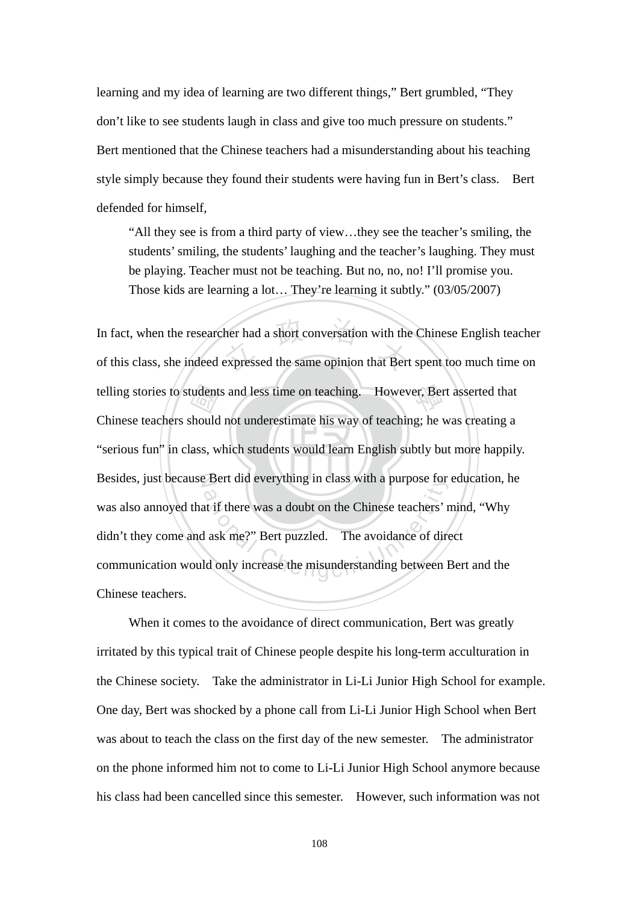learning and my idea of learning are two different things," Bert grumbled, "They don't like to see students laugh in class and give too much pressure on students." Bert mentioned that the Chinese teachers had a misunderstanding about his teaching style simply because they found their students were having fun in Bert's class. Bert defended for himself,

> "All they see is from a third party of view…they see the teacher's smiling, the students' smiling, the students' laughing and the teacher's laughing. They must be playing. Teacher must not be teaching. But no, no, no! I'll promise you. Those kids are learning a lot… They're learning it subtly." (03/05/2007)

In fact, when the researcher had a short conversation with the Chinese English teacher of this class, she indeed expressed the same opinion that Bert spent too much time on telling stories to students and less time on teaching. However, Bert asserted that Chinese teachers should not underestimate his way of teaching; he was creating a "serious fun" in class, which students would learn English subtly but more happily. Besides, just because Bert did everything in class with a purpose for education, he was also annoyed that if there was a doubt on the Chinese teachers' mind, "Why didn't they come and ask me?" Bert puzzled. The avoidance of direct communication would only increase the misunderstanding between Bert and the Chinese teachers.

When it comes to the avoidance of direct communication, Bert was greatly irritated by this typical trait of Chinese people despite his long-term acculturation in the Chinese society. Take the administrator in Li-Li Junior High School for example. One day, Bert was shocked by a phone call from Li-Li Junior High School when Bert was about to teach the class on the first day of the new semester. The administrator on the phone informed him not to come to Li-Li Junior High School anymore because his class had been cancelled since this semester. However, such information was not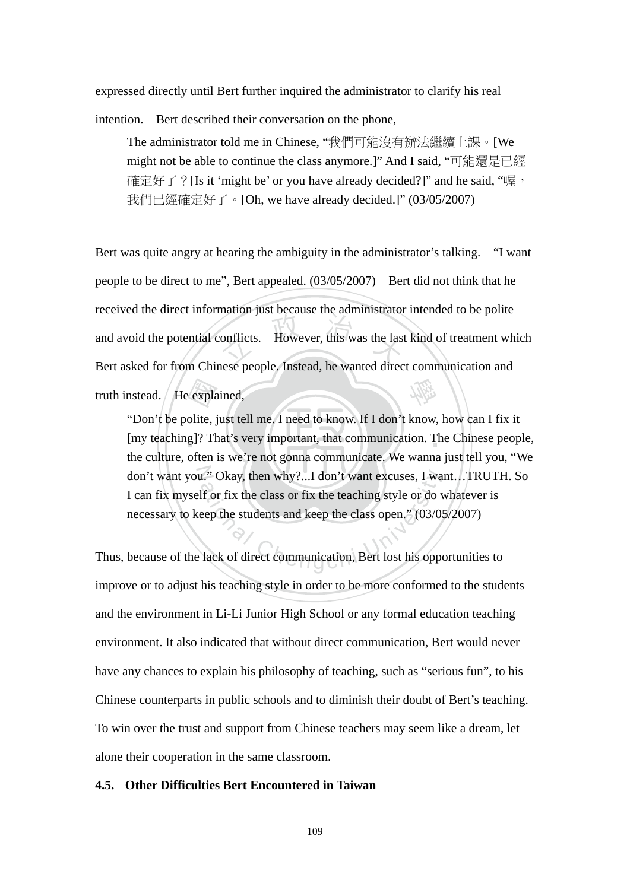expressed directly until Bert further inquired the administrator to clarify his real intention. Bert described their conversation on the phone,

> The administrator told me in Chinese, "我們可能沒有辦法繼續上課。[We might not be able to continue the class anymore.]" And I said, "可能還是已經確定好了？[Is it 'might be' or you have already decided?]" and he said, "喔，我們已經確定好了。[Oh, we have already decided.]" (03/05/2007)

Bert was quite angry at hearing the ambiguity in the administrator's talking. "I want people to be direct to me", Bert appealed. (03/05/2007) Bert did not think that he received the direct information just because the administrator intended to be polite and avoid the potential conflicts. However, this was the last kind of treatment which Bert asked for from Chinese people. Instead, he wanted direct communication and truth instead. He explained,

> "Don't be polite, just tell me. I need to know. If I don't know, how can I fix it [my teaching]? That's very important, that communication. The Chinese people, the culture, often is we're not gonna communicate. We wanna just tell you, "We don't want you." Okay, then why?...I don't want excuses, I want…TRUTH. So I can fix myself or fix the class or fix the teaching style or do whatever is necessary to keep the students and keep the class open." (03/05/2007)

Thus, because of the lack of direct communication, Bert lost his opportunities to improve or to adjust his teaching style in order to be more conformed to the students and the environment in Li-Li Junior High School or any formal education teaching environment. It also indicated that without direct communication, Bert would never have any chances to explain his philosophy of teaching, such as "serious fun", to his Chinese counterparts in public schools and to diminish their doubt of Bert's teaching. To win over the trust and support from Chinese teachers may seem like a dream, let alone their cooperation in the same classroom.

### 4.5. Other Difficulties Bert Encountered in Taiwan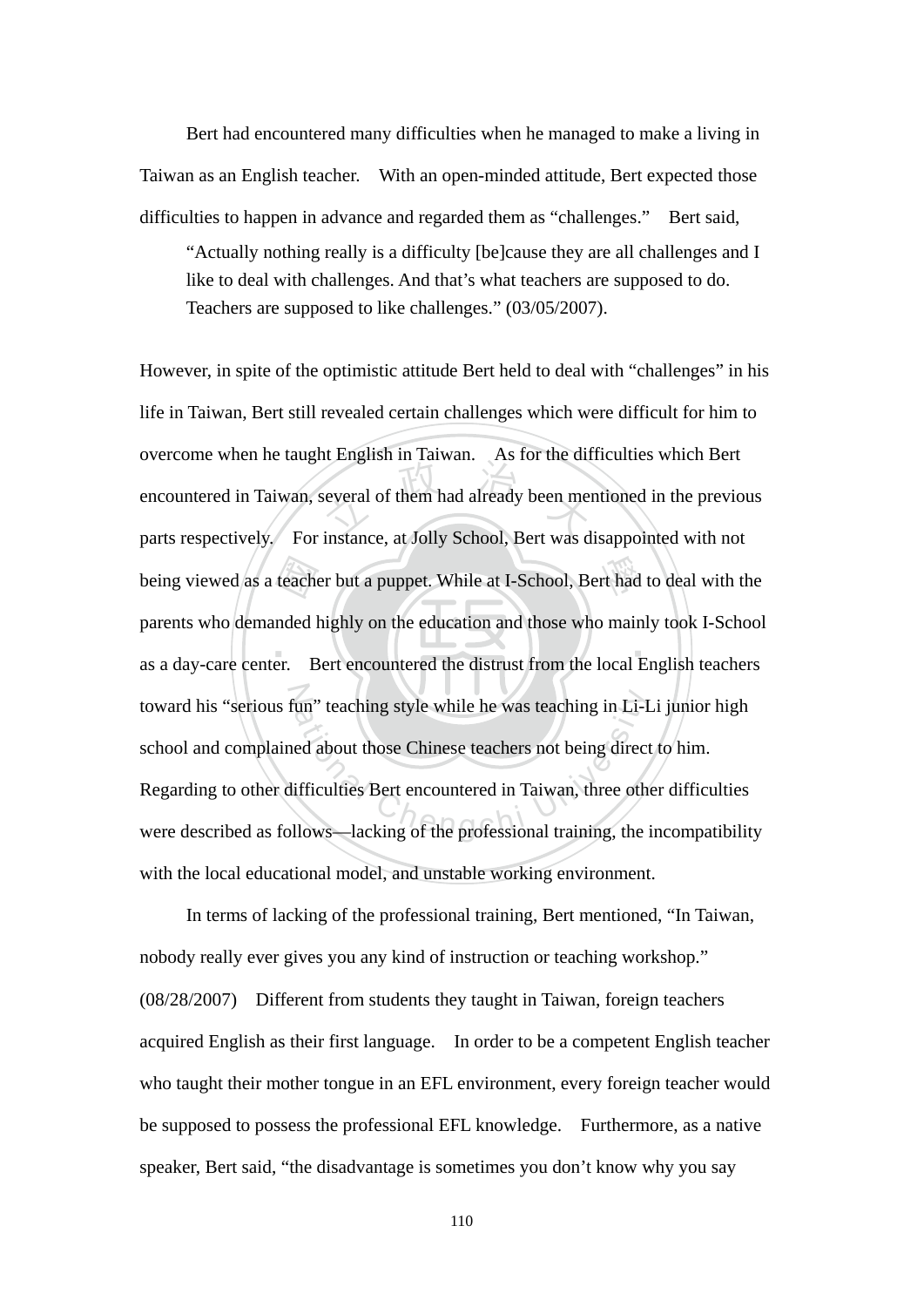Bert had encountered many difficulties when he managed to make a living in Taiwan as an English teacher. With an open-minded attitude, Bert expected those difficulties to happen in advance and regarded them as "challenges." Bert said,

> "Actually nothing really is a difficulty [be]cause they are all challenges and I like to deal with challenges. And that's what teachers are supposed to do. Teachers are supposed to like challenges." (03/05/2007).

However, in spite of the optimistic attitude Bert held to deal with "challenges" in his life in Taiwan, Bert still revealed certain challenges which were difficult for him to overcome when he taught English in Taiwan. As for the difficulties which Bert encountered in Taiwan, several of them had already been mentioned in the previous parts respectively. For instance, at Jolly School, Bert was disappointed with not being viewed as a teacher but a puppet. While at I-School, Bert had to deal with the parents who demanded highly on the education and those who mainly took I-School as a day-care center. Bert encountered the distrust from the local English teachers toward his "serious fun" teaching style while he was teaching in Li-Li junior high school and complained about those Chinese teachers not being direct to him. Regarding to other difficulties Bert encountered in Taiwan, three other difficulties were described as follows—lacking of the professional training, the incompatibility with the local educational model, and unstable working environment.

In terms of lacking of the professional training, Bert mentioned, "In Taiwan, nobody really ever gives you any kind of instruction or teaching workshop." (08/28/2007) Different from students they taught in Taiwan, foreign teachers acquired English as their first language. In order to be a competent English teacher who taught their mother tongue in an EFL environment, every foreign teacher would be supposed to possess the professional EFL knowledge. Furthermore, as a native speaker, Bert said, "the disadvantage is sometimes you don't know why you say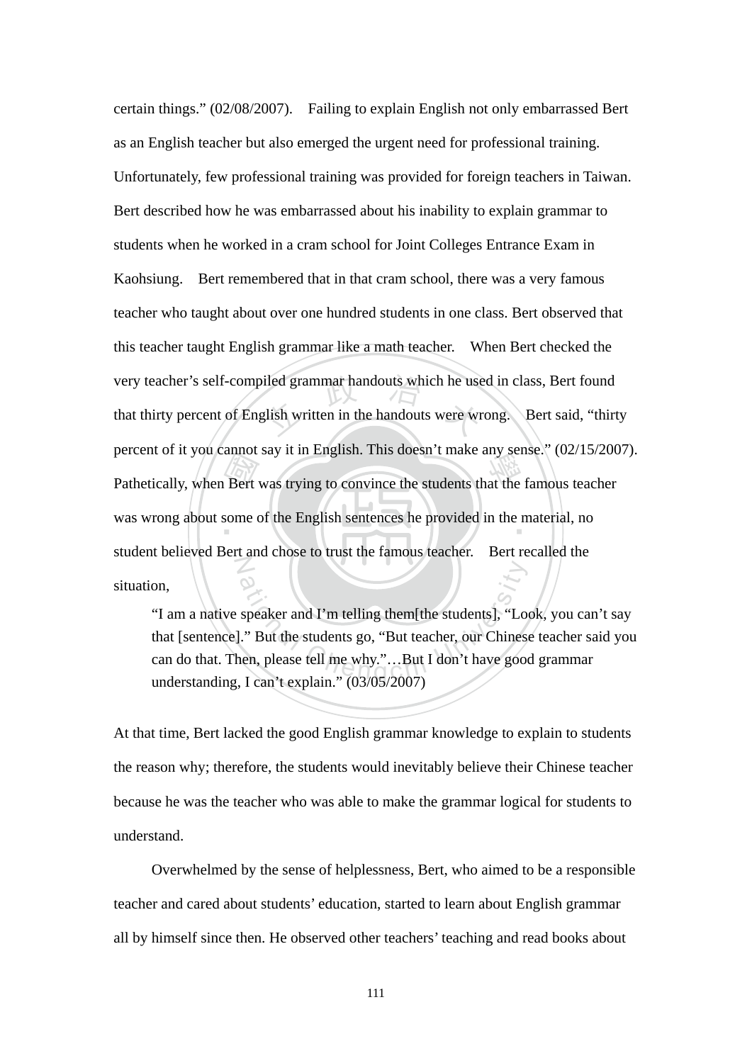certain things." (02/08/2007). Failing to explain English not only embarrassed Bert as an English teacher but also emerged the urgent need for professional training. Unfortunately, few professional training was provided for foreign teachers in Taiwan. Bert described how he was embarrassed about his inability to explain grammar to students when he worked in a cram school for Joint Colleges Entrance Exam in Kaohsiung. Bert remembered that in that cram school, there was a very famous teacher who taught about over one hundred students in one class. Bert observed that this teacher taught English grammar like a math teacher. When Bert checked the very teacher's self-compiled grammar handouts which he used in class, Bert found that thirty percent of English written in the handouts were wrong. Bert said, "thirty percent of it you cannot say it in English. This doesn't make any sense." (02/15/2007). Pathetically, when Bert was trying to convince the students that the famous teacher was wrong about some of the English sentences he provided in the material, no student believed Bert and chose to trust the famous teacher. Bert recalled the situation,

> "I am a native speaker and I'm telling them[the students], "Look, you can't say that [sentence]." But the students go, "But teacher, our Chinese teacher said you can do that. Then, please tell me why."…But I don't have good grammar understanding, I can't explain." (03/05/2007)

At that time, Bert lacked the good English grammar knowledge to explain to students the reason why; therefore, the students would inevitably believe their Chinese teacher because he was the teacher who was able to make the grammar logical for students to understand.

Overwhelmed by the sense of helplessness, Bert, who aimed to be a responsible teacher and cared about students' education, started to learn about English grammar all by himself since then. He observed other teachers' teaching and read books about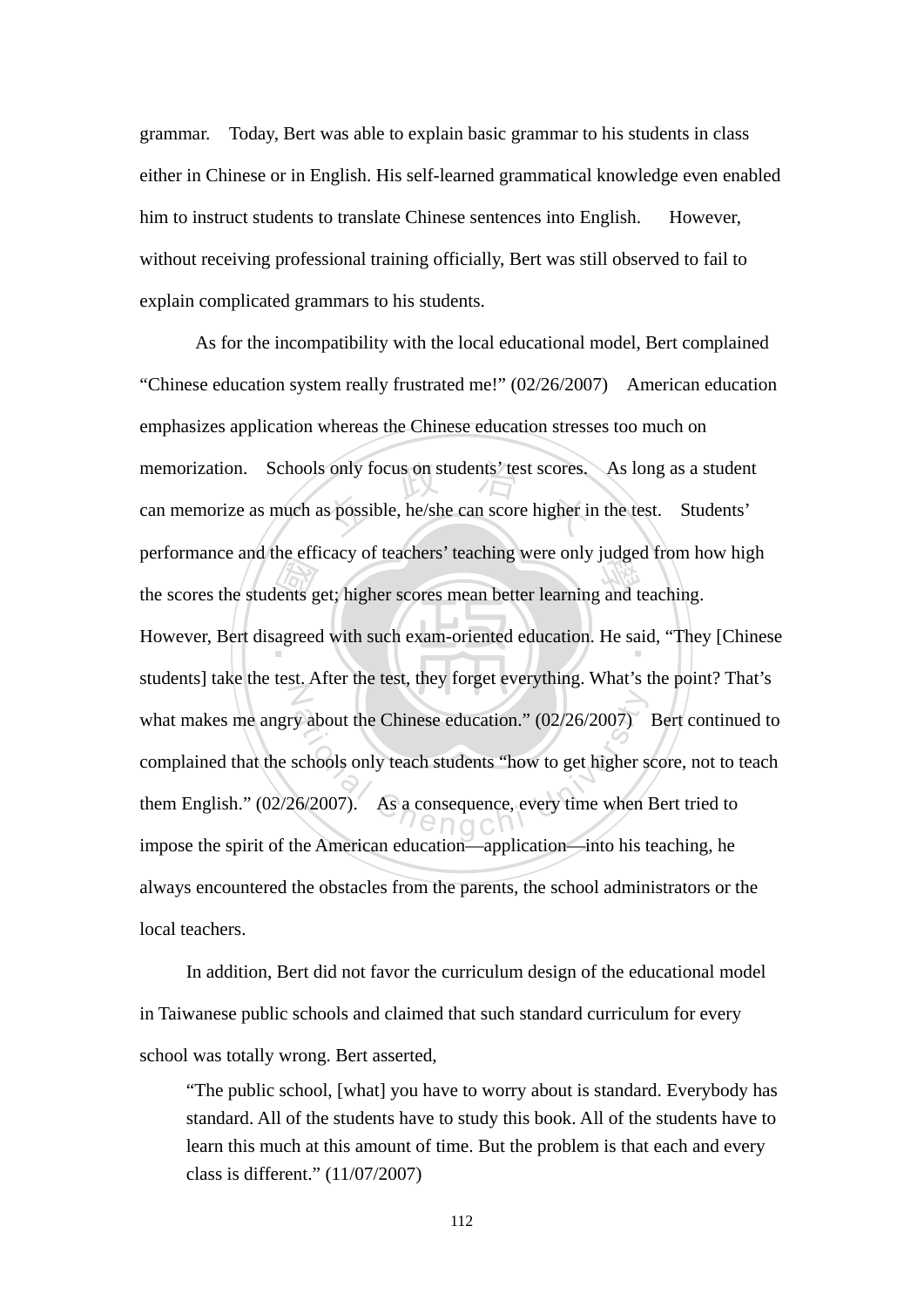grammar. Today, Bert was able to explain basic grammar to his students in class either in Chinese or in English. His self-learned grammatical knowledge even enabled him to instruct students to translate Chinese sentences into English. However, without receiving professional training officially, Bert was still observed to fail to explain complicated grammars to his students.

As for the incompatibility with the local educational model, Bert complained "Chinese education system really frustrated me!" (02/26/2007) American education emphasizes application whereas the Chinese education stresses too much on memorization. Schools only focus on students' test scores. As long as a student can memorize as much as possible, he/she can score higher in the test. Students' performance and the efficacy of teachers' teaching were only judged from how high the scores the students get; higher scores mean better learning and teaching. However, Bert disagreed with such exam-oriented education. He said, "They [Chinese students] take the test. After the test, they forget everything. What's the point? That's what makes me angry about the Chinese education." (02/26/2007) Bert continued to complained that the schools only teach students "how to get higher score, not to teach them English." (02/26/2007). As a consequence, every time when Bert tried to impose the spirit of the American education—application—into his teaching, he always encountered the obstacles from the parents, the school administrators or the local teachers.

In addition, Bert did not favor the curriculum design of the educational model in Taiwanese public schools and claimed that such standard curriculum for every school was totally wrong. Bert asserted,

> "The public school, [what] you have to worry about is standard. Everybody has standard. All of the students have to study this book. All of the students have to learn this much at this amount of time. But the problem is that each and every class is different." (11/07/2007)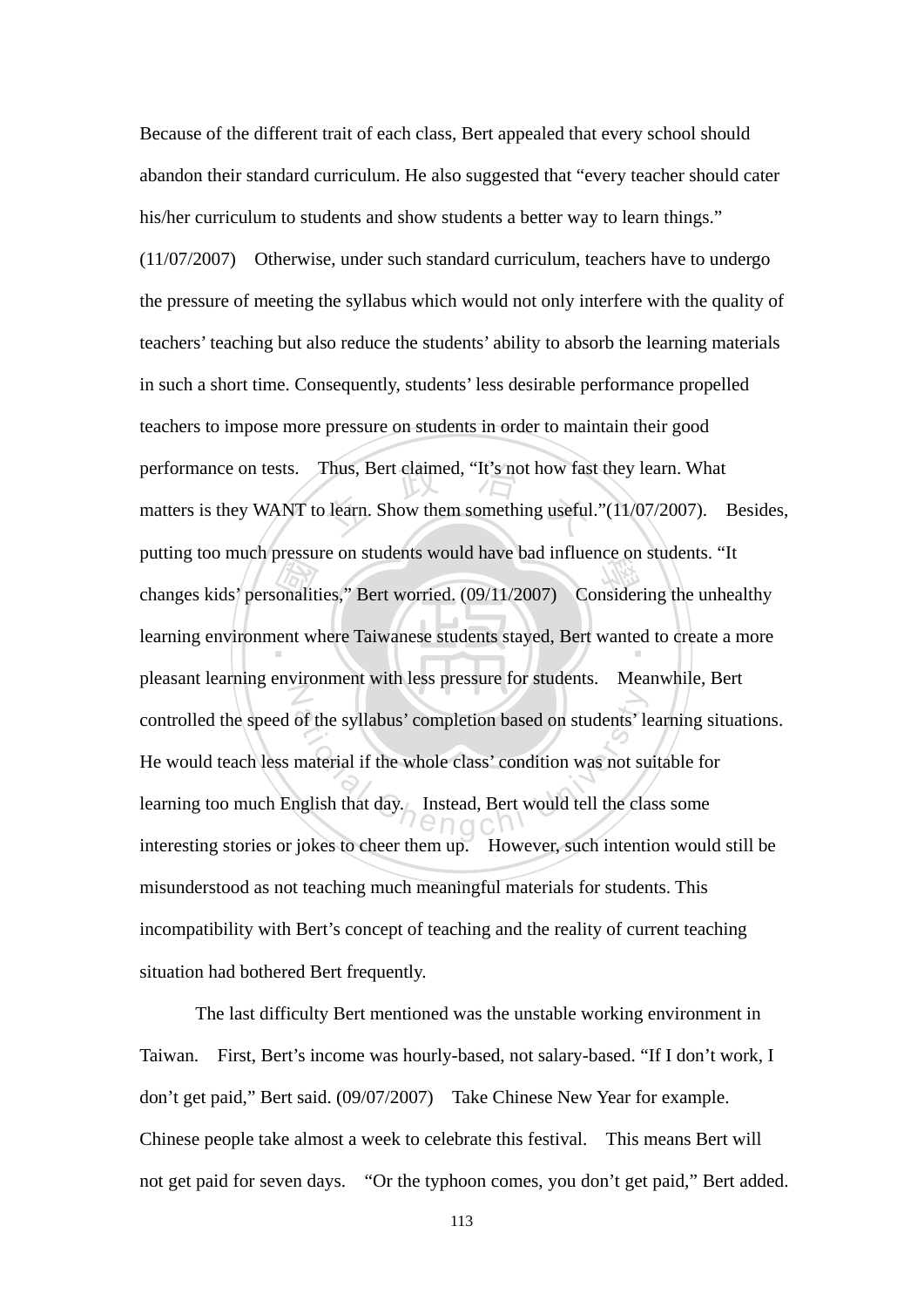Because of the different trait of each class, Bert appealed that every school should abandon their standard curriculum. He also suggested that "every teacher should cater his/her curriculum to students and show students a better way to learn things." (11/07/2007) Otherwise, under such standard curriculum, teachers have to undergo the pressure of meeting the syllabus which would not only interfere with the quality of teachers' teaching but also reduce the students' ability to absorb the learning materials in such a short time. Consequently, students' less desirable performance propelled teachers to impose more pressure on students in order to maintain their good performance on tests. Thus, Bert claimed, "It's not how fast they learn. What matters is they WANT to learn. Show them something useful."(11/07/2007). Besides, putting too much pressure on students would have bad influence on students. "It changes kids' personalities," Bert worried. (09/11/2007) Considering the unhealthy learning environment where Taiwanese students stayed, Bert wanted to create a more pleasant learning environment with less pressure for students. Meanwhile, Bert controlled the speed of the syllabus' completion based on students' learning situations. He would teach less material if the whole class' condition was not suitable for learning too much English that day. Instead, Bert would tell the class some interesting stories or jokes to cheer them up. However, such intention would still be misunderstood as not teaching much meaningful materials for students. This incompatibility with Bert's concept of teaching and the reality of current teaching situation had bothered Bert frequently.

The last difficulty Bert mentioned was the unstable working environment in Taiwan. First, Bert's income was hourly-based, not salary-based. "If I don't work, I don't get paid," Bert said. (09/07/2007) Take Chinese New Year for example. Chinese people take almost a week to celebrate this festival. This means Bert will not get paid for seven days. "Or the typhoon comes, you don't get paid," Bert added.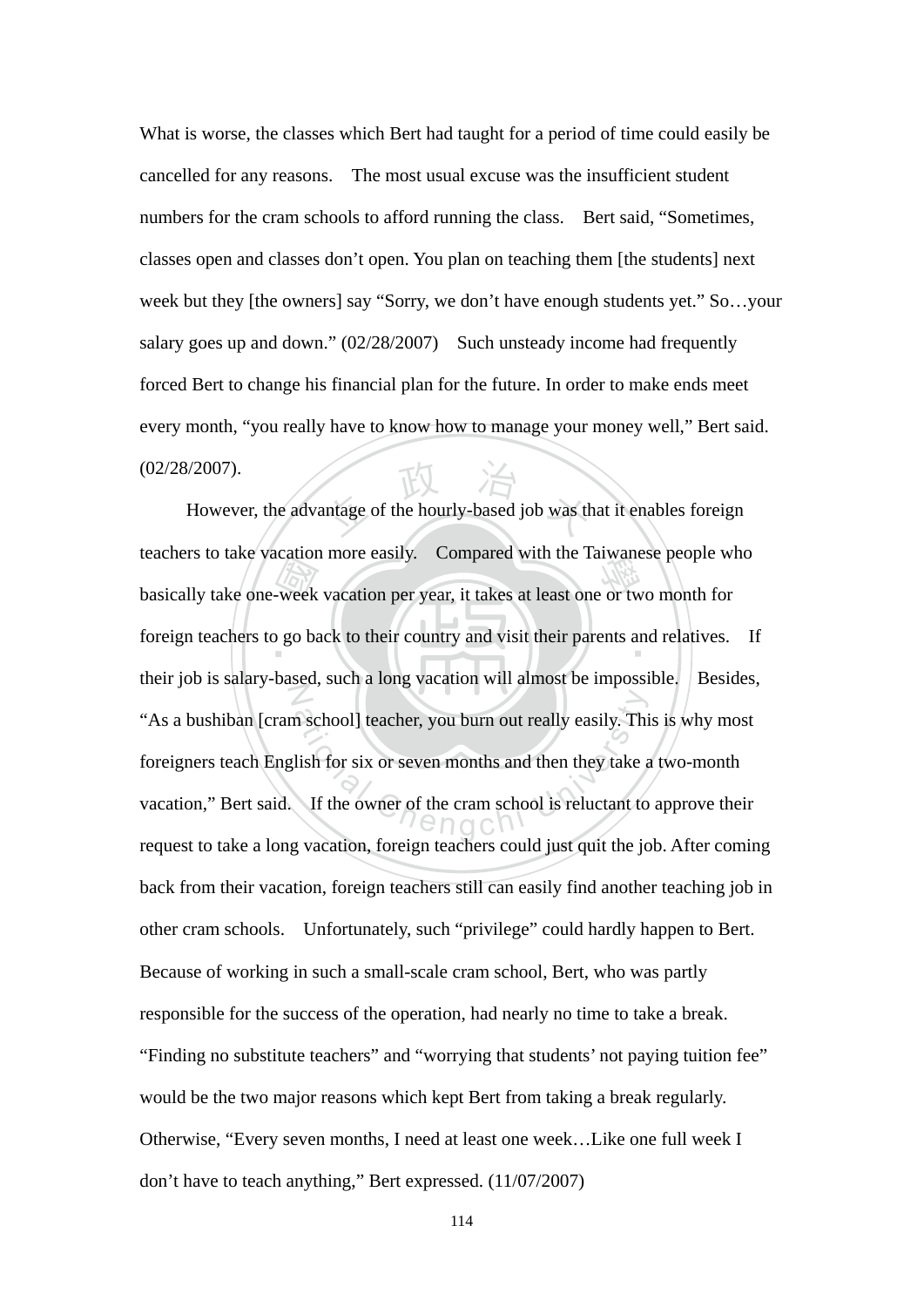What is worse, the classes which Bert had taught for a period of time could easily be cancelled for any reasons. The most usual excuse was the insufficient student numbers for the cram schools to afford running the class. Bert said, "Sometimes, classes open and classes don't open. You plan on teaching them [the students] next week but they [the owners] say "Sorry, we don't have enough students yet." So…your salary goes up and down." (02/28/2007) Such unsteady income had frequently forced Bert to change his financial plan for the future. In order to make ends meet every month, "you really have to know how to manage your money well," Bert said. (02/28/2007).

However, the advantage of the hourly-based job was that it enables foreign teachers to take vacation more easily. Compared with the Taiwanese people who basically take one-week vacation per year, it takes at least one or two month for foreign teachers to go back to their country and visit their parents and relatives. If their job is salary-based, such a long vacation will almost be impossible. Besides, "As a bushiban [cram school] teacher, you burn out really easily. This is why most foreigners teach English for six or seven months and then they take a two-month vacation," Bert said. If the owner of the cram school is reluctant to approve their request to take a long vacation, foreign teachers could just quit the job. After coming back from their vacation, foreign teachers still can easily find another teaching job in other cram schools. Unfortunately, such "privilege" could hardly happen to Bert. Because of working in such a small-scale cram school, Bert, who was partly responsible for the success of the operation, had nearly no time to take a break. "Finding no substitute teachers" and "worrying that students' not paying tuition fee" would be the two major reasons which kept Bert from taking a break regularly. Otherwise, "Every seven months, I need at least one week…Like one full week I don't have to teach anything," Bert expressed. (11/07/2007)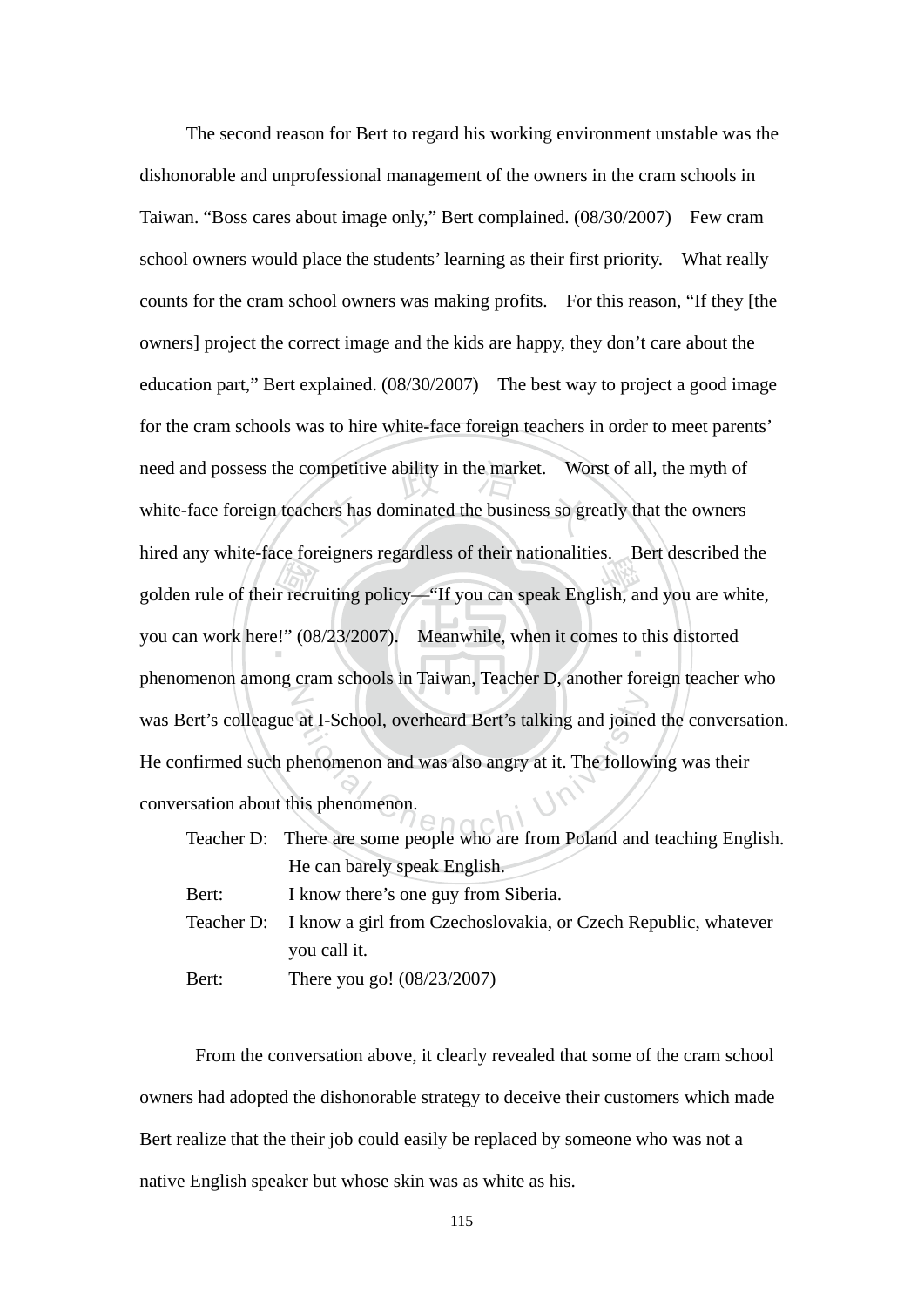The second reason for Bert to regard his working environment unstable was the dishonorable and unprofessional management of the owners in the cram schools in Taiwan. "Boss cares about image only," Bert complained. (08/30/2007) Few cram school owners would place the students' learning as their first priority. What really counts for the cram school owners was making profits. For this reason, "If they [the owners] project the correct image and the kids are happy, they don't care about the education part," Bert explained. (08/30/2007) The best way to project a good image for the cram schools was to hire white-face foreign teachers in order to meet parents' need and possess the competitive ability in the market. Worst of all, the myth of white-face foreign teachers has dominated the business so greatly that the owners hired any white-face foreigners regardless of their nationalities. Bert described the golden rule of their recruiting policy—"If you can speak English, and you are white, you can work here!" (08/23/2007). Meanwhile, when it comes to this distorted phenomenon among cram schools in Taiwan, Teacher D, another foreign teacher who was Bert's colleague at I-School, overheard Bert's talking and joined the conversation. He confirmed such phenomenon and was also angry at it. The following was their conversation about this phenomenon.

Teacher D: There are some people who are from Poland and teaching English. He can barely speak English.

Bert: I know there's one guy from Siberia.

Teacher D: I know a girl from Czechoslovakia, or Czech Republic, whatever you call it.

Bert: There you go! (08/23/2007)

From the conversation above, it clearly revealed that some of the cram school owners had adopted the dishonorable strategy to deceive their customers which made Bert realize that the their job could easily be replaced by someone who was not a native English speaker but whose skin was as white as his.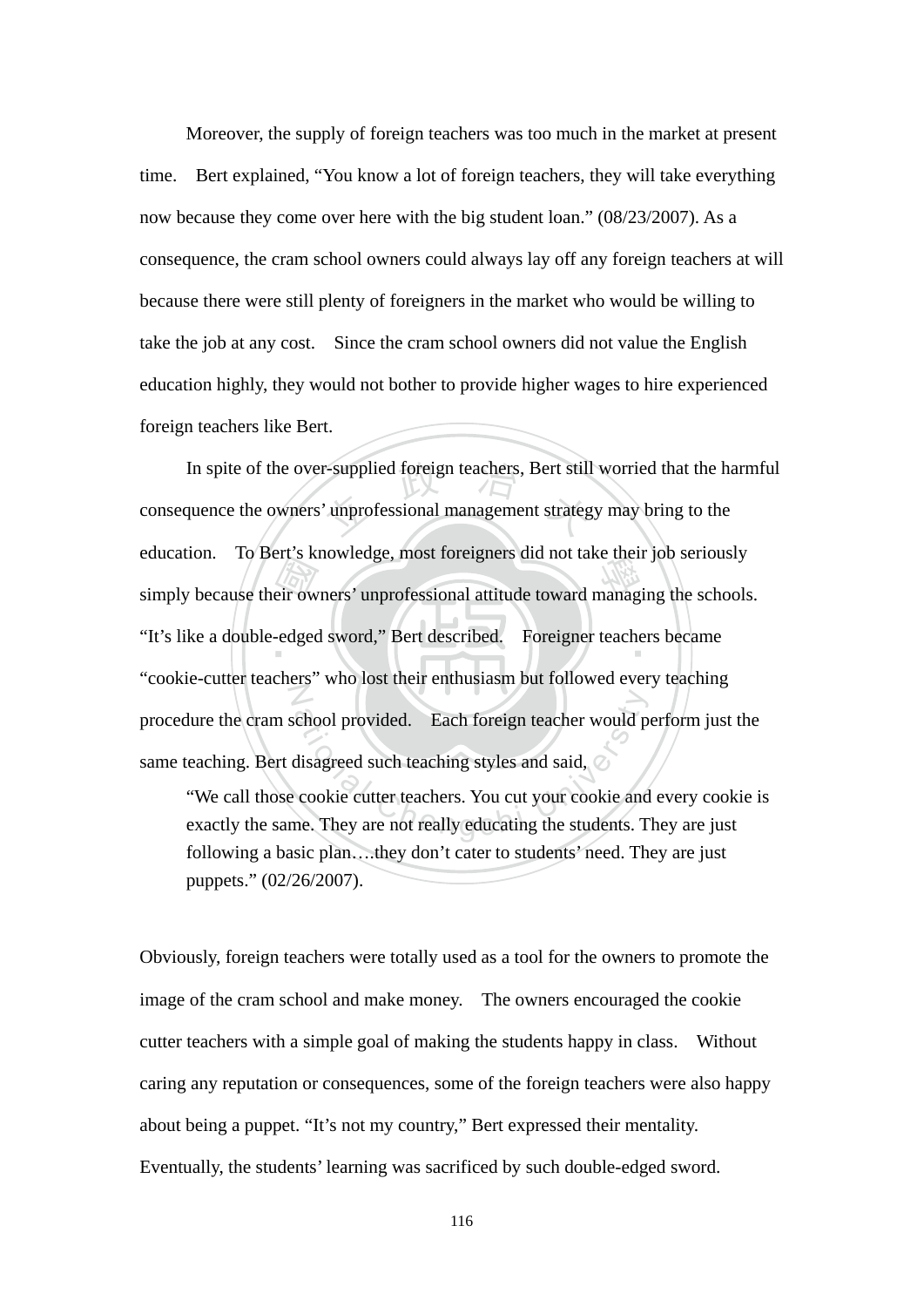Moreover, the supply of foreign teachers was too much in the market at present time. Bert explained, "You know a lot of foreign teachers, they will take everything now because they come over here with the big student loan." (08/23/2007). As a consequence, the cram school owners could always lay off any foreign teachers at will because there were still plenty of foreigners in the market who would be willing to take the job at any cost. Since the cram school owners did not value the English education highly, they would not bother to provide higher wages to hire experienced foreign teachers like Bert.

In spite of the over-supplied foreign teachers, Bert still worried that the harmful consequence the owners' unprofessional management strategy may bring to the education. To Bert's knowledge, most foreigners did not take their job seriously simply because their owners' unprofessional attitude toward managing the schools. "It's like a double-edged sword," Bert described. Foreigner teachers became "cookie-cutter teachers" who lost their enthusiasm but followed every teaching procedure the cram school provided. Each foreign teacher would perform just the same teaching. Bert disagreed such teaching styles and said,

> "We call those cookie cutter teachers. You cut your cookie and every cookie is exactly the same. They are not really educating the students. They are just following a basic plan….they don't cater to students' need. They are just puppets." (02/26/2007).

Obviously, foreign teachers were totally used as a tool for the owners to promote the image of the cram school and make money. The owners encouraged the cookie cutter teachers with a simple goal of making the students happy in class. Without caring any reputation or consequences, some of the foreign teachers were also happy about being a puppet. "It's not my country," Bert expressed their mentality. Eventually, the students' learning was sacrificed by such double-edged sword.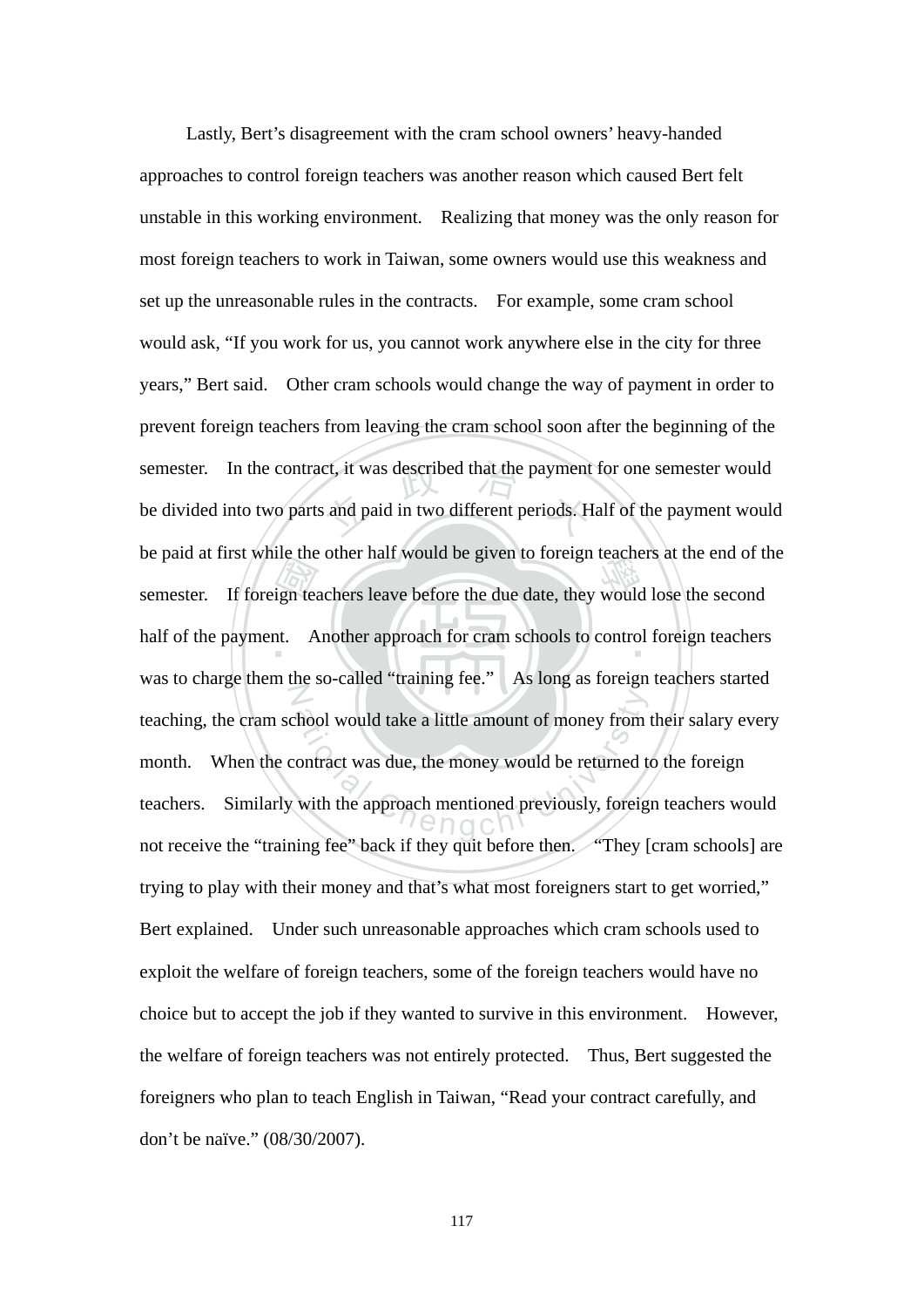Lastly, Bert's disagreement with the cram school owners' heavy-handed approaches to control foreign teachers was another reason which caused Bert felt unstable in this working environment. Realizing that money was the only reason for most foreign teachers to work in Taiwan, some owners would use this weakness and set up the unreasonable rules in the contracts. For example, some cram school would ask, "If you work for us, you cannot work anywhere else in the city for three years," Bert said. Other cram schools would change the way of payment in order to prevent foreign teachers from leaving the cram school soon after the beginning of the semester. In the contract, it was described that the payment for one semester would be divided into two parts and paid in two different periods. Half of the payment would be paid at first while the other half would be given to foreign teachers at the end of the semester. If foreign teachers leave before the due date, they would lose the second half of the payment. Another approach for cram schools to control foreign teachers was to charge them the so-called "training fee." As long as foreign teachers started teaching, the cram school would take a little amount of money from their salary every month. When the contract was due, the money would be returned to the foreign teachers. Similarly with the approach mentioned previously, foreign teachers would not receive the "training fee" back if they quit before then. "They [cram schools] are trying to play with their money and that's what most foreigners start to get worried," Bert explained. Under such unreasonable approaches which cram schools used to exploit the welfare of foreign teachers, some of the foreign teachers would have no choice but to accept the job if they wanted to survive in this environment. However, the welfare of foreign teachers was not entirely protected. Thus, Bert suggested the foreigners who plan to teach English in Taiwan, "Read your contract carefully, and don't be naïve." (08/30/2007).